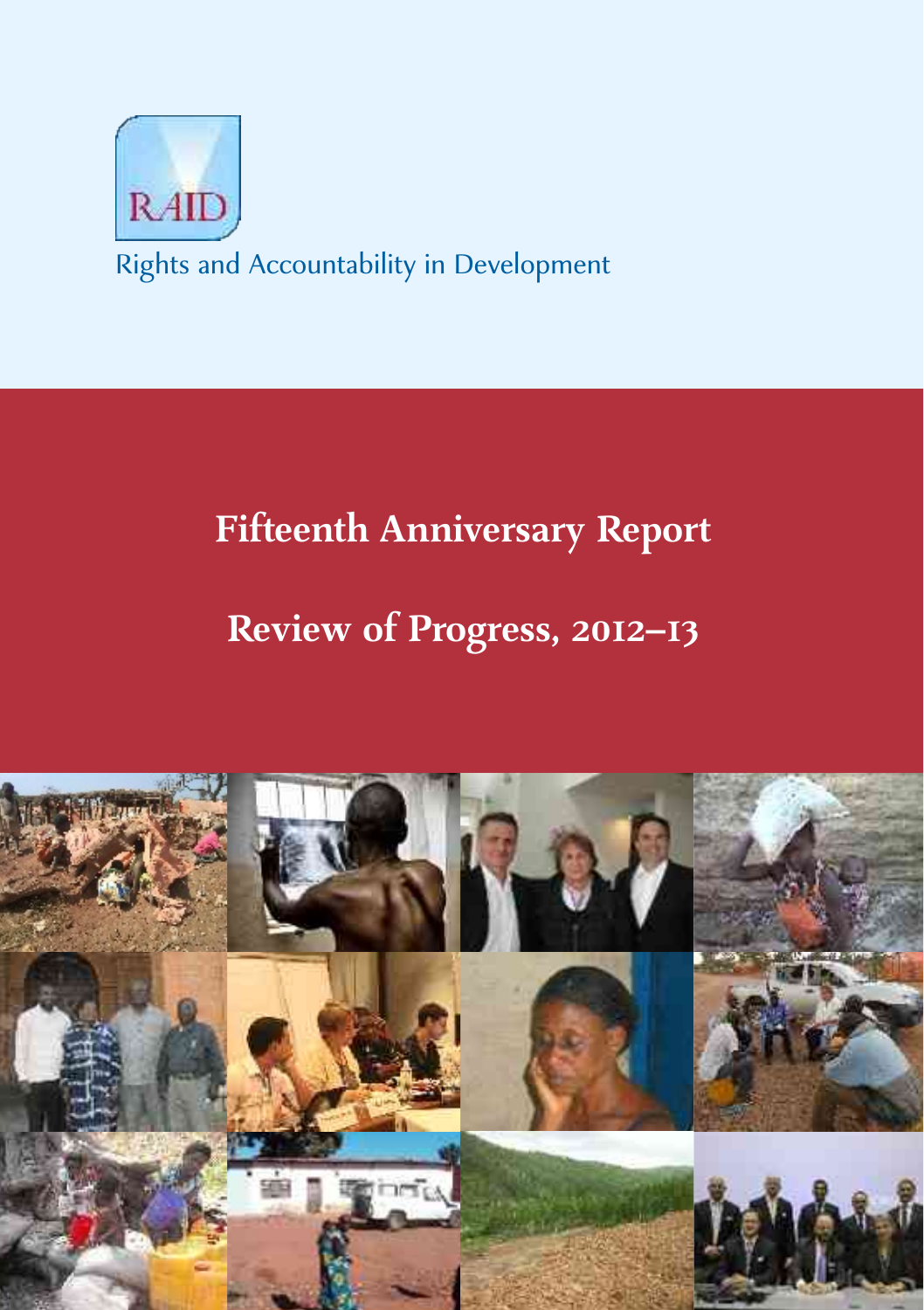RAID

Rights and Accountability in Development

# Fifteenth Anniversary Report

# Review of Progress, 2012–13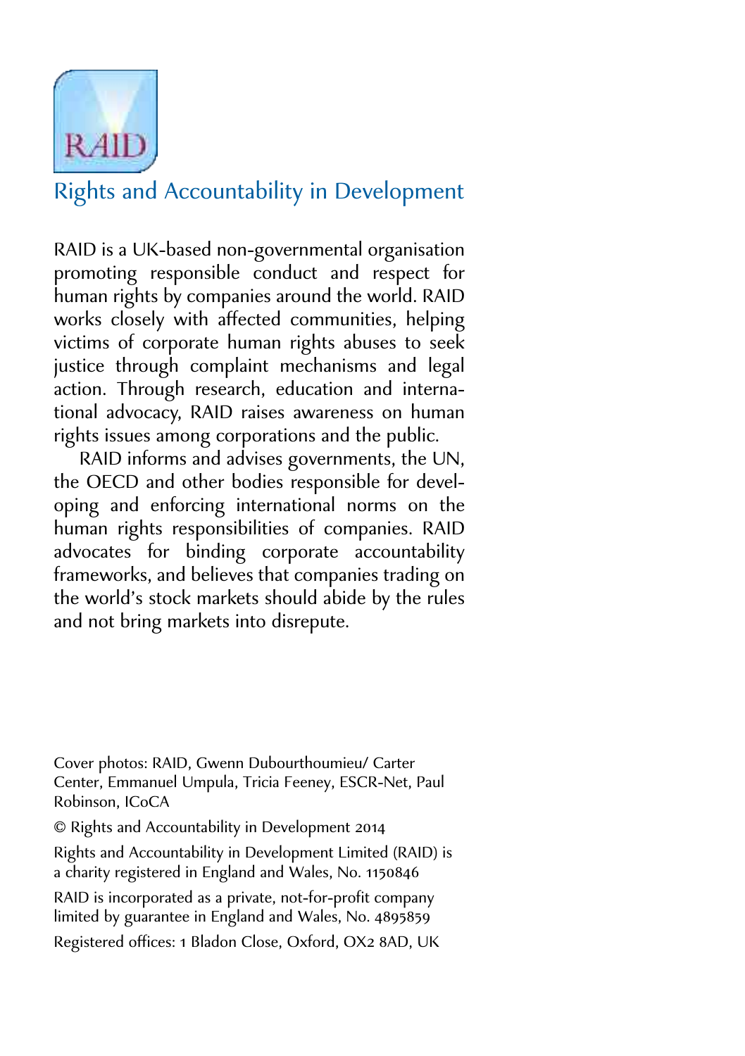RAID

## Rights and Accountability in Development

RAID is a UK-based non-governmental organisation promoting responsible conduct and respect for human rights by companies around the world. RAID works closely with affected communities, helping victims of corporate human rights abuses to seek justice through complaint mechanisms and legal action. Through research, education and international advocacy, RAID raises awareness on human rights issues among corporations and the public.

RAID informs and advises governments, the UN, the OECD and other bodies responsible for developing and enforcing international norms on the human rights responsibilities of companies. RAID advocates for binding corporate accountability frameworks, and believes that companies trading on the world's stock markets should abide by the rules and not bring markets into disrepute.

Cover photos: RAID, Gwenn Dubourthoumieu/ Carter Center, Emmanuel Umpula, Tricia Feeney, ESCR-Net, Paul Robinson, ICoCA

© Rights and Accountability in Development 2014

Rights and Accountability in Development Limited (RAID) is a charity registered in England and Wales, No. 1150846

RAID is incorporated as a private, not-for-profit company limited by guarantee in England and Wales, No. 4895859

Registered offices: 1 Bladon Close, Oxford, OX2 8AD, UK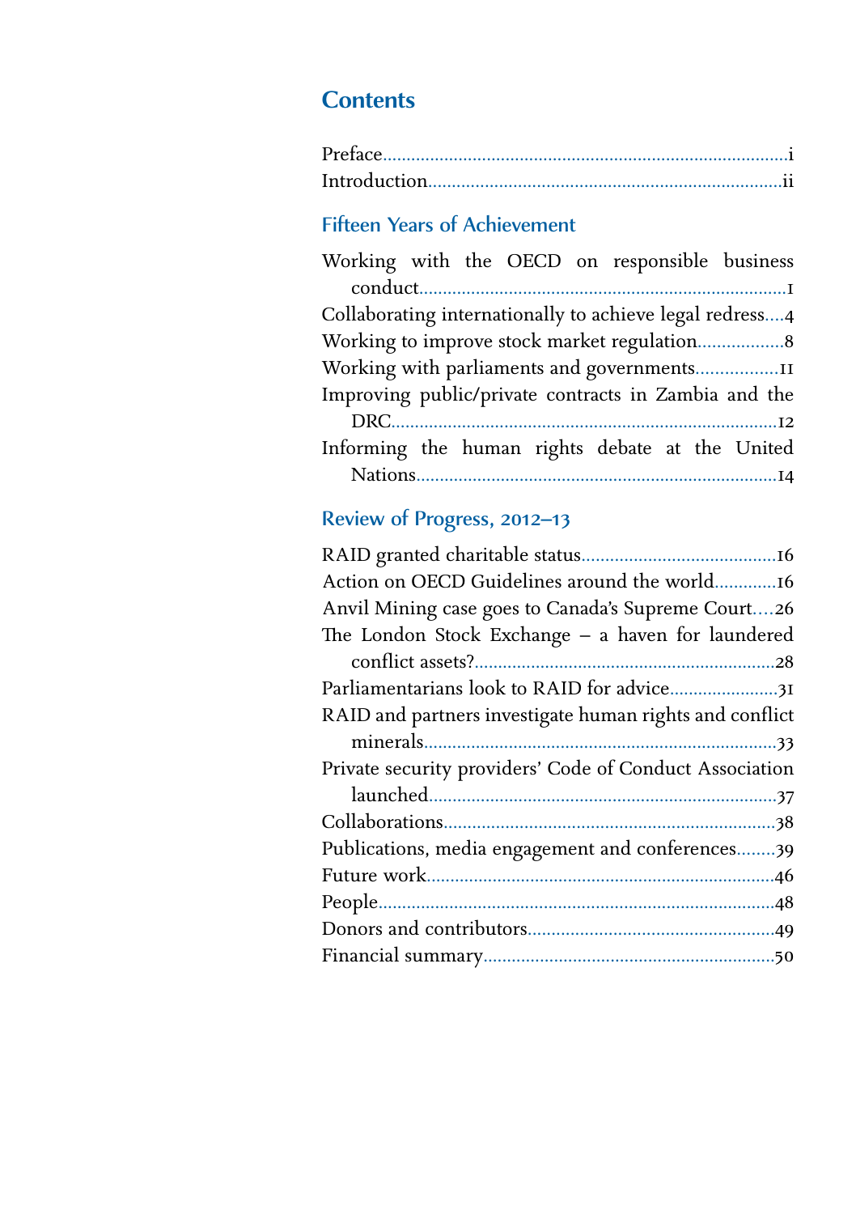# Contents

Preface....................................................................................i
Introduction.............................................................................ii

## Fifteen Years of Achievement

Working with the OECD on responsible business conduct.............................................................................1
Collaborating internationally to achieve legal redress....4
Working to improve stock market regulation.................8
Working with parliaments and governments.................11
Improving public/private contracts in Zambia and the DRC..................................................................................12
Informing the human rights debate at the United Nations..............................................................................14

## Review of Progress, 2012–13

RAID granted charitable status.........................................16
Action on OECD Guidelines around the world.............16
Anvil Mining case goes to Canada's Supreme Court....26
The London Stock Exchange – a haven for laundered conflict assets?................................................................28
Parliamentarians look to RAID for advice......................31
RAID and partners investigate human rights and conflict minerals.........................................................................33
Private security providers' Code of Conduct Association launched..........................................................................37
Collaborations......................................................................38
Publications, media engagement and conferences........39
Future work.........................................................................46
People...................................................................................48
Donors and contributors...................................................49
Financial summary.............................................................50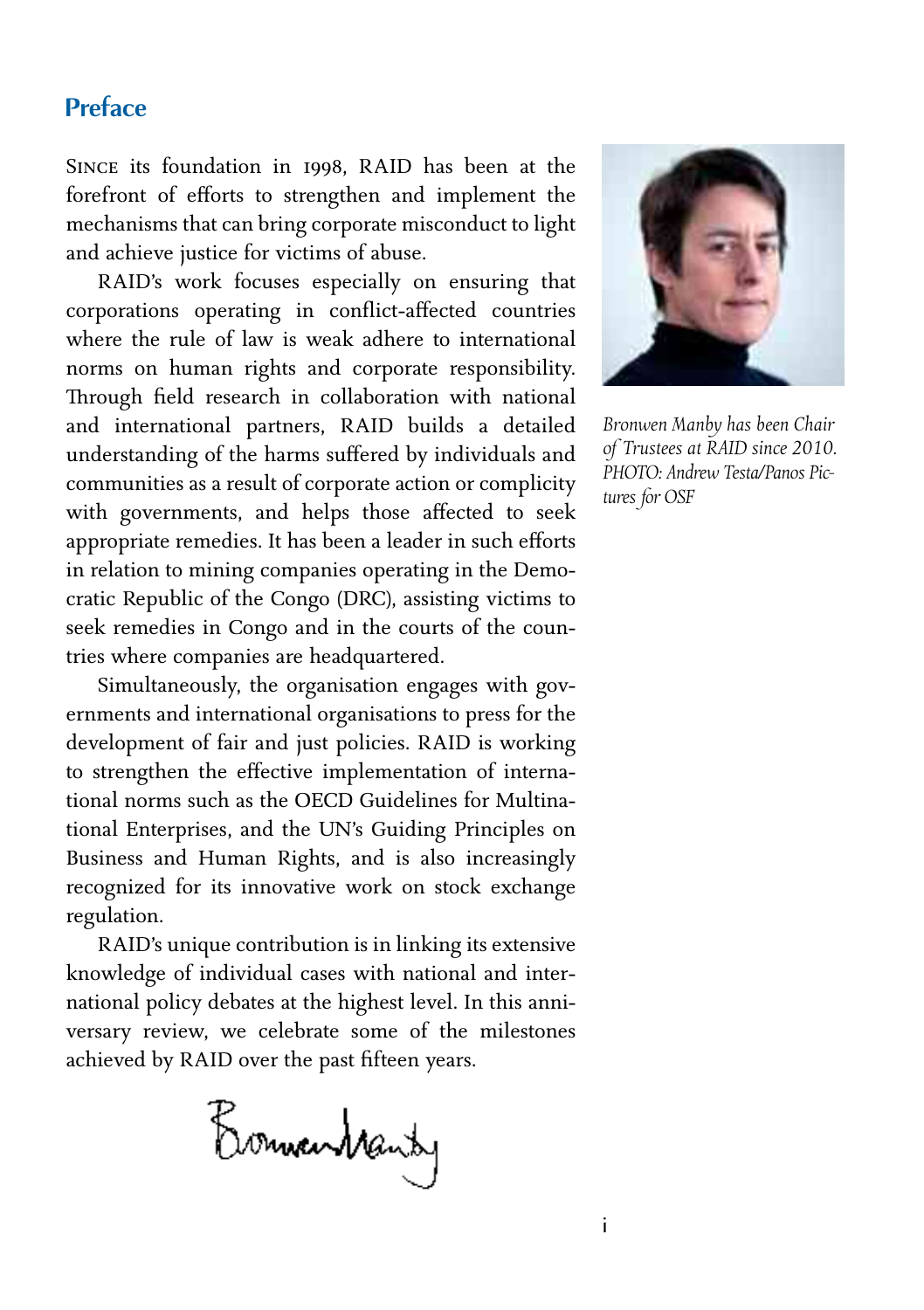## Preface

Since its foundation in 1998, RAID has been at the forefront of efforts to strengthen and implement the mechanisms that can bring corporate misconduct to light and achieve justice for victims of abuse.

RAID's work focuses especially on ensuring that corporations operating in conflict-affected countries where the rule of law is weak adhere to international norms on human rights and corporate responsibility. Through field research in collaboration with national and international partners, RAID builds a detailed understanding of the harms suffered by individuals and communities as a result of corporate action or complicity with governments, and helps those affected to seek appropriate remedies. It has been a leader in such efforts in relation to mining companies operating in the Democratic Republic of the Congo (DRC), assisting victims to seek remedies in Congo and in the courts of the countries where companies are headquartered.

Simultaneously, the organisation engages with governments and international organisations to press for the development of fair and just policies. RAID is working to strengthen the effective implementation of international norms such as the OECD Guidelines for Multinational Enterprises, and the UN's Guiding Principles on Business and Human Rights, and is also increasingly recognized for its innovative work on stock exchange regulation.

RAID's unique contribution is in linking its extensive knowledge of individual cases with national and international policy debates at the highest level. In this anniversary review, we celebrate some of the milestones achieved by RAID over the past fifteen years.

Bronwen Manby

*Bronwen Manby has been Chair of Trustees at RAID since 2010. PHOTO: Andrew Testa/Panos Pictures for OSF*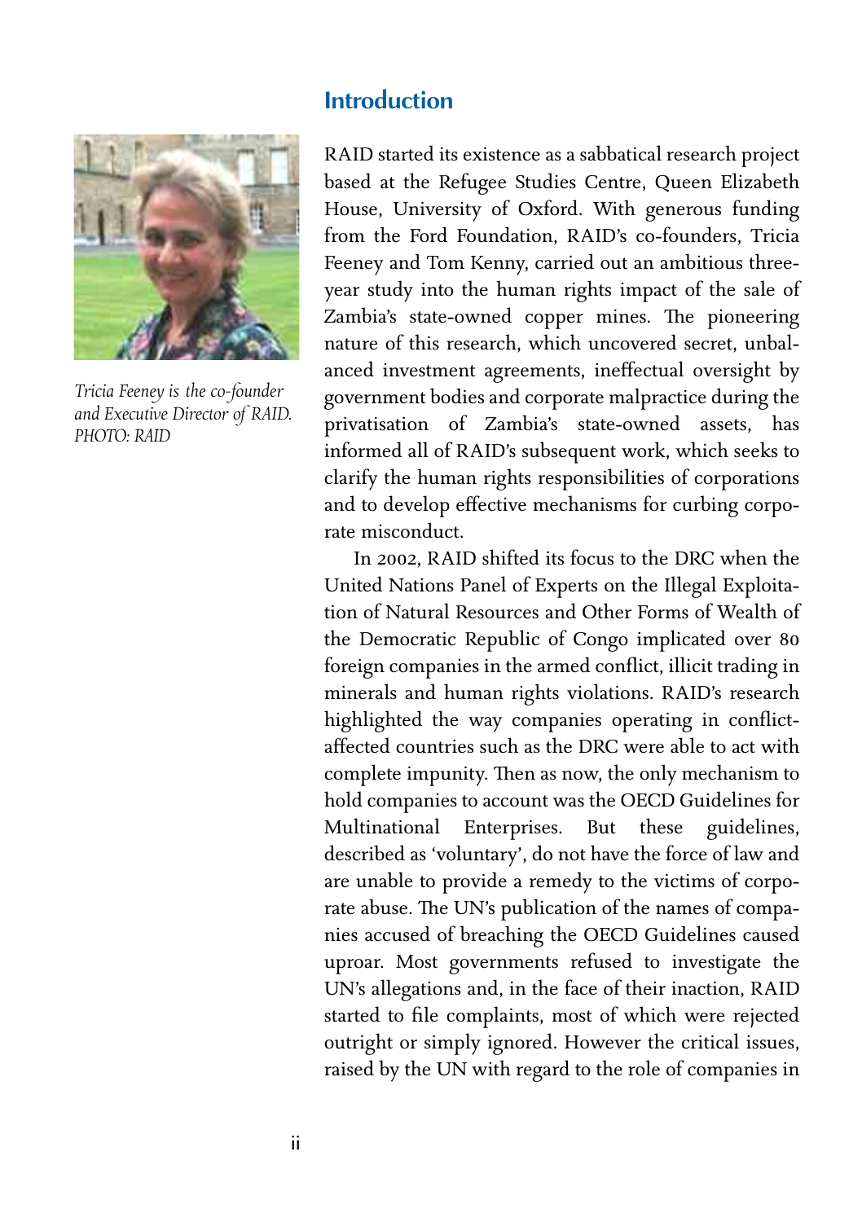## Introduction

*Tricia Feeney is the co-founder and Executive Director of RAID. PHOTO: RAID*

RAID started its existence as a sabbatical research project based at the Refugee Studies Centre, Queen Elizabeth House, University of Oxford. With generous funding from the Ford Foundation, RAID's co-founders, Tricia Feeney and Tom Kenny, carried out an ambitious three-year study into the human rights impact of the sale of Zambia's state-owned copper mines. The pioneering nature of this research, which uncovered secret, unbalanced investment agreements, ineffectual oversight by government bodies and corporate malpractice during the privatisation of Zambia's state-owned assets, has informed all of RAID's subsequent work, which seeks to clarify the human rights responsibilities of corporations and to develop effective mechanisms for curbing corporate misconduct.

In 2002, RAID shifted its focus to the DRC when the United Nations Panel of Experts on the Illegal Exploitation of Natural Resources and Other Forms of Wealth of the Democratic Republic of Congo implicated over 80 foreign companies in the armed conflict, illicit trading in minerals and human rights violations. RAID's research highlighted the way companies operating in conflict-affected countries such as the DRC were able to act with complete impunity. Then as now, the only mechanism to hold companies to account was the OECD Guidelines for Multinational Enterprises. But these guidelines, described as 'voluntary', do not have the force of law and are unable to provide a remedy to the victims of corporate abuse. The UN's publication of the names of companies accused of breaching the OECD Guidelines caused uproar. Most governments refused to investigate the UN's allegations and, in the face of their inaction, RAID started to file complaints, most of which were rejected outright or simply ignored. However the critical issues, raised by the UN with regard to the role of companies in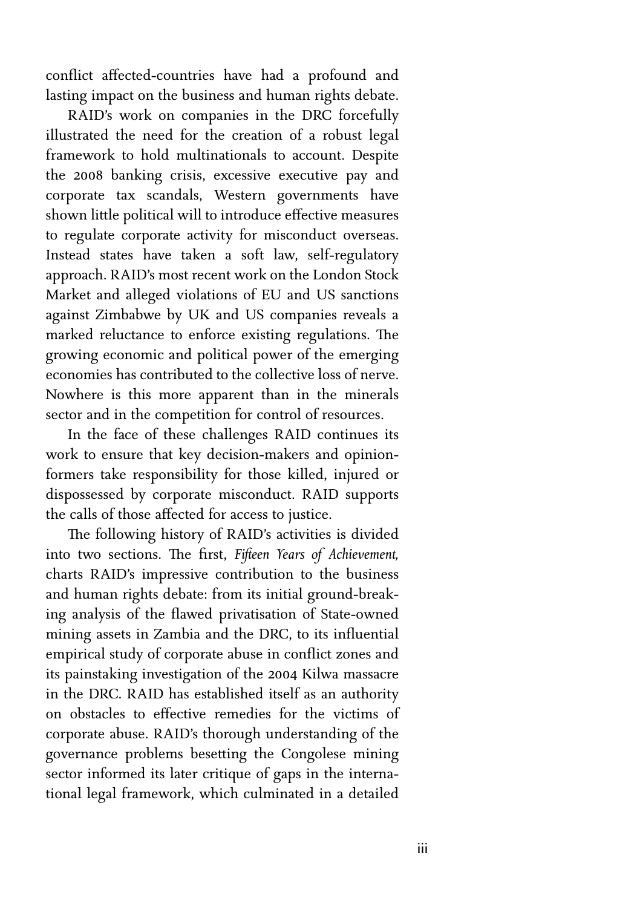conflict affected-countries have had a profound and lasting impact on the business and human rights debate.

RAID's work on companies in the DRC forcefully illustrated the need for the creation of a robust legal framework to hold multinationals to account. Despite the 2008 banking crisis, excessive executive pay and corporate tax scandals, Western governments have shown little political will to introduce effective measures to regulate corporate activity for misconduct overseas. Instead states have taken a soft law, self-regulatory approach. RAID's most recent work on the London Stock Market and alleged violations of EU and US sanctions against Zimbabwe by UK and US companies reveals a marked reluctance to enforce existing regulations. The growing economic and political power of the emerging economies has contributed to the collective loss of nerve. Nowhere is this more apparent than in the minerals sector and in the competition for control of resources.

In the face of these challenges RAID continues its work to ensure that key decision-makers and opinion-formers take responsibility for those killed, injured or dispossessed by corporate misconduct. RAID supports the calls of those affected for access to justice.

The following history of RAID's activities is divided into two sections. The first, *Fifteen Years of Achievement,* charts RAID's impressive contribution to the business and human rights debate: from its initial ground-breaking analysis of the flawed privatisation of State-owned mining assets in Zambia and the DRC, to its influential empirical study of corporate abuse in conflict zones and its painstaking investigation of the 2004 Kilwa massacre in the DRC. RAID has established itself as an authority on obstacles to effective remedies for the victims of corporate abuse. RAID's thorough understanding of the governance problems besetting the Congolese mining sector informed its later critique of gaps in the international legal framework, which culminated in a detailed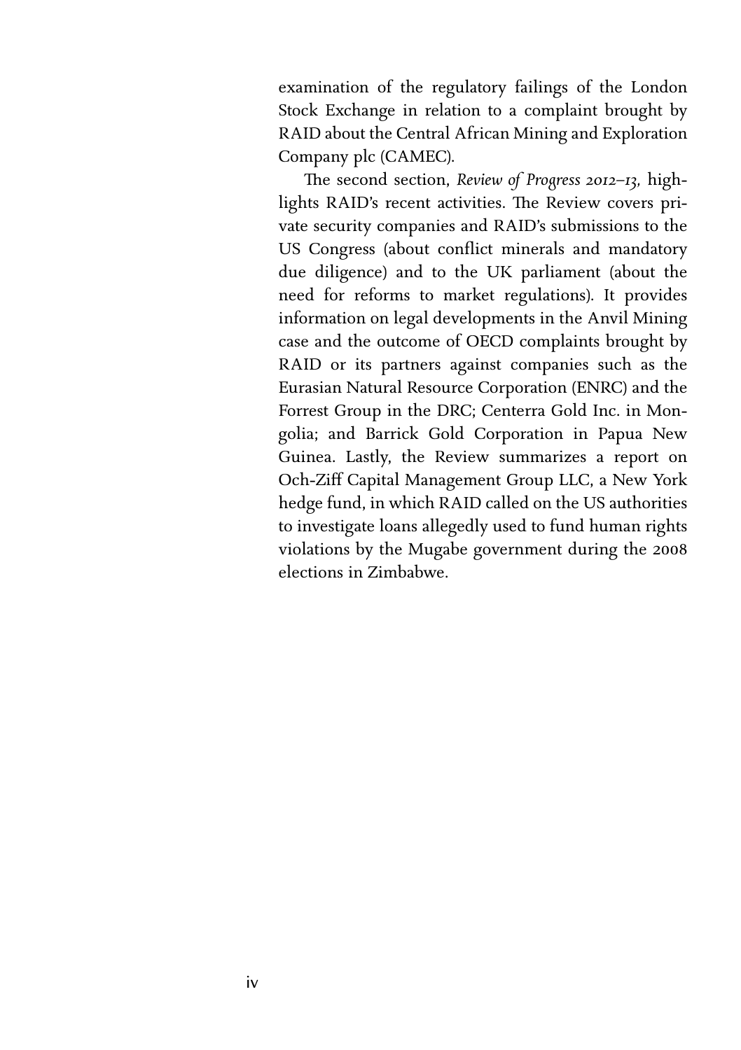examination of the regulatory failings of the London Stock Exchange in relation to a complaint brought by RAID about the Central African Mining and Exploration Company plc (CAMEC).

The second section, *Review of Progress 2012–13,* highlights RAID's recent activities. The Review covers private security companies and RAID's submissions to the US Congress (about conflict minerals and mandatory due diligence) and to the UK parliament (about the need for reforms to market regulations). It provides information on legal developments in the Anvil Mining case and the outcome of OECD complaints brought by RAID or its partners against companies such as the Eurasian Natural Resource Corporation (ENRC) and the Forrest Group in the DRC; Centerra Gold Inc. in Mongolia; and Barrick Gold Corporation in Papua New Guinea. Lastly, the Review summarizes a report on Och-Ziff Capital Management Group LLC, a New York hedge fund, in which RAID called on the US authorities to investigate loans allegedly used to fund human rights violations by the Mugabe government during the 2008 elections in Zimbabwe.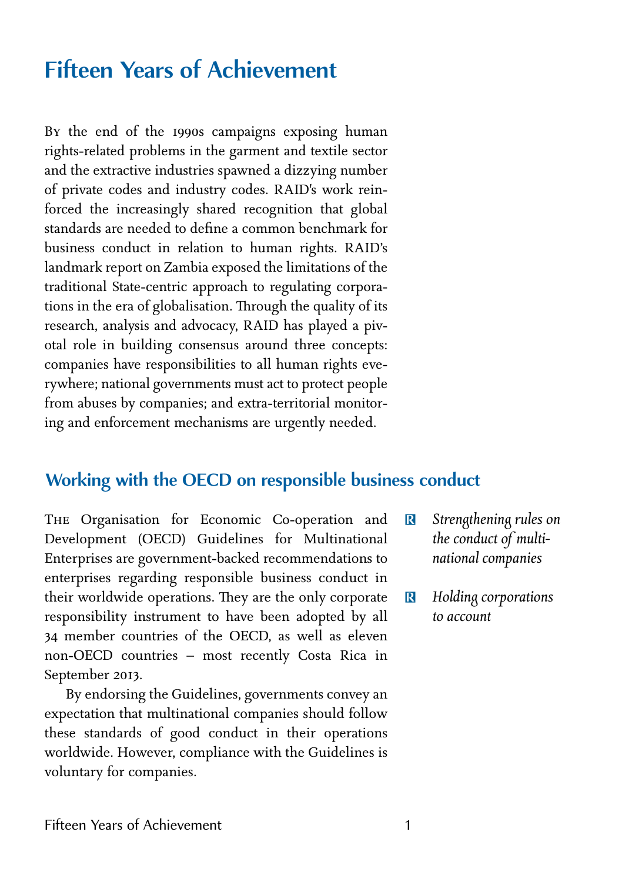# Fifteen Years of Achievement

By the end of the 1990s campaigns exposing human rights-related problems in the garment and textile sector and the extractive industries spawned a dizzying number of private codes and industry codes. RAID's work reinforced the increasingly shared recognition that global standards are needed to define a common benchmark for business conduct in relation to human rights. RAID's landmark report on Zambia exposed the limitations of the traditional State-centric approach to regulating corporations in the era of globalisation. Through the quality of its research, analysis and advocacy, RAID has played a pivotal role in building consensus around three concepts: companies have responsibilities to all human rights everywhere; national governments must act to protect people from abuses by companies; and extra-territorial monitoring and enforcement mechanisms are urgently needed.

## Working with the OECD on responsible business conduct

- *Strengthening rules on the conduct of multinational companies*
- *Holding corporations to account*

The Organisation for Economic Co-operation and Development (OECD) Guidelines for Multinational Enterprises are government-backed recommendations to enterprises regarding responsible business conduct in their worldwide operations. They are the only corporate responsibility instrument to have been adopted by all 34 member countries of the OECD, as well as eleven non-OECD countries – most recently Costa Rica in September 2013.

By endorsing the Guidelines, governments convey an expectation that multinational companies should follow these standards of good conduct in their operations worldwide. However, compliance with the Guidelines is voluntary for companies.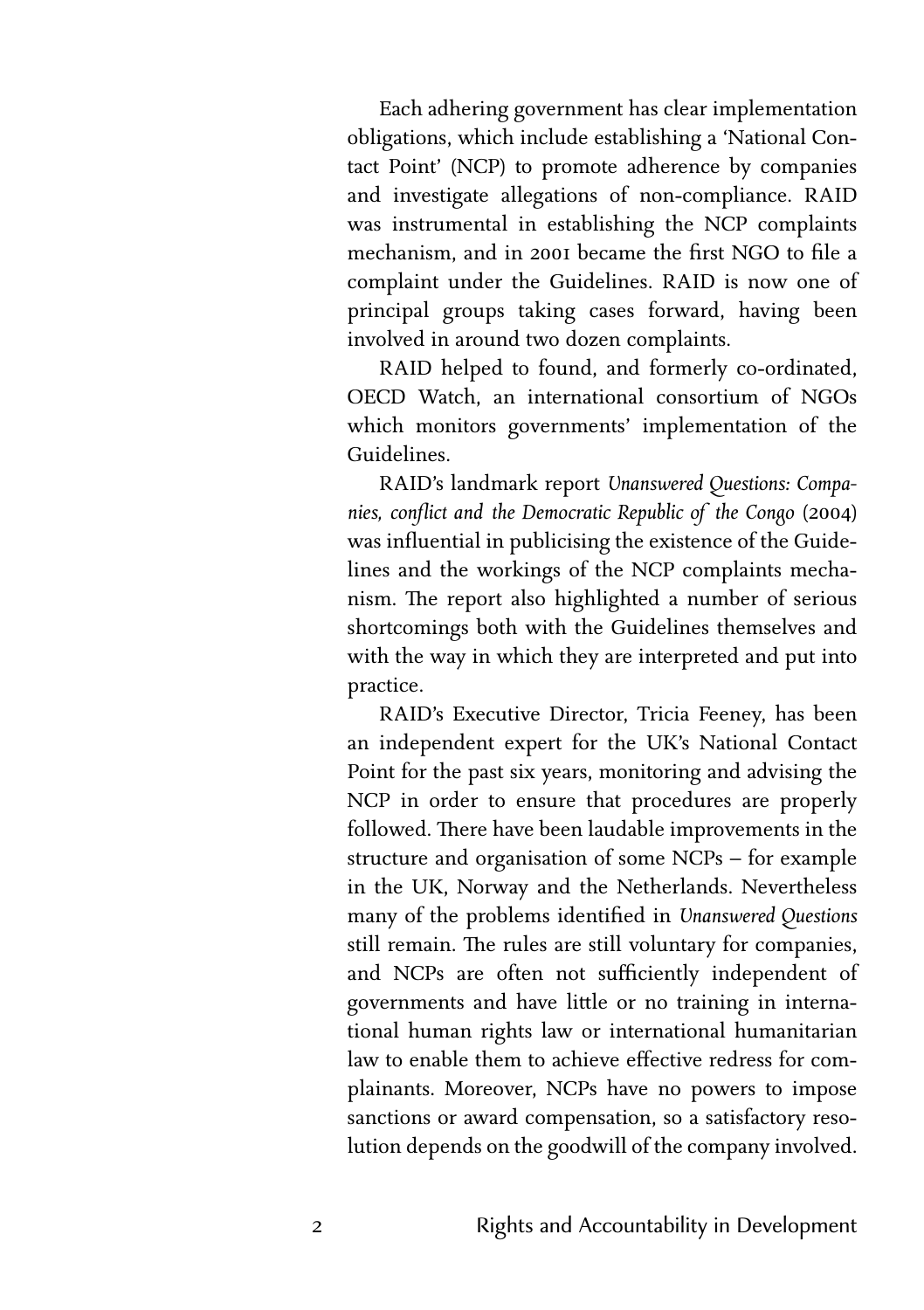Each adhering government has clear implementation obligations, which include establishing a 'National Contact Point' (NCP) to promote adherence by companies and investigate allegations of non-compliance. RAID was instrumental in establishing the NCP complaints mechanism, and in 2001 became the first NGO to file a complaint under the Guidelines. RAID is now one of principal groups taking cases forward, having been involved in around two dozen complaints.

RAID helped to found, and formerly co-ordinated, OECD Watch, an international consortium of NGOs which monitors governments' implementation of the Guidelines.

RAID's landmark report *Unanswered Questions: Companies, conflict and the Democratic Republic of the Congo* (2004) was influential in publicising the existence of the Guidelines and the workings of the NCP complaints mechanism. The report also highlighted a number of serious shortcomings both with the Guidelines themselves and with the way in which they are interpreted and put into practice.

RAID's Executive Director, Tricia Feeney, has been an independent expert for the UK's National Contact Point for the past six years, monitoring and advising the NCP in order to ensure that procedures are properly followed. There have been laudable improvements in the structure and organisation of some NCPs – for example in the UK, Norway and the Netherlands. Nevertheless many of the problems identified in *Unanswered Questions* still remain. The rules are still voluntary for companies, and NCPs are often not sufficiently independent of governments and have little or no training in international human rights law or international humanitarian law to enable them to achieve effective redress for complainants. Moreover, NCPs have no powers to impose sanctions or award compensation, so a satisfactory resolution depends on the goodwill of the company involved.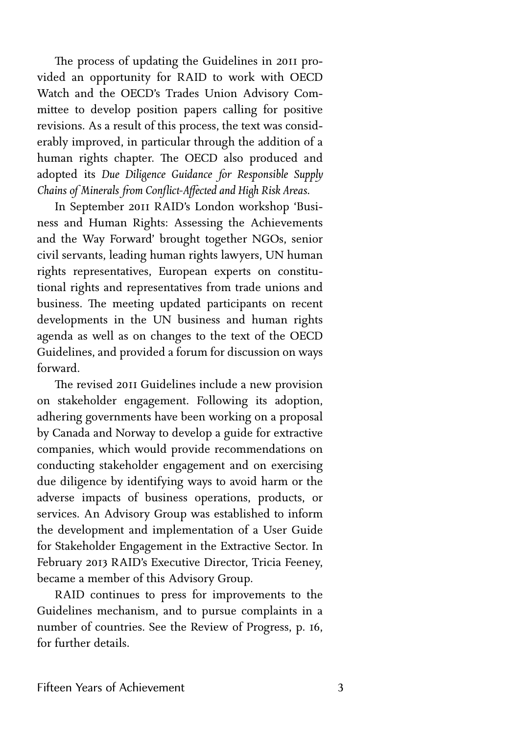The process of updating the Guidelines in 2011 provided an opportunity for RAID to work with OECD Watch and the OECD's Trades Union Advisory Committee to develop position papers calling for positive revisions. As a result of this process, the text was considerably improved, in particular through the addition of a human rights chapter. The OECD also produced and adopted its *Due Diligence Guidance for Responsible Supply Chains of Minerals from Conflict-Affected and High Risk Areas*.

In September 2011 RAID's London workshop 'Business and Human Rights: Assessing the Achievements and the Way Forward' brought together NGOs, senior civil servants, leading human rights lawyers, UN human rights representatives, European experts on constitutional rights and representatives from trade unions and business. The meeting updated participants on recent developments in the UN business and human rights agenda as well as on changes to the text of the OECD Guidelines, and provided a forum for discussion on ways forward.

The revised 2011 Guidelines include a new provision on stakeholder engagement. Following its adoption, adhering governments have been working on a proposal by Canada and Norway to develop a guide for extractive companies, which would provide recommendations on conducting stakeholder engagement and on exercising due diligence by identifying ways to avoid harm or the adverse impacts of business operations, products, or services. An Advisory Group was established to inform the development and implementation of a User Guide for Stakeholder Engagement in the Extractive Sector. In February 2013 RAID's Executive Director, Tricia Feeney, became a member of this Advisory Group.

RAID continues to press for improvements to the Guidelines mechanism, and to pursue complaints in a number of countries. See the Review of Progress, p. 16, for further details.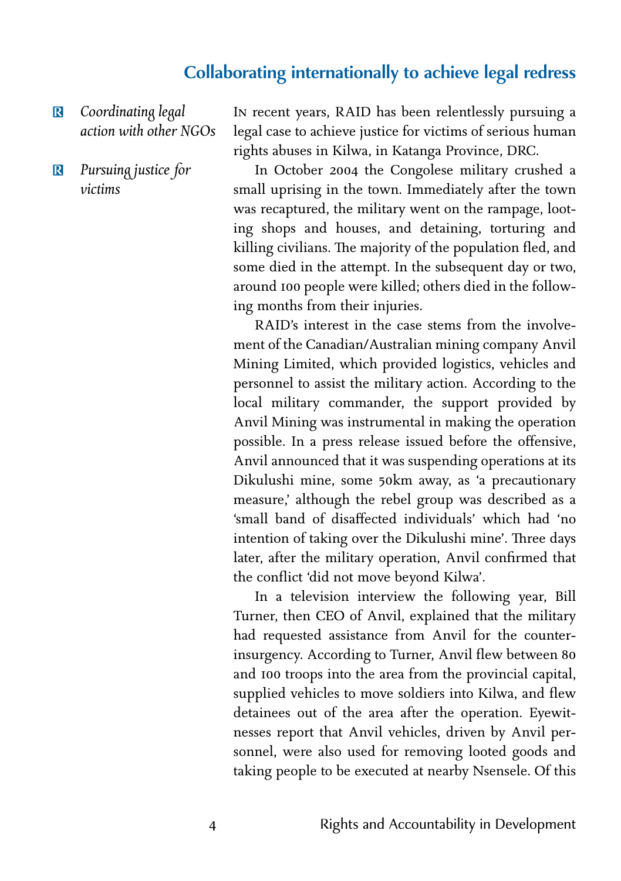## Collaborating internationally to achieve legal redress

- *Coordinating legal action with other NGOs*
- *Pursuing justice for victims*

In recent years, RAID has been relentlessly pursuing a legal case to achieve justice for victims of serious human rights abuses in Kilwa, in Katanga Province, DRC.

In October 2004 the Congolese military crushed a small uprising in the town. Immediately after the town was recaptured, the military went on the rampage, looting shops and houses, and detaining, torturing and killing civilians. The majority of the population fled, and some died in the attempt. In the subsequent day or two, around 100 people were killed; others died in the following months from their injuries.

RAID's interest in the case stems from the involvement of the Canadian/Australian mining company Anvil Mining Limited, which provided logistics, vehicles and personnel to assist the military action. According to the local military commander, the support provided by Anvil Mining was instrumental in making the operation possible. In a press release issued before the offensive, Anvil announced that it was suspending operations at its Dikulushi mine, some 50km away, as 'a precautionary measure,' although the rebel group was described as a 'small band of disaffected individuals' which had 'no intention of taking over the Dikulushi mine'. Three days later, after the military operation, Anvil confirmed that the conflict 'did not move beyond Kilwa'.

In a television interview the following year, Bill Turner, then CEO of Anvil, explained that the military had requested assistance from Anvil for the counter-insurgency. According to Turner, Anvil flew between 80 and 100 troops into the area from the provincial capital, supplied vehicles to move soldiers into Kilwa, and flew detainees out of the area after the operation. Eyewitnesses report that Anvil vehicles, driven by Anvil personnel, were also used for removing looted goods and taking people to be executed at nearby Nsensele. Of this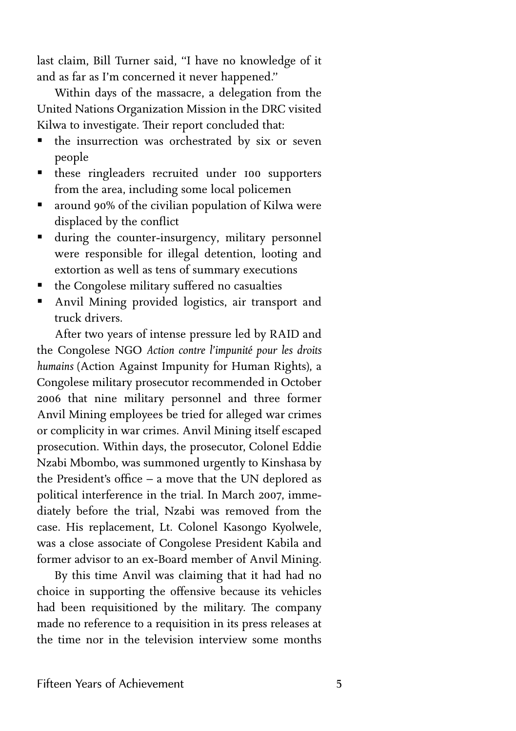last claim, Bill Turner said, "I have no knowledge of it and as far as I'm concerned it never happened."

Within days of the massacre, a delegation from the United Nations Organization Mission in the DRC visited Kilwa to investigate. Their report concluded that:

- the insurrection was orchestrated by six or seven people
- these ringleaders recruited under 100 supporters from the area, including some local policemen
- around 90% of the civilian population of Kilwa were displaced by the conflict
- during the counter-insurgency, military personnel were responsible for illegal detention, looting and extortion as well as tens of summary executions
- the Congolese military suffered no casualties
- Anvil Mining provided logistics, air transport and truck drivers.

After two years of intense pressure led by RAID and the Congolese NGO *Action contre l'impunité pour les droits humains* (Action Against Impunity for Human Rights), a Congolese military prosecutor recommended in October 2006 that nine military personnel and three former Anvil Mining employees be tried for alleged war crimes or complicity in war crimes. Anvil Mining itself escaped prosecution. Within days, the prosecutor, Colonel Eddie Nzabi Mbombo, was summoned urgently to Kinshasa by the President's office – a move that the UN deplored as political interference in the trial. In March 2007, immediately before the trial, Nzabi was removed from the case. His replacement, Lt. Colonel Kasongo Kyolwele, was a close associate of Congolese President Kabila and former advisor to an ex-Board member of Anvil Mining.

By this time Anvil was claiming that it had had no choice in supporting the offensive because its vehicles had been requisitioned by the military. The company made no reference to a requisition in its press releases at the time nor in the television interview some months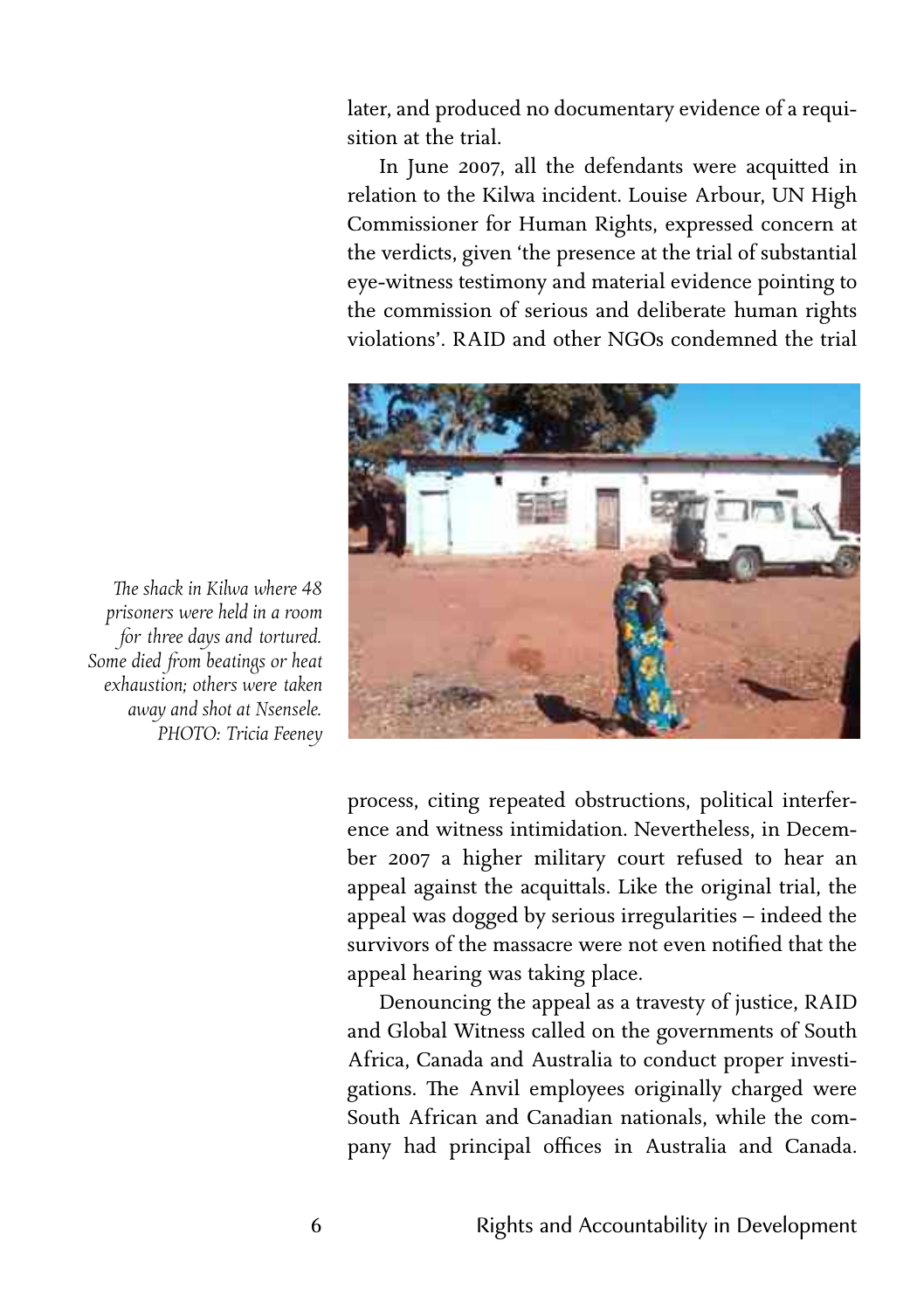later, and produced no documentary evidence of a requisition at the trial.

In June 2007, all the defendants were acquitted in relation to the Kilwa incident. Louise Arbour, UN High Commissioner for Human Rights, expressed concern at the verdicts, given 'the presence at the trial of substantial eye-witness testimony and material evidence pointing to the commission of serious and deliberate human rights violations'. RAID and other NGOs condemned the trial process, citing repeated obstructions, political interference and witness intimidation. Nevertheless, in December 2007 a higher military court refused to hear an appeal against the acquittals. Like the original trial, the appeal was dogged by serious irregularities – indeed the survivors of the massacre were not even notified that the appeal hearing was taking place.

*The shack in Kilwa where 48 prisoners were held in a room for three days and tortured. Some died from beatings or heat exhaustion; others were taken away and shot at Nsensele. PHOTO: Tricia Feeney*

Denouncing the appeal as a travesty of justice, RAID and Global Witness called on the governments of South Africa, Canada and Australia to conduct proper investigations. The Anvil employees originally charged were South African and Canadian nationals, while the company had principal offices in Australia and Canada.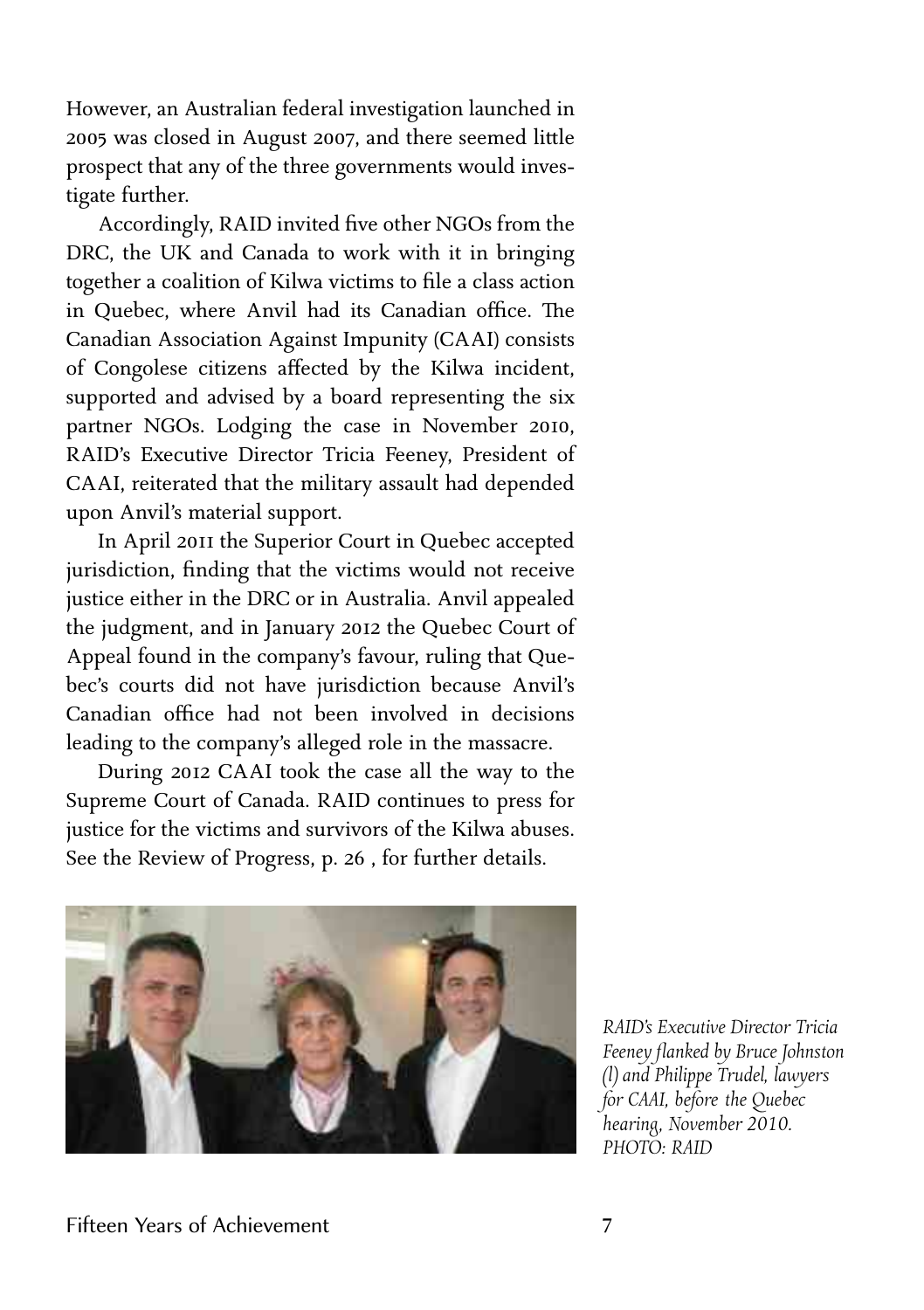However, an Australian federal investigation launched in 2005 was closed in August 2007, and there seemed little prospect that any of the three governments would investigate further.

Accordingly, RAID invited five other NGOs from the DRC, the UK and Canada to work with it in bringing together a coalition of Kilwa victims to file a class action in Quebec, where Anvil had its Canadian office. The Canadian Association Against Impunity (CAAI) consists of Congolese citizens affected by the Kilwa incident, supported and advised by a board representing the six partner NGOs. Lodging the case in November 2010, RAID's Executive Director Tricia Feeney, President of CAAI, reiterated that the military assault had depended upon Anvil's material support.

In April 2011 the Superior Court in Quebec accepted jurisdiction, finding that the victims would not receive justice either in the DRC or in Australia. Anvil appealed the judgment, and in January 2012 the Quebec Court of Appeal found in the company's favour, ruling that Quebec's courts did not have jurisdiction because Anvil's Canadian office had not been involved in decisions leading to the company's alleged role in the massacre.

During 2012 CAAI took the case all the way to the Supreme Court of Canada. RAID continues to press for justice for the victims and survivors of the Kilwa abuses. See the Review of Progress, p. 26 , for further details.

*RAID's Executive Director Tricia Feeney flanked by Bruce Johnston (l) and Philippe Trudel, lawyers for CAAI, before the Quebec hearing, November 2010. PHOTO: RAID*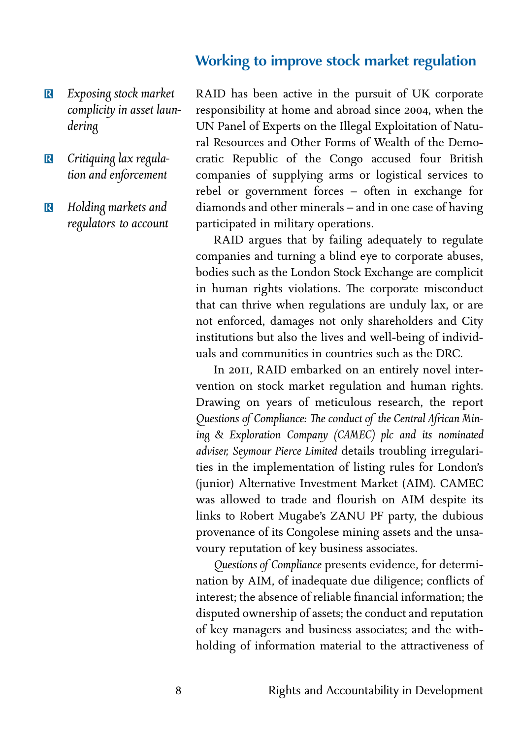## Working to improve stock market regulation

- *Exposing stock market complicity in asset laundering*
- *Critiquing lax regulation and enforcement*
- *Holding markets and regulators to account*

RAID has been active in the pursuit of UK corporate responsibility at home and abroad since 2004, when the UN Panel of Experts on the Illegal Exploitation of Natural Resources and Other Forms of Wealth of the Democratic Republic of the Congo accused four British companies of supplying arms or logistical services to rebel or government forces – often in exchange for diamonds and other minerals – and in one case of having participated in military operations.

RAID argues that by failing adequately to regulate companies and turning a blind eye to corporate abuses, bodies such as the London Stock Exchange are complicit in human rights violations. The corporate misconduct that can thrive when regulations are unduly lax, or are not enforced, damages not only shareholders and City institutions but also the lives and well-being of individuals and communities in countries such as the DRC.

In 2011, RAID embarked on an entirely novel intervention on stock market regulation and human rights. Drawing on years of meticulous research, the report *Questions of Compliance: The conduct of the Central African Mining & Exploration Company (CAMEC) plc and its nominated adviser, Seymour Pierce Limited* details troubling irregularities in the implementation of listing rules for London's (junior) Alternative Investment Market (AIM). CAMEC was allowed to trade and flourish on AIM despite its links to Robert Mugabe's ZANU PF party, the dubious provenance of its Congolese mining assets and the unsavoury reputation of key business associates.

*Questions of Compliance* presents evidence, for determination by AIM, of inadequate due diligence; conflicts of interest; the absence of reliable financial information; the disputed ownership of assets; the conduct and reputation of key managers and business associates; and the withholding of information material to the attractiveness of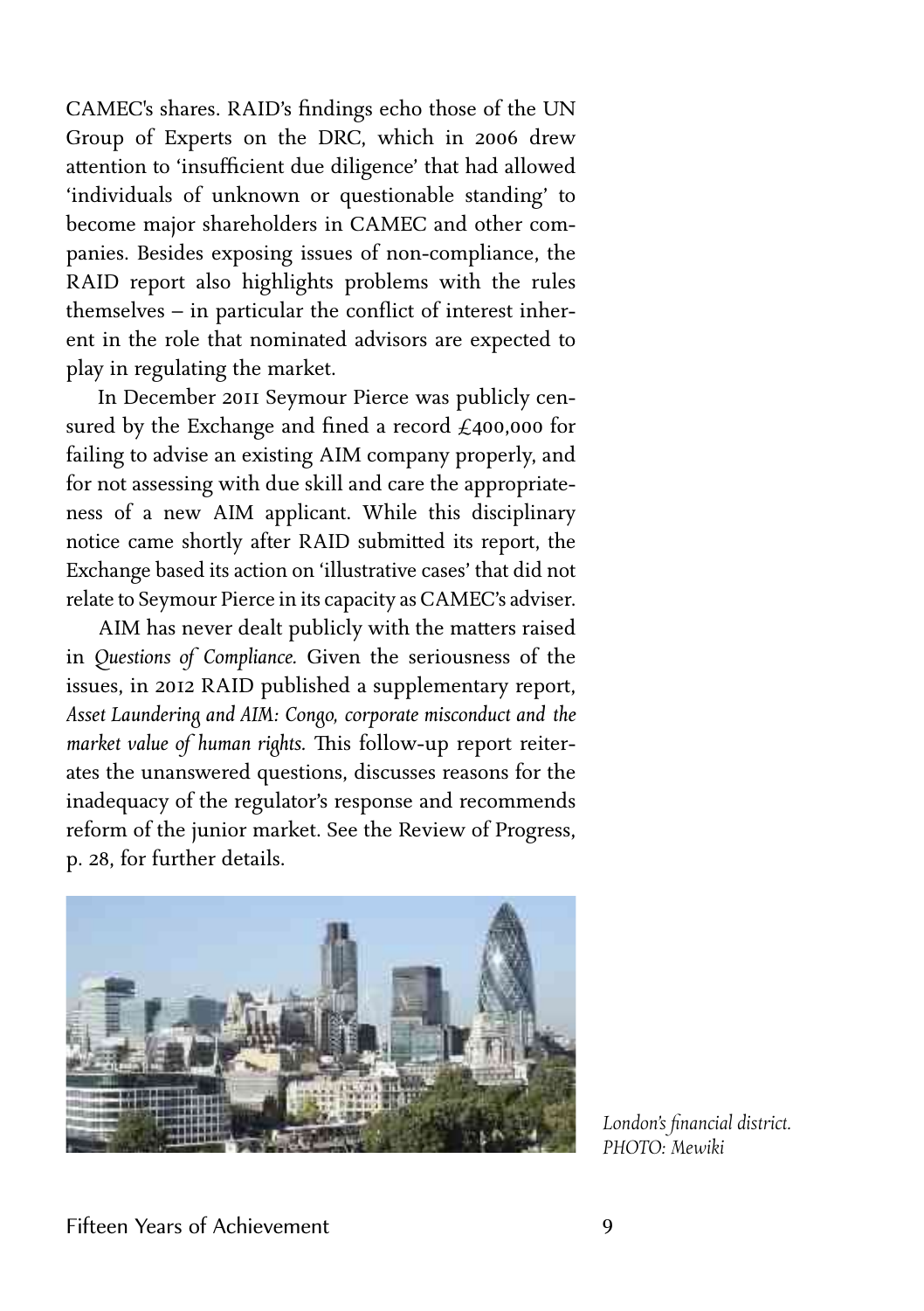CAMEC's shares. RAID's findings echo those of the UN Group of Experts on the DRC, which in 2006 drew attention to 'insufficient due diligence' that had allowed 'individuals of unknown or questionable standing' to become major shareholders in CAMEC and other companies. Besides exposing issues of non-compliance, the RAID report also highlights problems with the rules themselves – in particular the conflict of interest inherent in the role that nominated advisors are expected to play in regulating the market.

In December 2011 Seymour Pierce was publicly censured by the Exchange and fined a record £400,000 for failing to advise an existing AIM company properly, and for not assessing with due skill and care the appropriateness of a new AIM applicant. While this disciplinary notice came shortly after RAID submitted its report, the Exchange based its action on 'illustrative cases' that did not relate to Seymour Pierce in its capacity as CAMEC's adviser.

AIM has never dealt publicly with the matters raised in *Questions of Compliance.* Given the seriousness of the issues, in 2012 RAID published a supplementary report, *Asset Laundering and AIM: Congo, corporate misconduct and the market value of human rights.* This follow-up report reiterates the unanswered questions, discusses reasons for the inadequacy of the regulator's response and recommends reform of the junior market. See the Review of Progress, p. 28, for further details.

*London's financial district. PHOTO: Mewiki*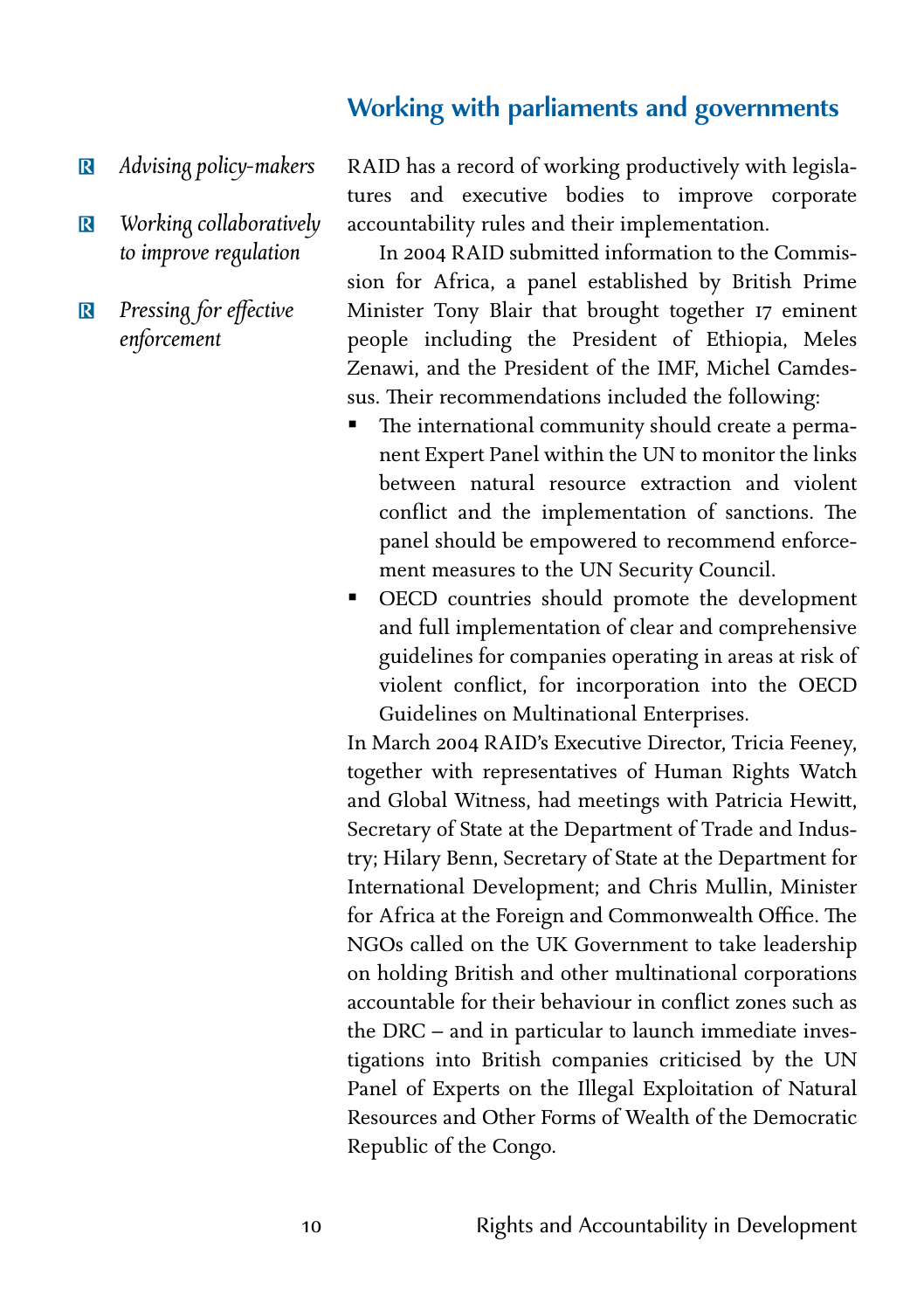## Working with parliaments and governments

- *Advising policy-makers*
- *Working collaboratively to improve regulation*
- *Pressing for effective enforcement*

RAID has a record of working productively with legislatures and executive bodies to improve corporate accountability rules and their implementation.

In 2004 RAID submitted information to the Commission for Africa, a panel established by British Prime Minister Tony Blair that brought together 17 eminent people including the President of Ethiopia, Meles Zenawi, and the President of the IMF, Michel Camdessus. Their recommendations included the following:

- The international community should create a permanent Expert Panel within the UN to monitor the links between natural resource extraction and violent conflict and the implementation of sanctions. The panel should be empowered to recommend enforcement measures to the UN Security Council.
- OECD countries should promote the development and full implementation of clear and comprehensive guidelines for companies operating in areas at risk of violent conflict, for incorporation into the OECD Guidelines on Multinational Enterprises.

In March 2004 RAID's Executive Director, Tricia Feeney, together with representatives of Human Rights Watch and Global Witness, had meetings with Patricia Hewitt, Secretary of State at the Department of Trade and Industry; Hilary Benn, Secretary of State at the Department for International Development; and Chris Mullin, Minister for Africa at the Foreign and Commonwealth Office. The NGOs called on the UK Government to take leadership on holding British and other multinational corporations accountable for their behaviour in conflict zones such as the DRC – and in particular to launch immediate investigations into British companies criticised by the UN Panel of Experts on the Illegal Exploitation of Natural Resources and Other Forms of Wealth of the Democratic Republic of the Congo.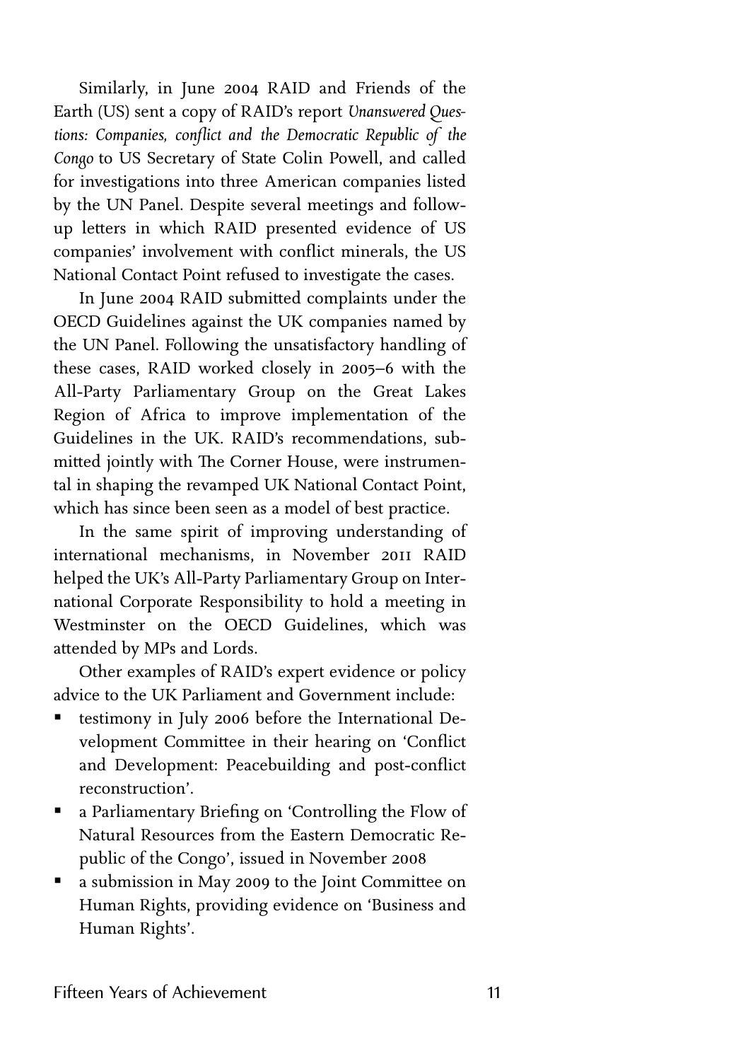Similarly, in June 2004 RAID and Friends of the Earth (US) sent a copy of RAID's report *Unanswered Questions: Companies, conflict and the Democratic Republic of the Congo* to US Secretary of State Colin Powell, and called for investigations into three American companies listed by the UN Panel. Despite several meetings and follow-up letters in which RAID presented evidence of US companies' involvement with conflict minerals, the US National Contact Point refused to investigate the cases.

In June 2004 RAID submitted complaints under the OECD Guidelines against the UK companies named by the UN Panel. Following the unsatisfactory handling of these cases, RAID worked closely in 2005–6 with the All-Party Parliamentary Group on the Great Lakes Region of Africa to improve implementation of the Guidelines in the UK. RAID's recommendations, submitted jointly with The Corner House, were instrumental in shaping the revamped UK National Contact Point, which has since been seen as a model of best practice.

In the same spirit of improving understanding of international mechanisms, in November 2011 RAID helped the UK's All-Party Parliamentary Group on International Corporate Responsibility to hold a meeting in Westminster on the OECD Guidelines, which was attended by MPs and Lords.

Other examples of RAID's expert evidence or policy advice to the UK Parliament and Government include:

- testimony in July 2006 before the International Development Committee in their hearing on 'Conflict and Development: Peacebuilding and post-conflict reconstruction'.
- a Parliamentary Briefing on 'Controlling the Flow of Natural Resources from the Eastern Democratic Republic of the Congo', issued in November 2008
- a submission in May 2009 to the Joint Committee on Human Rights, providing evidence on 'Business and Human Rights'.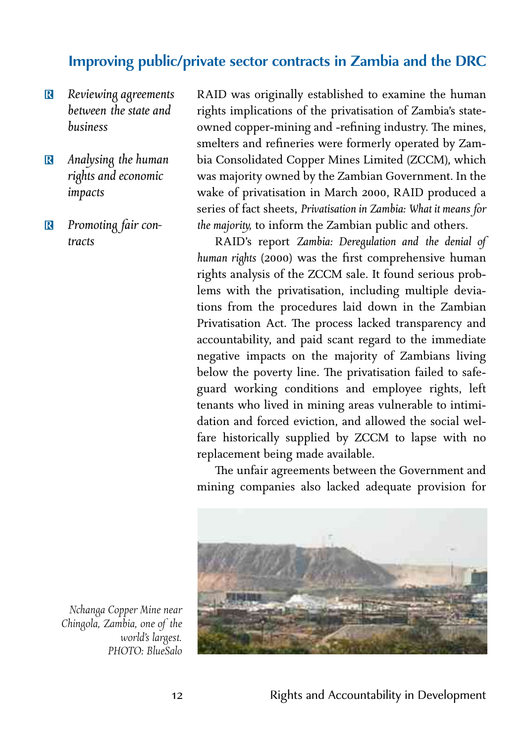## Improving public/private sector contracts in Zambia and the DRC

- *Reviewing agreements between the state and business*
- *Analysing the human rights and economic impacts*
- *Promoting fair contracts*

RAID was originally established to examine the human rights implications of the privatisation of Zambia's state-owned copper-mining and -refining industry. The mines, smelters and refineries were formerly operated by Zambia Consolidated Copper Mines Limited (ZCCM), which was majority owned by the Zambian Government. In the wake of privatisation in March 2000, RAID produced a series of fact sheets, *Privatisation in Zambia: What it means for the majority,* to inform the Zambian public and others.

RAID's report *Zambia: Deregulation and the denial of human rights* (2000) was the first comprehensive human rights analysis of the ZCCM sale. It found serious problems with the privatisation, including multiple deviations from the procedures laid down in the Zambian Privatisation Act. The process lacked transparency and accountability, and paid scant regard to the immediate negative impacts on the majority of Zambians living below the poverty line. The privatisation failed to safeguard working conditions and employee rights, left tenants who lived in mining areas vulnerable to intimidation and forced eviction, and allowed the social welfare historically supplied by ZCCM to lapse with no replacement being made available.

The unfair agreements between the Government and mining companies also lacked adequate provision for

*Nchanga Copper Mine near Chingola, Zambia, one of the world's largest. PHOTO: BlueSalo*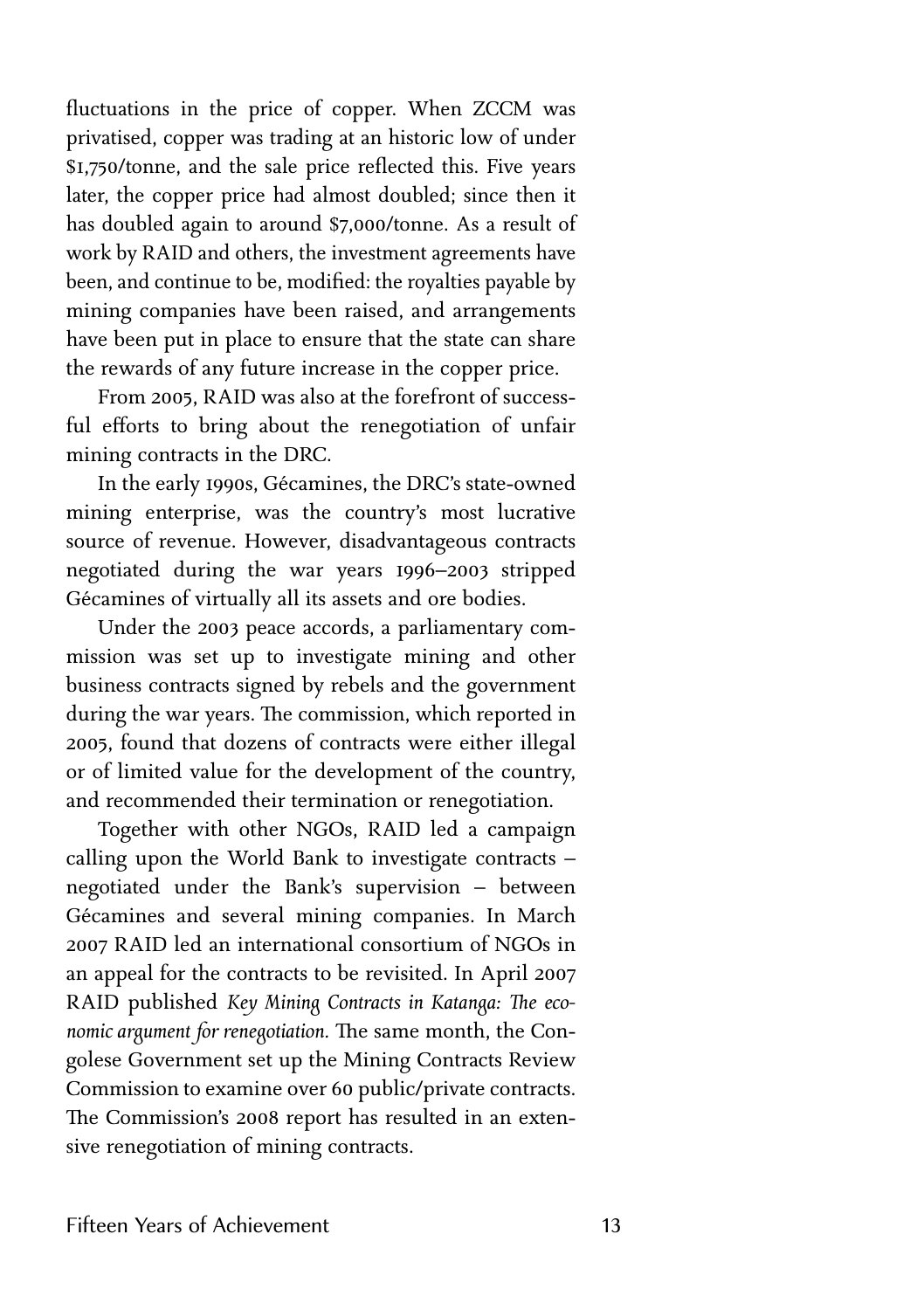fluctuations in the price of copper. When ZCCM was privatised, copper was trading at an historic low of under $1,750/tonne, and the sale price reflected this. Five years later, the copper price had almost doubled; since then it has doubled again to around $7,000/tonne. As a result of work by RAID and others, the investment agreements have been, and continue to be, modified: the royalties payable by mining companies have been raised, and arrangements have been put in place to ensure that the state can share the rewards of any future increase in the copper price.

From 2005, RAID was also at the forefront of successful efforts to bring about the renegotiation of unfair mining contracts in the DRC.

In the early 1990s, Gécamines, the DRC's state-owned mining enterprise, was the country's most lucrative source of revenue. However, disadvantageous contracts negotiated during the war years 1996–2003 stripped Gécamines of virtually all its assets and ore bodies.

Under the 2003 peace accords, a parliamentary commission was set up to investigate mining and other business contracts signed by rebels and the government during the war years. The commission, which reported in 2005, found that dozens of contracts were either illegal or of limited value for the development of the country, and recommended their termination or renegotiation.

Together with other NGOs, RAID led a campaign calling upon the World Bank to investigate contracts – negotiated under the Bank's supervision – between Gécamines and several mining companies. In March 2007 RAID led an international consortium of NGOs in an appeal for the contracts to be revisited. In April 2007 RAID published *Key Mining Contracts in Katanga: The economic argument for renegotiation.* The same month, the Congolese Government set up the Mining Contracts Review Commission to examine over 60 public/private contracts. The Commission's 2008 report has resulted in an extensive renegotiation of mining contracts.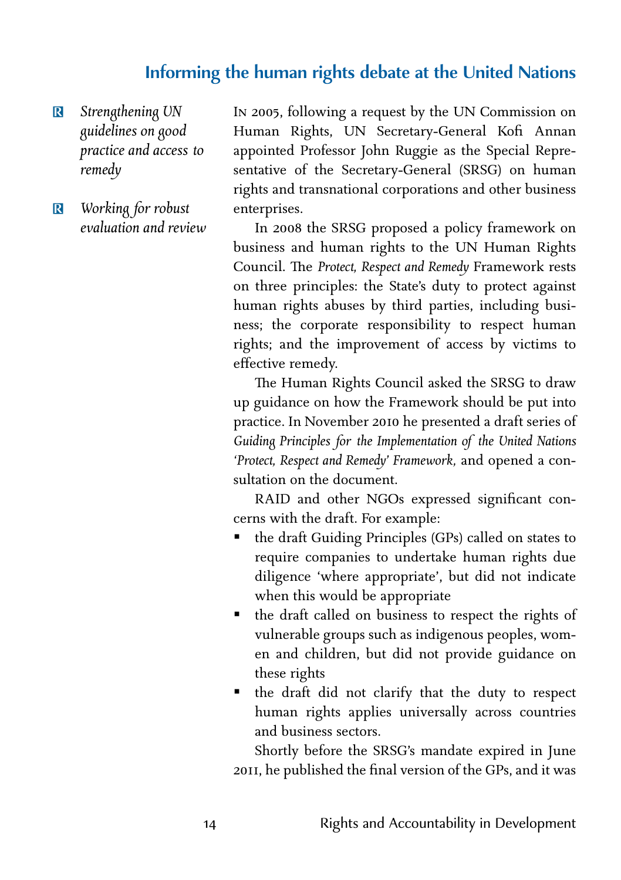## Informing the human rights debate at the United Nations

- *Strengthening UN guidelines on good practice and access to remedy*
- *Working for robust evaluation and review*

In 2005, following a request by the UN Commission on Human Rights, UN Secretary-General Kofi Annan appointed Professor John Ruggie as the Special Representative of the Secretary-General (SRSG) on human rights and transnational corporations and other business enterprises.

In 2008 the SRSG proposed a policy framework on business and human rights to the UN Human Rights Council. The *Protect, Respect and Remedy* Framework rests on three principles: the State's duty to protect against human rights abuses by third parties, including business; the corporate responsibility to respect human rights; and the improvement of access by victims to effective remedy.

The Human Rights Council asked the SRSG to draw up guidance on how the Framework should be put into practice. In November 2010 he presented a draft series of *Guiding Principles for the Implementation of the United Nations 'Protect, Respect and Remedy' Framework,* and opened a consultation on the document.

RAID and other NGOs expressed significant concerns with the draft. For example:

- the draft Guiding Principles (GPs) called on states to require companies to undertake human rights due diligence 'where appropriate', but did not indicate when this would be appropriate
- the draft called on business to respect the rights of vulnerable groups such as indigenous peoples, women and children, but did not provide guidance on these rights
- the draft did not clarify that the duty to respect human rights applies universally across countries and business sectors.

Shortly before the SRSG's mandate expired in June 2011, he published the final version of the GPs, and it was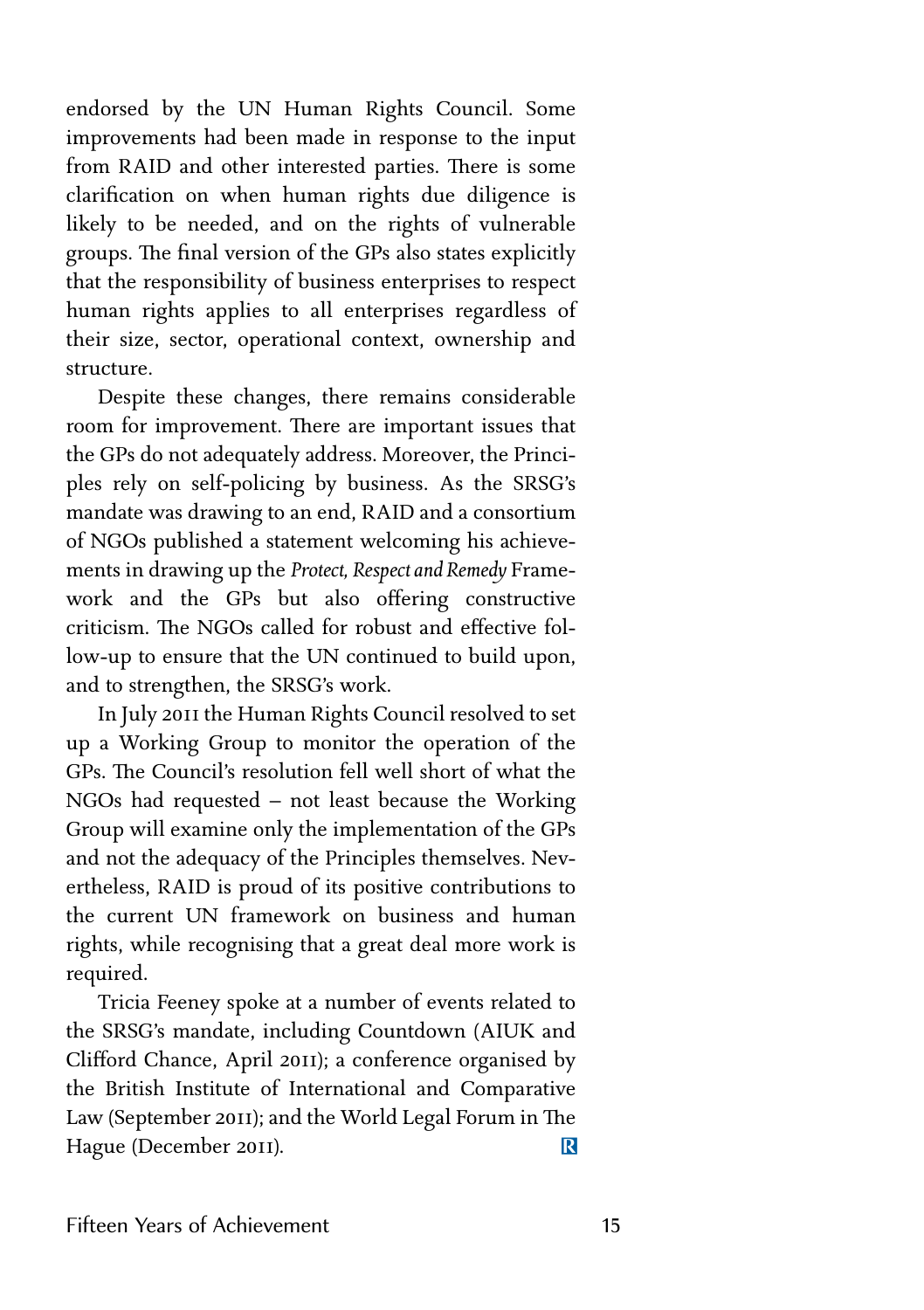endorsed by the UN Human Rights Council. Some improvements had been made in response to the input from RAID and other interested parties. There is some clarification on when human rights due diligence is likely to be needed, and on the rights of vulnerable groups. The final version of the GPs also states explicitly that the responsibility of business enterprises to respect human rights applies to all enterprises regardless of their size, sector, operational context, ownership and structure.

Despite these changes, there remains considerable room for improvement. There are important issues that the GPs do not adequately address. Moreover, the Principles rely on self-policing by business. As the SRSG's mandate was drawing to an end, RAID and a consortium of NGOs published a statement welcoming his achievements in drawing up the *Protect, Respect and Remedy* Framework and the GPs but also offering constructive criticism. The NGOs called for robust and effective follow-up to ensure that the UN continued to build upon, and to strengthen, the SRSG's work.

In July 2011 the Human Rights Council resolved to set up a Working Group to monitor the operation of the GPs. The Council's resolution fell well short of what the NGOs had requested – not least because the Working Group will examine only the implementation of the GPs and not the adequacy of the Principles themselves. Nevertheless, RAID is proud of its positive contributions to the current UN framework on business and human rights, while recognising that a great deal more work is required.

Tricia Feeney spoke at a number of events related to the SRSG's mandate, including Countdown (AIUK and Clifford Chance, April 2011); a conference organised by the British Institute of International and Comparative Law (September 2011); and the World Legal Forum in The Hague (December 2011).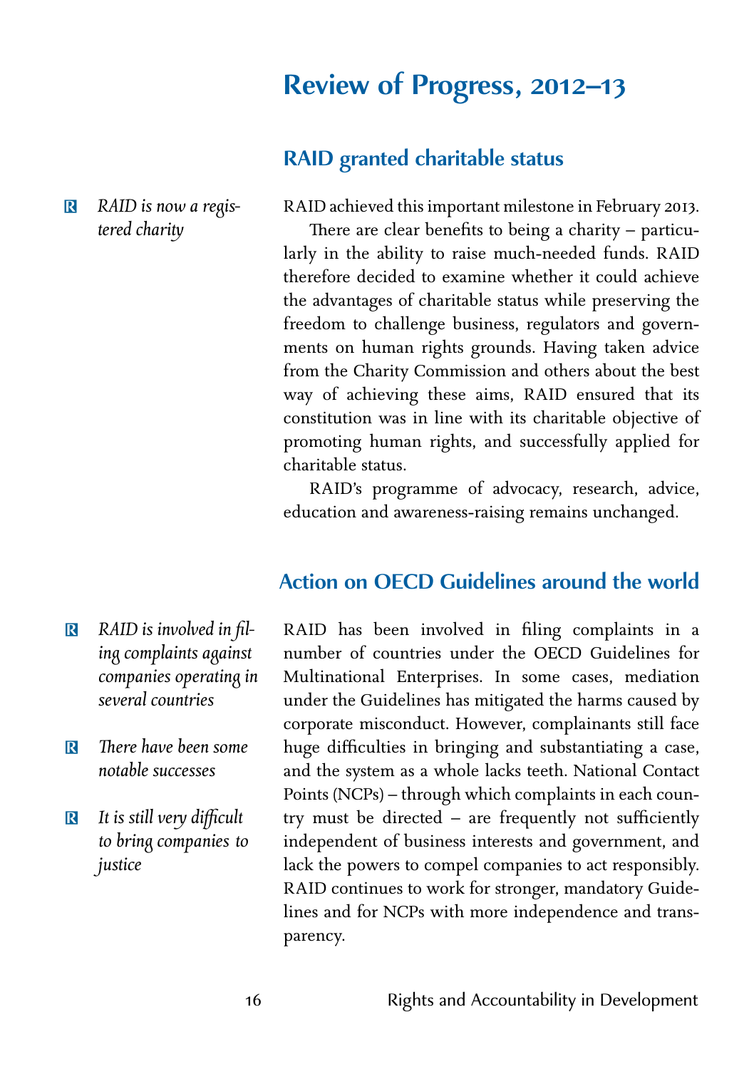# Review of Progress, 2012–13

## RAID granted charitable status

*RAID is now a registered charity*

RAID achieved this important milestone in February 2013.

There are clear benefits to being a charity – particularly in the ability to raise much-needed funds. RAID therefore decided to examine whether it could achieve the advantages of charitable status while preserving the freedom to challenge business, regulators and governments on human rights grounds. Having taken advice from the Charity Commission and others about the best way of achieving these aims, RAID ensured that its constitution was in line with its charitable objective of promoting human rights, and successfully applied for charitable status.

RAID's programme of advocacy, research, advice, education and awareness-raising remains unchanged.

## Action on OECD Guidelines around the world

- *RAID is involved in filing complaints against companies operating in several countries*
- *There have been some notable successes*
- *It is still very difficult to bring companies to justice*

RAID has been involved in filing complaints in a number of countries under the OECD Guidelines for Multinational Enterprises. In some cases, mediation under the Guidelines has mitigated the harms caused by corporate misconduct. However, complainants still face huge difficulties in bringing and substantiating a case, and the system as a whole lacks teeth. National Contact Points (NCPs) – through which complaints in each country must be directed – are frequently not sufficiently independent of business interests and government, and lack the powers to compel companies to act responsibly. RAID continues to work for stronger, mandatory Guidelines and for NCPs with more independence and transparency.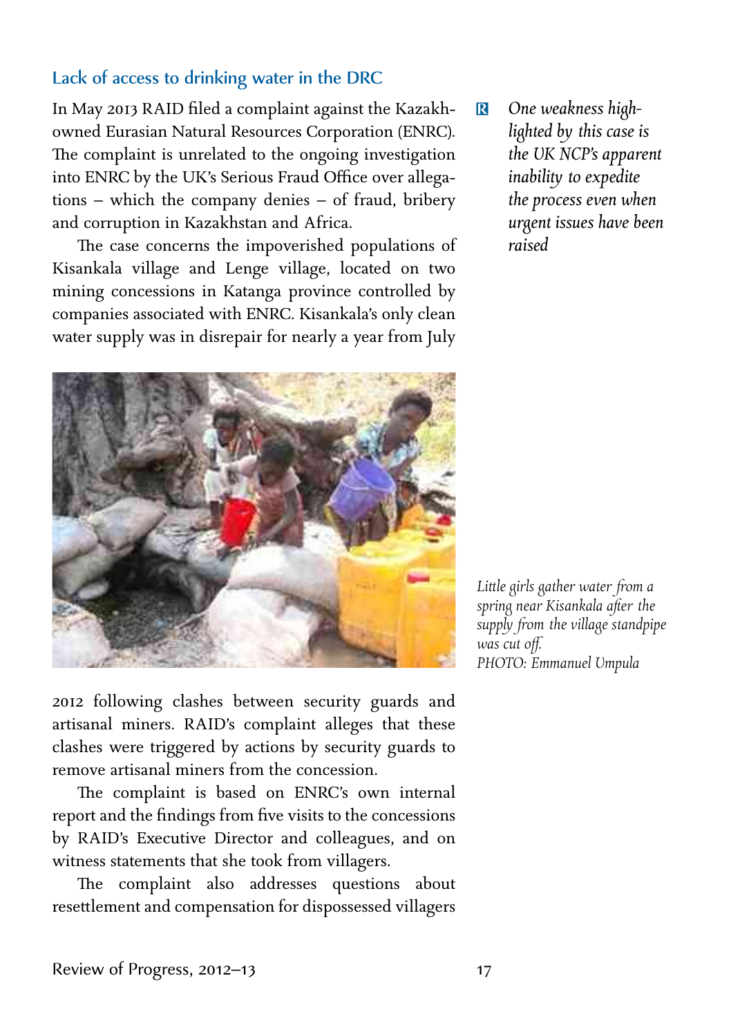## Lack of access to drinking water in the DRC

In May 2013 RAID filed a complaint against the Kazakh-owned Eurasian Natural Resources Corporation (ENRC). The complaint is unrelated to the ongoing investigation into ENRC by the UK's Serious Fraud Office over allegations – which the company denies – of fraud, bribery and corruption in Kazakhstan and Africa.

The case concerns the impoverished populations of Kisankala village and Lenge village, located on two mining concessions in Katanga province controlled by companies associated with ENRC. Kisankala's only clean water supply was in disrepair for nearly a year from July 2012 following clashes between security guards and artisanal miners. RAID's complaint alleges that these clashes were triggered by actions by security guards to remove artisanal miners from the concession.

*One weakness highlighted by this case is the UK NCP's apparent inability to expedite the process even when urgent issues have been raised*

*Little girls gather water from a spring near Kisankala after the supply from the village standpipe was cut off.*
*PHOTO: Emmanuel Umpula*

The complaint is based on ENRC's own internal report and the findings from five visits to the concessions by RAID's Executive Director and colleagues, and on witness statements that she took from villagers.

The complaint also addresses questions about resettlement and compensation for dispossessed villagers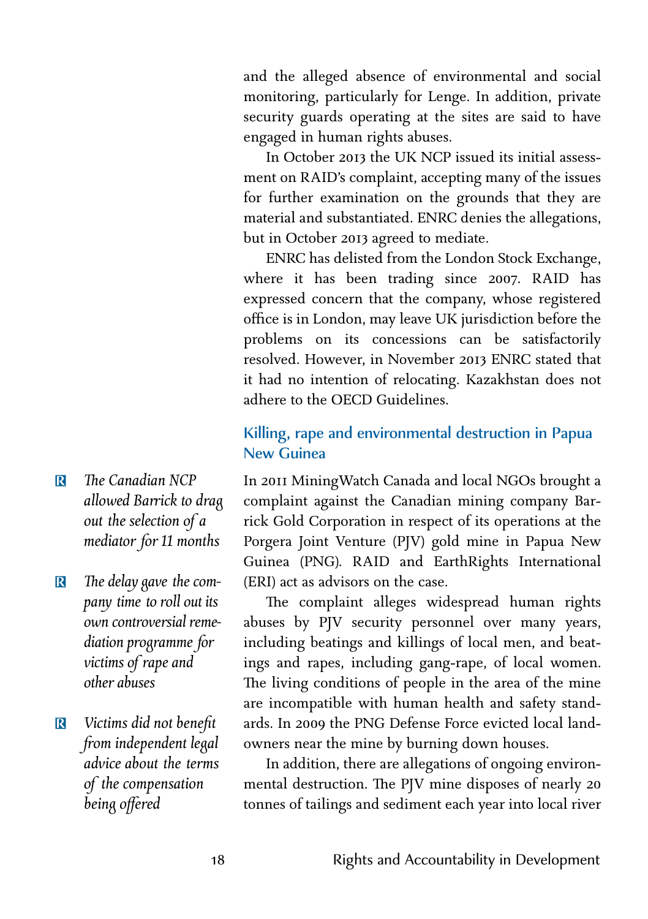and the alleged absence of environmental and social monitoring, particularly for Lenge. In addition, private security guards operating at the sites are said to have engaged in human rights abuses.

In October 2013 the UK NCP issued its initial assessment on RAID's complaint, accepting many of the issues for further examination on the grounds that they are material and substantiated. ENRC denies the allegations, but in October 2013 agreed to mediate.

ENRC has delisted from the London Stock Exchange, where it has been trading since 2007. RAID has expressed concern that the company, whose registered office is in London, may leave UK jurisdiction before the problems on its concessions can be satisfactorily resolved. However, in November 2013 ENRC stated that it had no intention of relocating. Kazakhstan does not adhere to the OECD Guidelines.

## Killing, rape and environmental destruction in Papua New Guinea

- *The Canadian NCP allowed Barrick to drag out the selection of a mediator for 11 months*
- *The delay gave the company time to roll out its own controversial remediation programme for victims of rape and other abuses*
- *Victims did not benefit from independent legal advice about the terms of the compensation being offered*

In 2011 MiningWatch Canada and local NGOs brought a complaint against the Canadian mining company Barrick Gold Corporation in respect of its operations at the Porgera Joint Venture (PJV) gold mine in Papua New Guinea (PNG). RAID and EarthRights International (ERI) act as advisors on the case.

The complaint alleges widespread human rights abuses by PJV security personnel over many years, including beatings and killings of local men, and beatings and rapes, including gang-rape, of local women. The living conditions of people in the area of the mine are incompatible with human health and safety standards. In 2009 the PNG Defense Force evicted local landowners near the mine by burning down houses.

In addition, there are allegations of ongoing environmental destruction. The PJV mine disposes of nearly 20 tonnes of tailings and sediment each year into local river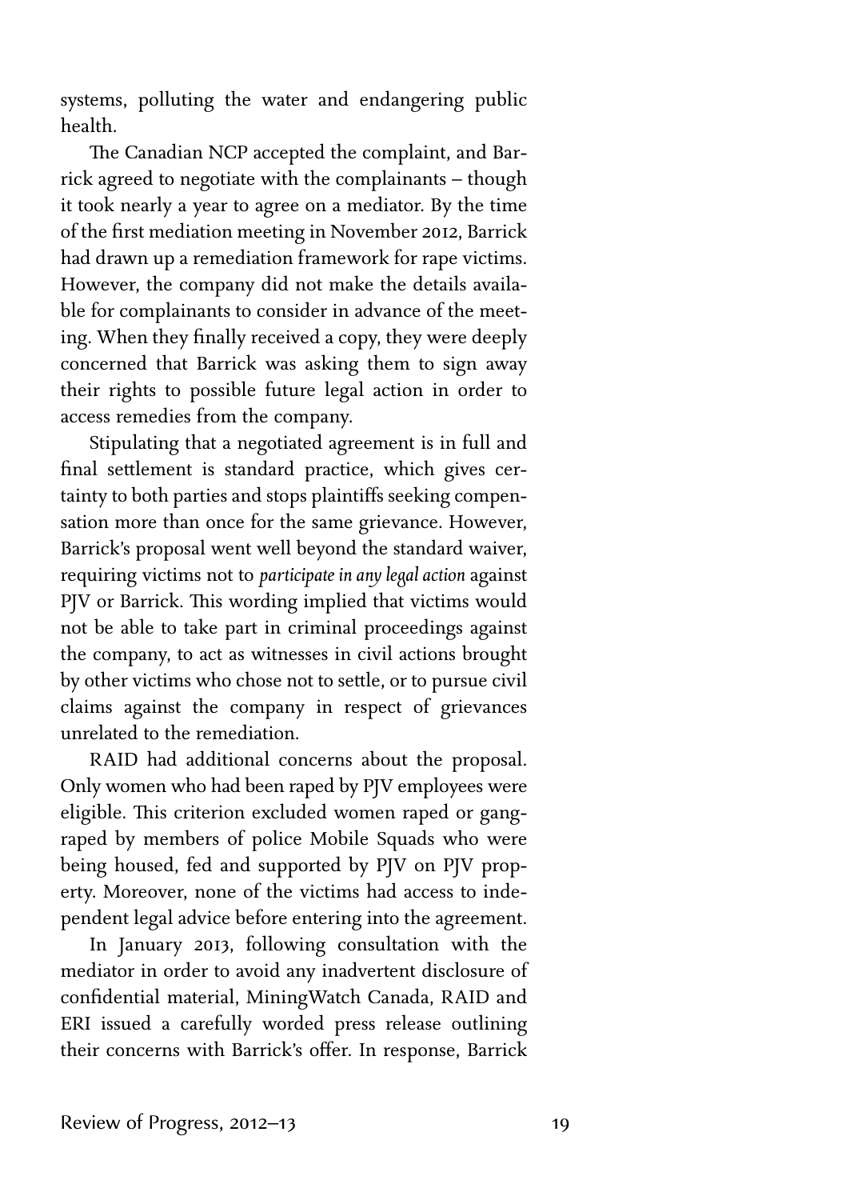systems, polluting the water and endangering public health.

The Canadian NCP accepted the complaint, and Barrick agreed to negotiate with the complainants – though it took nearly a year to agree on a mediator. By the time of the first mediation meeting in November 2012, Barrick had drawn up a remediation framework for rape victims. However, the company did not make the details available for complainants to consider in advance of the meeting. When they finally received a copy, they were deeply concerned that Barrick was asking them to sign away their rights to possible future legal action in order to access remedies from the company.

Stipulating that a negotiated agreement is in full and final settlement is standard practice, which gives certainty to both parties and stops plaintiffs seeking compensation more than once for the same grievance. However, Barrick's proposal went well beyond the standard waiver, requiring victims not to *participate in any legal action* against PJV or Barrick. This wording implied that victims would not be able to take part in criminal proceedings against the company, to act as witnesses in civil actions brought by other victims who chose not to settle, or to pursue civil claims against the company in respect of grievances unrelated to the remediation.

RAID had additional concerns about the proposal. Only women who had been raped by PJV employees were eligible. This criterion excluded women raped or gang-raped by members of police Mobile Squads who were being housed, fed and supported by PJV on PJV property. Moreover, none of the victims had access to independent legal advice before entering into the agreement.

In January 2013, following consultation with the mediator in order to avoid any inadvertent disclosure of confidential material, MiningWatch Canada, RAID and ERI issued a carefully worded press release outlining their concerns with Barrick's offer. In response, Barrick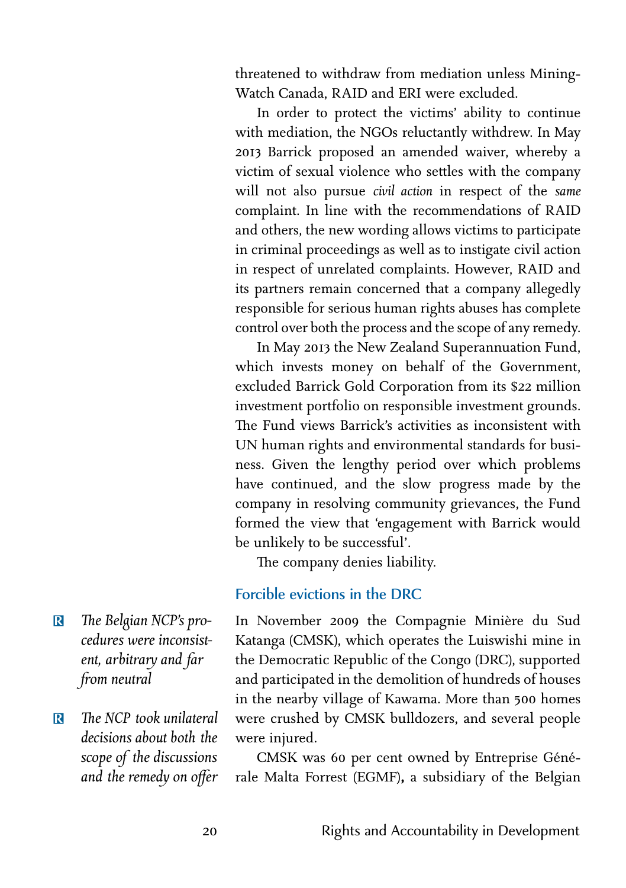threatened to withdraw from mediation unless MiningWatch Canada, RAID and ERI were excluded.

In order to protect the victims' ability to continue with mediation, the NGOs reluctantly withdrew. In May 2013 Barrick proposed an amended waiver, whereby a victim of sexual violence who settles with the company will not also pursue *civil action* in respect of the *same* complaint. In line with the recommendations of RAID and others, the new wording allows victims to participate in criminal proceedings as well as to instigate civil action in respect of unrelated complaints. However, RAID and its partners remain concerned that a company allegedly responsible for serious human rights abuses has complete control over both the process and the scope of any remedy.

In May 2013 the New Zealand Superannuation Fund, which invests money on behalf of the Government, excluded Barrick Gold Corporation from its $22 million investment portfolio on responsible investment grounds. The Fund views Barrick's activities as inconsistent with UN human rights and environmental standards for business. Given the lengthy period over which problems have continued, and the slow progress made by the company in resolving community grievances, the Fund formed the view that 'engagement with Barrick would be unlikely to be successful'.

The company denies liability.

## Forcible evictions in the DRC

> *The Belgian NCP's procedures were inconsistent, arbitrary and far from neutral*

> *The NCP took unilateral decisions about both the scope of the discussions and the remedy on offer*

In November 2009 the Compagnie Minière du Sud Katanga (CMSK), which operates the Luiswishi mine in the Democratic Republic of the Congo (DRC), supported and participated in the demolition of hundreds of houses in the nearby village of Kawama. More than 500 homes were crushed by CMSK bulldozers, and several people were injured.

CMSK was 60 per cent owned by Entreprise Générale Malta Forrest (EGMF), a subsidiary of the Belgian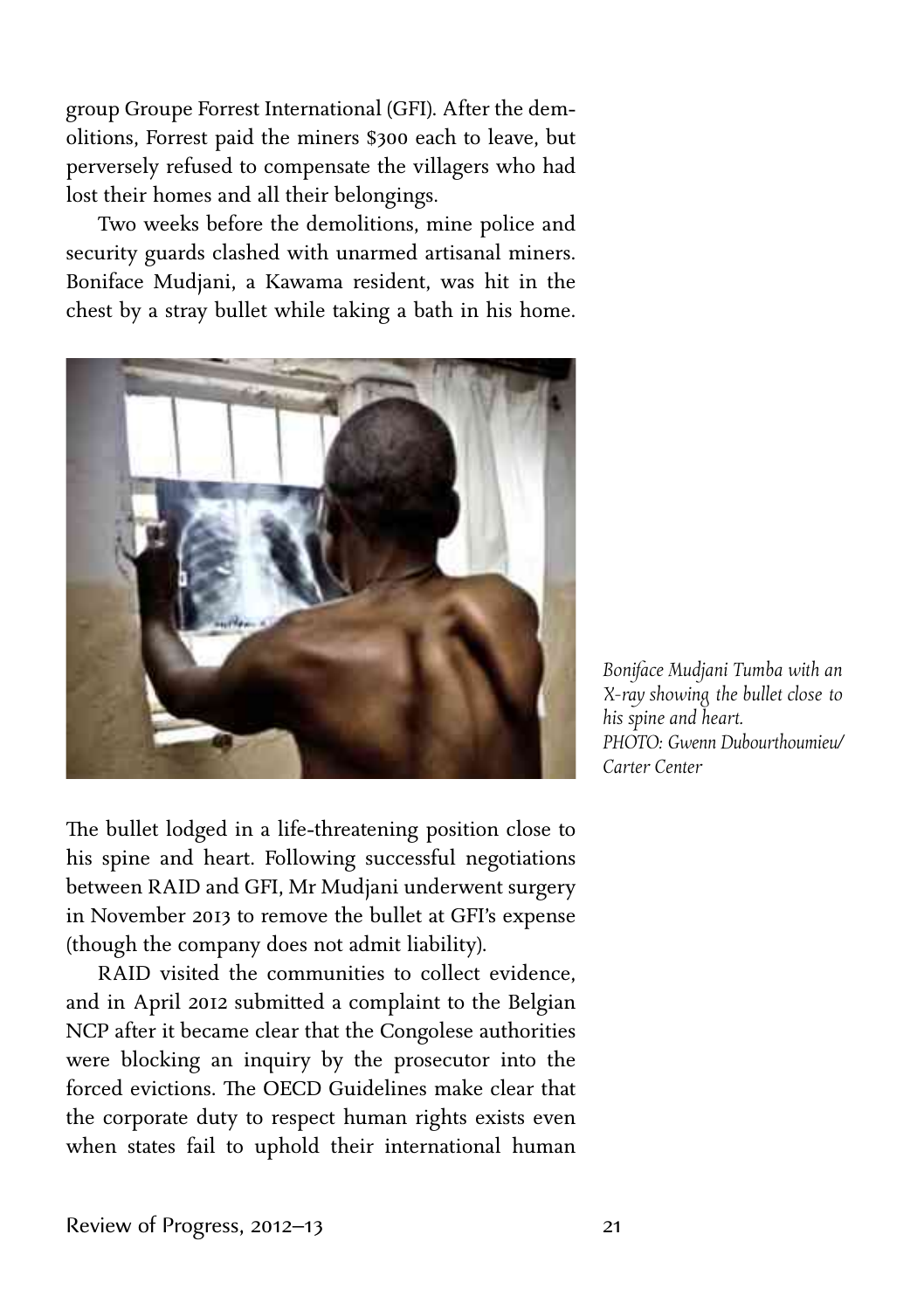group Groupe Forrest International (GFI). After the demolitions, Forrest paid the miners $300 each to leave, but perversely refused to compensate the villagers who had lost their homes and all their belongings.

Two weeks before the demolitions, mine police and security guards clashed with unarmed artisanal miners. Boniface Mudjani, a Kawama resident, was hit in the chest by a stray bullet while taking a bath in his home.

*Boniface Mudjani Tumba with an X-ray showing the bullet close to his spine and heart.*
*PHOTO: Gwenn Dubourthoumieu/ Carter Center*

The bullet lodged in a life-threatening position close to his spine and heart. Following successful negotiations between RAID and GFI, Mr Mudjani underwent surgery in November 2013 to remove the bullet at GFI's expense (though the company does not admit liability).

RAID visited the communities to collect evidence, and in April 2012 submitted a complaint to the Belgian NCP after it became clear that the Congolese authorities were blocking an inquiry by the prosecutor into the forced evictions. The OECD Guidelines make clear that the corporate duty to respect human rights exists even when states fail to uphold their international human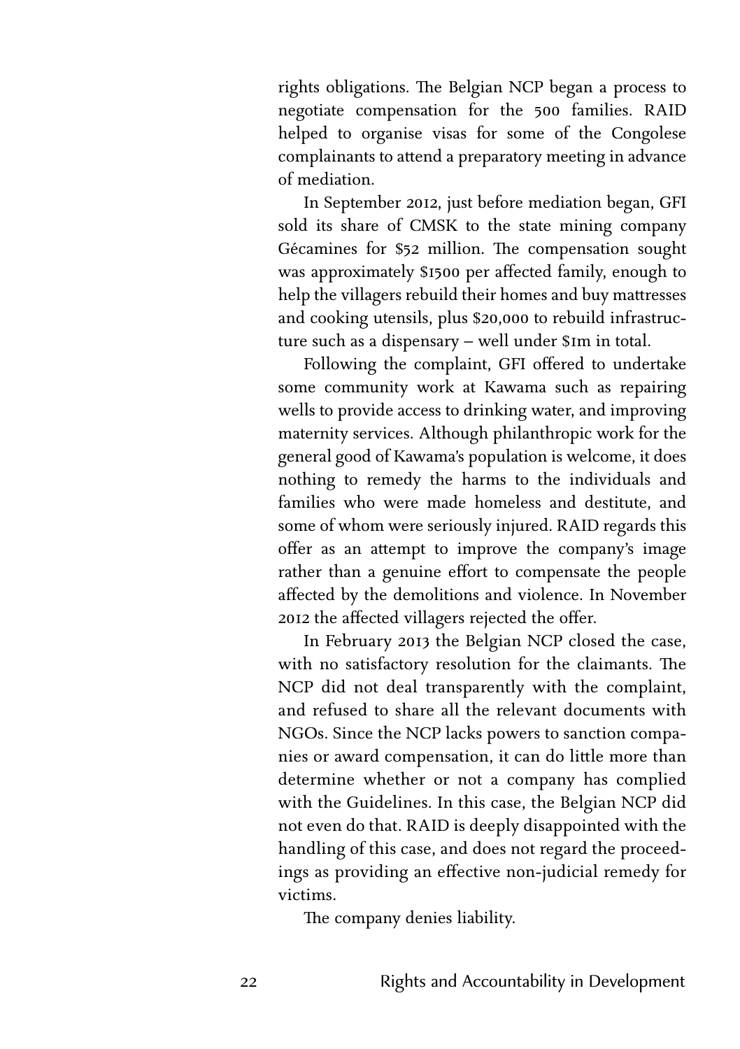rights obligations. The Belgian NCP began a process to negotiate compensation for the 500 families. RAID helped to organise visas for some of the Congolese complainants to attend a preparatory meeting in advance of mediation.

In September 2012, just before mediation began, GFI sold its share of CMSK to the state mining company Gécamines for $52 million. The compensation sought was approximately $1500 per affected family, enough to help the villagers rebuild their homes and buy mattresses and cooking utensils, plus $20,000 to rebuild infrastructure such as a dispensary – well under $1m in total.

Following the complaint, GFI offered to undertake some community work at Kawama such as repairing wells to provide access to drinking water, and improving maternity services. Although philanthropic work for the general good of Kawama's population is welcome, it does nothing to remedy the harms to the individuals and families who were made homeless and destitute, and some of whom were seriously injured. RAID regards this offer as an attempt to improve the company's image rather than a genuine effort to compensate the people affected by the demolitions and violence. In November 2012 the affected villagers rejected the offer.

In February 2013 the Belgian NCP closed the case, with no satisfactory resolution for the claimants. The NCP did not deal transparently with the complaint, and refused to share all the relevant documents with NGOs. Since the NCP lacks powers to sanction companies or award compensation, it can do little more than determine whether or not a company has complied with the Guidelines. In this case, the Belgian NCP did not even do that. RAID is deeply disappointed with the handling of this case, and does not regard the proceedings as providing an effective non-judicial remedy for victims.

The company denies liability.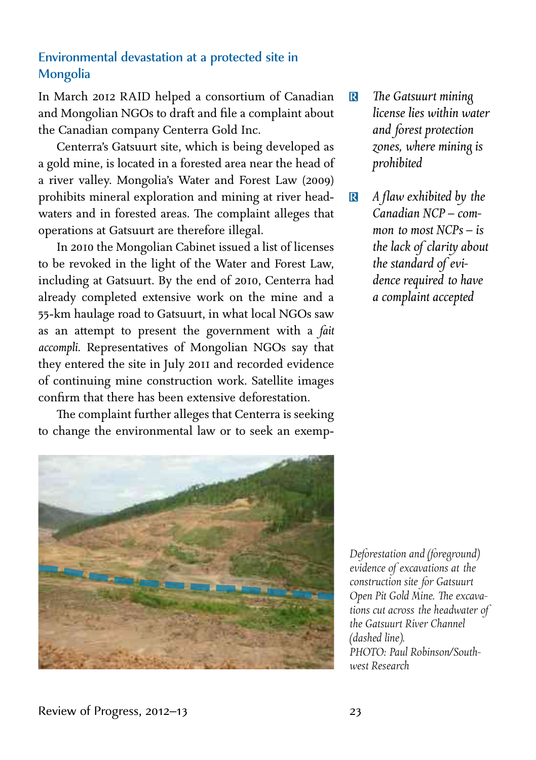## Environmental devastation at a protected site in Mongolia

In March 2012 RAID helped a consortium of Canadian and Mongolian NGOs to draft and file a complaint about the Canadian company Centerra Gold Inc.

Centerra's Gatsuurt site, which is being developed as a gold mine, is located in a forested area near the head of a river valley. Mongolia's Water and Forest Law (2009) prohibits mineral exploration and mining at river headwaters and in forested areas. The complaint alleges that operations at Gatsuurt are therefore illegal.

In 2010 the Mongolian Cabinet issued a list of licenses to be revoked in the light of the Water and Forest Law, including at Gatsuurt. By the end of 2010, Centerra had already completed extensive work on the mine and a 55-km haulage road to Gatsuurt, in what local NGOs saw as an attempt to present the government with a *fait accompli*. Representatives of Mongolian NGOs say that they entered the site in July 2011 and recorded evidence of continuing mine construction work. Satellite images confirm that there has been extensive deforestation.

The complaint further alleges that Centerra is seeking to change the environmental law or to seek an exemp-

- *The Gatsuurt mining license lies within water and forest protection zones, where mining is prohibited*
- *A flaw exhibited by the Canadian NCP – common to most NCPs – is the lack of clarity about the standard of evidence required to have a complaint accepted*

*Deforestation and (foreground) evidence of excavations at the construction site for Gatsuurt Open Pit Gold Mine. The excavations cut across the headwater of the Gatsuurt River Channel (dashed line).*
*PHOTO: Paul Robinson/Southwest Research*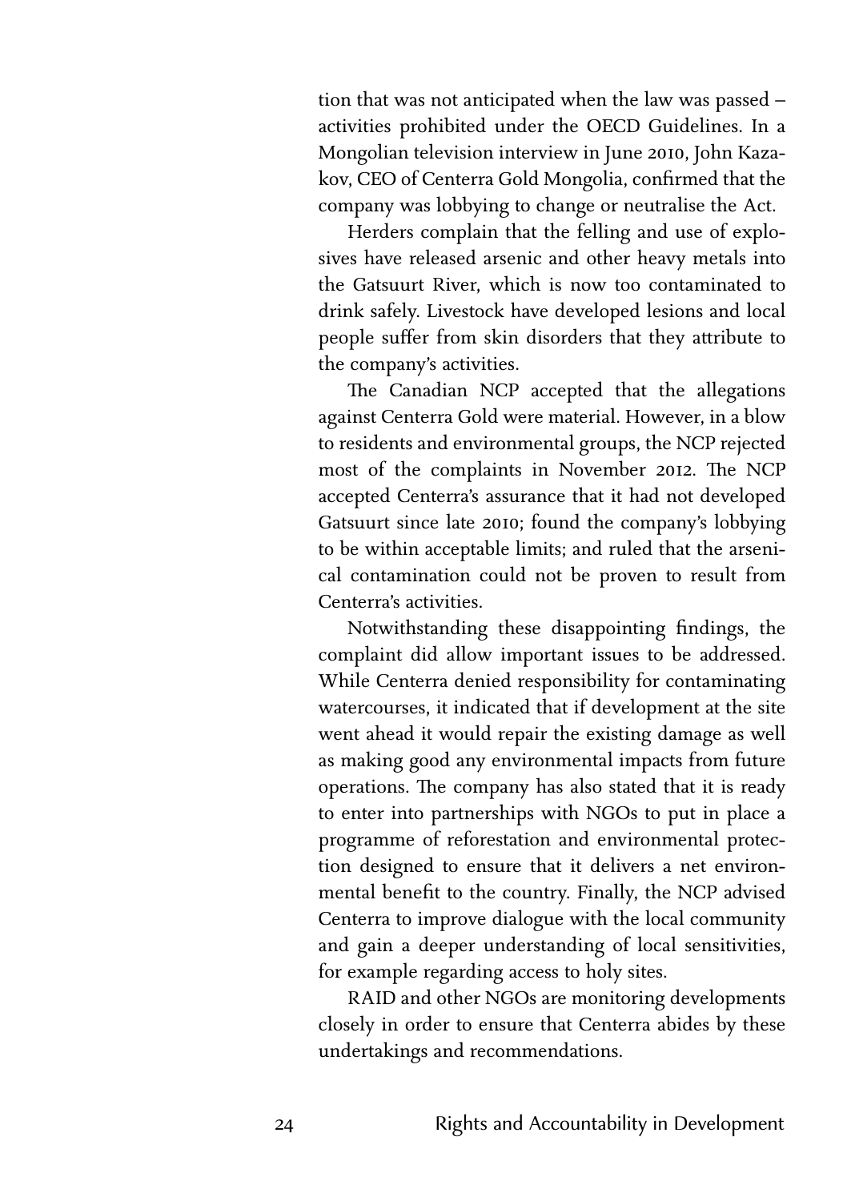tion that was not anticipated when the law was passed – activities prohibited under the OECD Guidelines. In a Mongolian television interview in June 2010, John Kazakov, CEO of Centerra Gold Mongolia, confirmed that the company was lobbying to change or neutralise the Act.

Herders complain that the felling and use of explosives have released arsenic and other heavy metals into the Gatsuurt River, which is now too contaminated to drink safely. Livestock have developed lesions and local people suffer from skin disorders that they attribute to the company's activities.

The Canadian NCP accepted that the allegations against Centerra Gold were material. However, in a blow to residents and environmental groups, the NCP rejected most of the complaints in November 2012. The NCP accepted Centerra's assurance that it had not developed Gatsuurt since late 2010; found the company's lobbying to be within acceptable limits; and ruled that the arsenical contamination could not be proven to result from Centerra's activities.

Notwithstanding these disappointing findings, the complaint did allow important issues to be addressed. While Centerra denied responsibility for contaminating watercourses, it indicated that if development at the site went ahead it would repair the existing damage as well as making good any environmental impacts from future operations. The company has also stated that it is ready to enter into partnerships with NGOs to put in place a programme of reforestation and environmental protection designed to ensure that it delivers a net environmental benefit to the country. Finally, the NCP advised Centerra to improve dialogue with the local community and gain a deeper understanding of local sensitivities, for example regarding access to holy sites.

RAID and other NGOs are monitoring developments closely in order to ensure that Centerra abides by these undertakings and recommendations.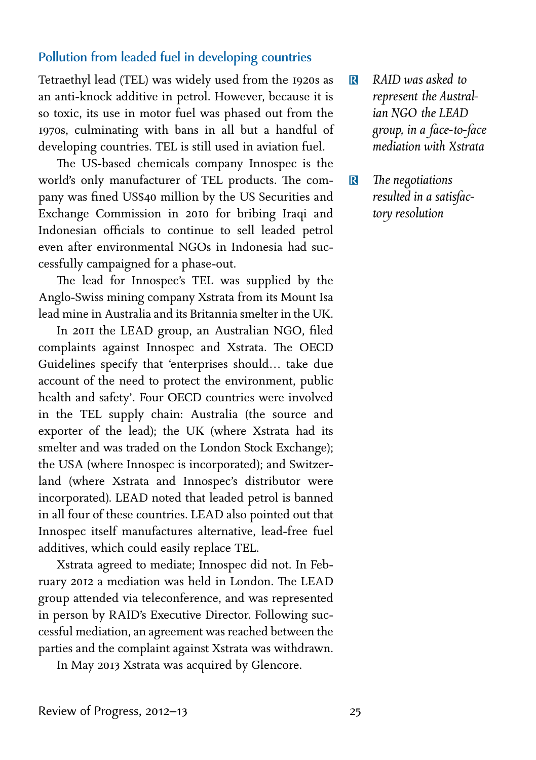## Pollution from leaded fuel in developing countries

Tetraethyl lead (TEL) was widely used from the 1920s as an anti-knock additive in petrol. However, because it is so toxic, its use in motor fuel was phased out from the 1970s, culminating with bans in all but a handful of developing countries. TEL is still used in aviation fuel.

The US-based chemicals company Innospec is the world's only manufacturer of TEL products. The company was fined US$40 million by the US Securities and Exchange Commission in 2010 for bribing Iraqi and Indonesian officials to continue to sell leaded petrol even after environmental NGOs in Indonesia had successfully campaigned for a phase-out.

The lead for Innospec's TEL was supplied by the Anglo-Swiss mining company Xstrata from its Mount Isa lead mine in Australia and its Britannia smelter in the UK.

In 2011 the LEAD group, an Australian NGO, filed complaints against Innospec and Xstrata. The OECD Guidelines specify that 'enterprises should… take due account of the need to protect the environment, public health and safety'. Four OECD countries were involved in the TEL supply chain: Australia (the source and exporter of the lead); the UK (where Xstrata had its smelter and was traded on the London Stock Exchange); the USA (where Innospec is incorporated); and Switzerland (where Xstrata and Innospec's distributor were incorporated). LEAD noted that leaded petrol is banned in all four of these countries. LEAD also pointed out that Innospec itself manufactures alternative, lead-free fuel additives, which could easily replace TEL.

Xstrata agreed to mediate; Innospec did not. In February 2012 a mediation was held in London. The LEAD group attended via teleconference, and was represented in person by RAID's Executive Director. Following successful mediation, an agreement was reached between the parties and the complaint against Xstrata was withdrawn.

In May 2013 Xstrata was acquired by Glencore.

- *RAID was asked to represent the Australian NGO the LEAD group, in a face-to-face mediation with Xstrata*
- *The negotiations resulted in a satisfactory resolution*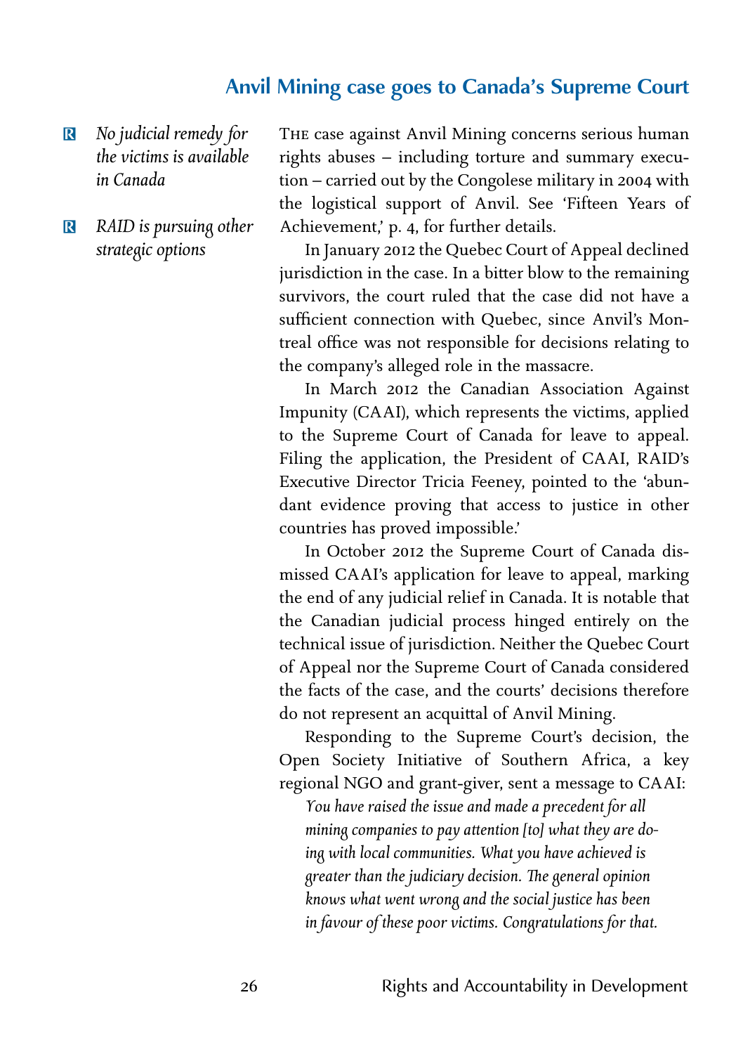## Anvil Mining case goes to Canada's Supreme Court

- *No judicial remedy for the victims is available in Canada*
- *RAID is pursuing other strategic options*

The case against Anvil Mining concerns serious human rights abuses – including torture and summary execution – carried out by the Congolese military in 2004 with the logistical support of Anvil. See 'Fifteen Years of Achievement,' p. 4, for further details.

In January 2012 the Quebec Court of Appeal declined jurisdiction in the case. In a bitter blow to the remaining survivors, the court ruled that the case did not have a sufficient connection with Quebec, since Anvil's Montreal office was not responsible for decisions relating to the company's alleged role in the massacre.

In March 2012 the Canadian Association Against Impunity (CAAI), which represents the victims, applied to the Supreme Court of Canada for leave to appeal. Filing the application, the President of CAAI, RAID's Executive Director Tricia Feeney, pointed to the 'abundant evidence proving that access to justice in other countries has proved impossible.'

In October 2012 the Supreme Court of Canada dismissed CAAI's application for leave to appeal, marking the end of any judicial relief in Canada. It is notable that the Canadian judicial process hinged entirely on the technical issue of jurisdiction. Neither the Quebec Court of Appeal nor the Supreme Court of Canada considered the facts of the case, and the courts' decisions therefore do not represent an acquittal of Anvil Mining.

Responding to the Supreme Court's decision, the Open Society Initiative of Southern Africa, a key regional NGO and grant-giver, sent a message to CAAI:

> *You have raised the issue and made a precedent for all mining companies to pay attention [to] what they are doing with local communities. What you have achieved is greater than the judiciary decision. The general opinion knows what went wrong and the social justice has been in favour of these poor victims. Congratulations for that.*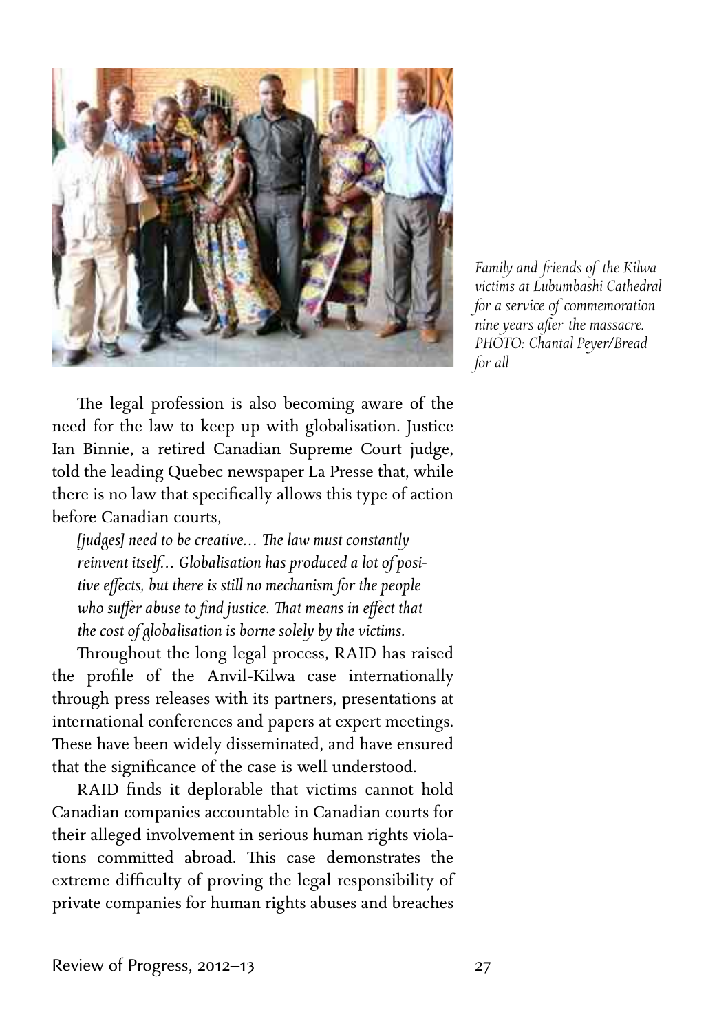Family and friends of the Kilwa victims at Lubumbashi Cathedral for a service of commemoration nine years after the massacre. PHOTO: Chantal Peyer/Bread for all

The legal profession is also becoming aware of the need for the law to keep up with globalisation. Justice Ian Binnie, a retired Canadian Supreme Court judge, told the leading Quebec newspaper La Presse that, while there is no law that specifically allows this type of action before Canadian courts,

> *[judges] need to be creative… The law must constantly reinvent itself… Globalisation has produced a lot of positive effects, but there is still no mechanism for the people who suffer abuse to find justice. That means in effect that the cost of globalisation is borne solely by the victims.*

Throughout the long legal process, RAID has raised the profile of the Anvil-Kilwa case internationally through press releases with its partners, presentations at international conferences and papers at expert meetings. These have been widely disseminated, and have ensured that the significance of the case is well understood.

RAID finds it deplorable that victims cannot hold Canadian companies accountable in Canadian courts for their alleged involvement in serious human rights violations committed abroad. This case demonstrates the extreme difficulty of proving the legal responsibility of private companies for human rights abuses and breaches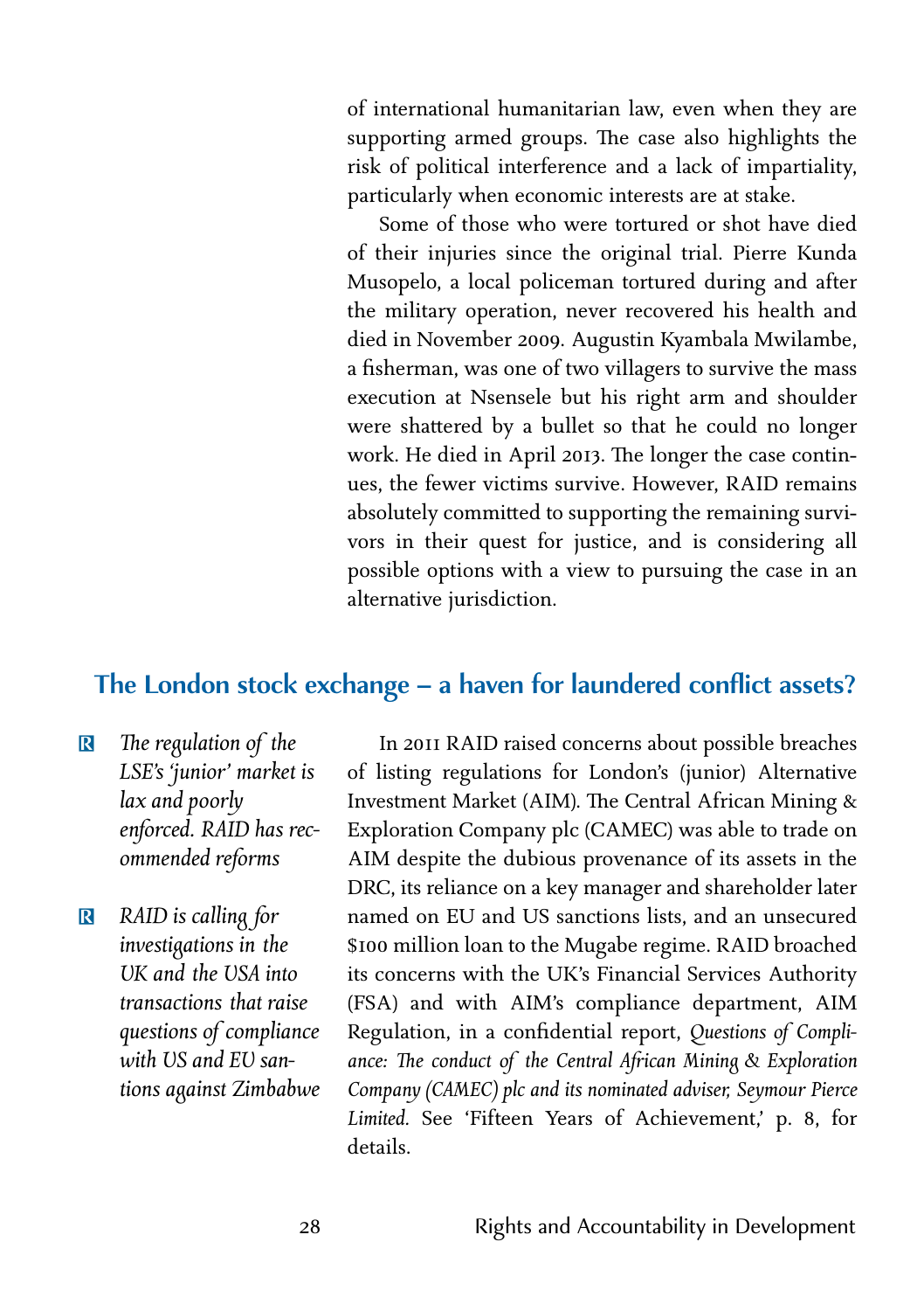of international humanitarian law, even when they are supporting armed groups. The case also highlights the risk of political interference and a lack of impartiality, particularly when economic interests are at stake.

Some of those who were tortured or shot have died of their injuries since the original trial. Pierre Kunda Musopelo, a local policeman tortured during and after the military operation, never recovered his health and died in November 2009. Augustin Kyambala Mwilambe, a fisherman, was one of two villagers to survive the mass execution at Nsensele but his right arm and shoulder were shattered by a bullet so that he could no longer work. He died in April 2013. The longer the case continues, the fewer victims survive. However, RAID remains absolutely committed to supporting the remaining survivors in their quest for justice, and is considering all possible options with a view to pursuing the case in an alternative jurisdiction.

## The London stock exchange – a haven for laundered conflict assets?

- *The regulation of the LSE's 'junior' market is lax and poorly enforced. RAID has recommended reforms*
- *RAID is calling for investigations in the UK and the USA into transactions that raise questions of compliance with US and EU sanctions against Zimbabwe*

In 2011 RAID raised concerns about possible breaches of listing regulations for London's (junior) Alternative Investment Market (AIM). The Central African Mining & Exploration Company plc (CAMEC) was able to trade on AIM despite the dubious provenance of its assets in the DRC, its reliance on a key manager and shareholder later named on EU and US sanctions lists, and an unsecured $100 million loan to the Mugabe regime. RAID broached its concerns with the UK's Financial Services Authority (FSA) and with AIM's compliance department, AIM Regulation, in a confidential report, *Questions of Compliance: The conduct of the Central African Mining & Exploration Company (CAMEC) plc and its nominated adviser, Seymour Pierce Limited.* See 'Fifteen Years of Achievement,' p. 8, for details.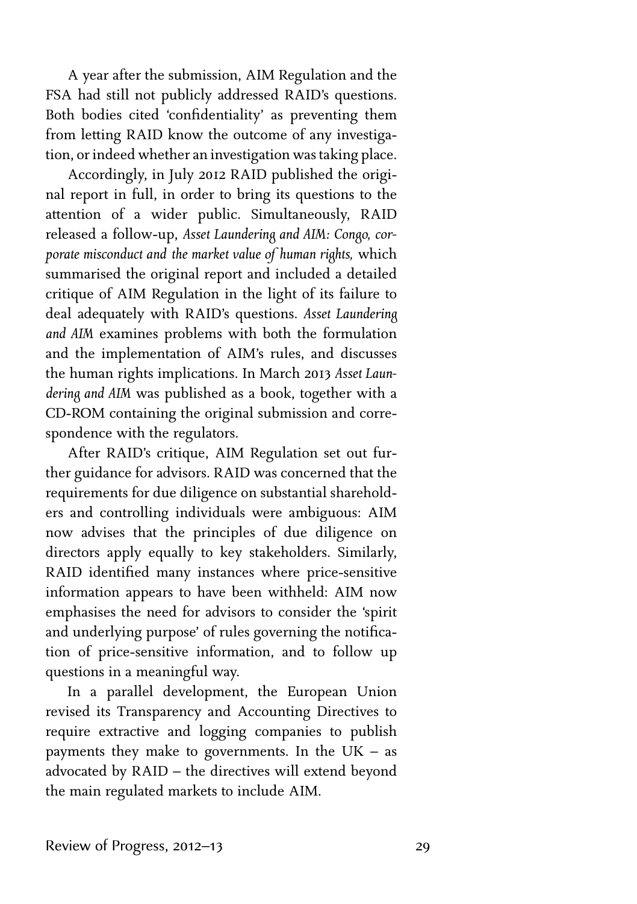A year after the submission, AIM Regulation and the FSA had still not publicly addressed RAID's questions. Both bodies cited 'confidentiality' as preventing them from letting RAID know the outcome of any investigation, or indeed whether an investigation was taking place.

Accordingly, in July 2012 RAID published the original report in full, in order to bring its questions to the attention of a wider public. Simultaneously, RAID released a follow-up, *Asset Laundering and AIM: Congo, corporate misconduct and the market value of human rights,* which summarised the original report and included a detailed critique of AIM Regulation in the light of its failure to deal adequately with RAID's questions. *Asset Laundering and AIM* examines problems with both the formulation and the implementation of AIM's rules, and discusses the human rights implications. In March 2013 *Asset Laundering and AIM* was published as a book, together with a CD-ROM containing the original submission and correspondence with the regulators.

After RAID's critique, AIM Regulation set out further guidance for advisors. RAID was concerned that the requirements for due diligence on substantial shareholders and controlling individuals were ambiguous: AIM now advises that the principles of due diligence on directors apply equally to key stakeholders. Similarly, RAID identified many instances where price-sensitive information appears to have been withheld: AIM now emphasises the need for advisors to consider the 'spirit and underlying purpose' of rules governing the notification of price-sensitive information, and to follow up questions in a meaningful way.

In a parallel development, the European Union revised its Transparency and Accounting Directives to require extractive and logging companies to publish payments they make to governments. In the UK – as advocated by RAID – the directives will extend beyond the main regulated markets to include AIM.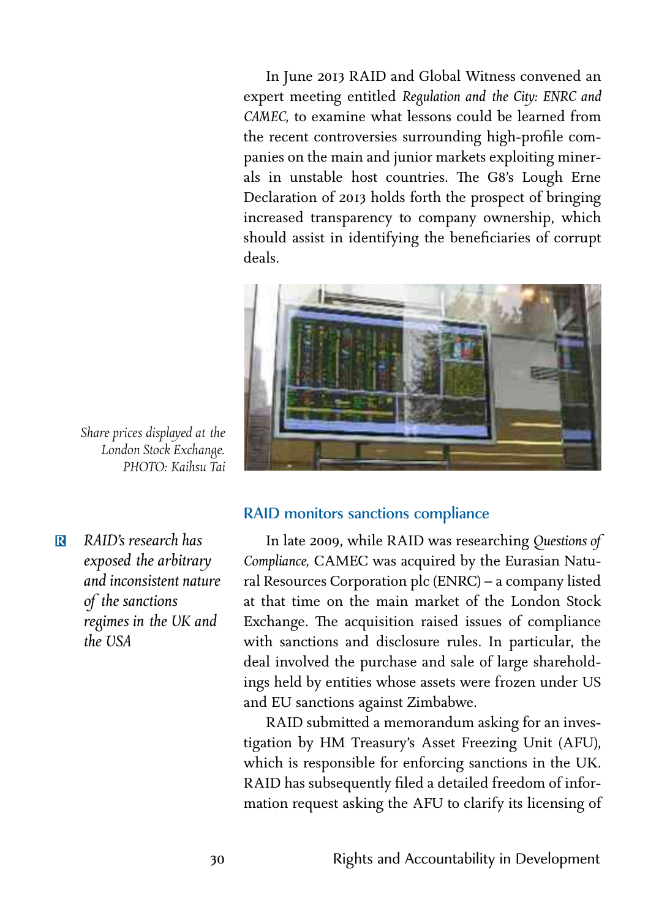In June 2013 RAID and Global Witness convened an expert meeting entitled *Regulation and the City: ENRC and CAMEC*, to examine what lessons could be learned from the recent controversies surrounding high-profile companies on the main and junior markets exploiting minerals in unstable host countries. The G8's Lough Erne Declaration of 2013 holds forth the prospect of bringing increased transparency to company ownership, which should assist in identifying the beneficiaries of corrupt deals.

*Share prices displayed at the London Stock Exchange. PHOTO: Kaihsu Tai*

## RAID monitors sanctions compliance

*RAID's research has exposed the arbitrary and inconsistent nature of the sanctions regimes in the UK and the USA*

In late 2009, while RAID was researching *Questions of Compliance*, CAMEC was acquired by the Eurasian Natural Resources Corporation plc (ENRC) – a company listed at that time on the main market of the London Stock Exchange. The acquisition raised issues of compliance with sanctions and disclosure rules. In particular, the deal involved the purchase and sale of large shareholdings held by entities whose assets were frozen under US and EU sanctions against Zimbabwe.

RAID submitted a memorandum asking for an investigation by HM Treasury's Asset Freezing Unit (AFU), which is responsible for enforcing sanctions in the UK. RAID has subsequently filed a detailed freedom of information request asking the AFU to clarify its licensing of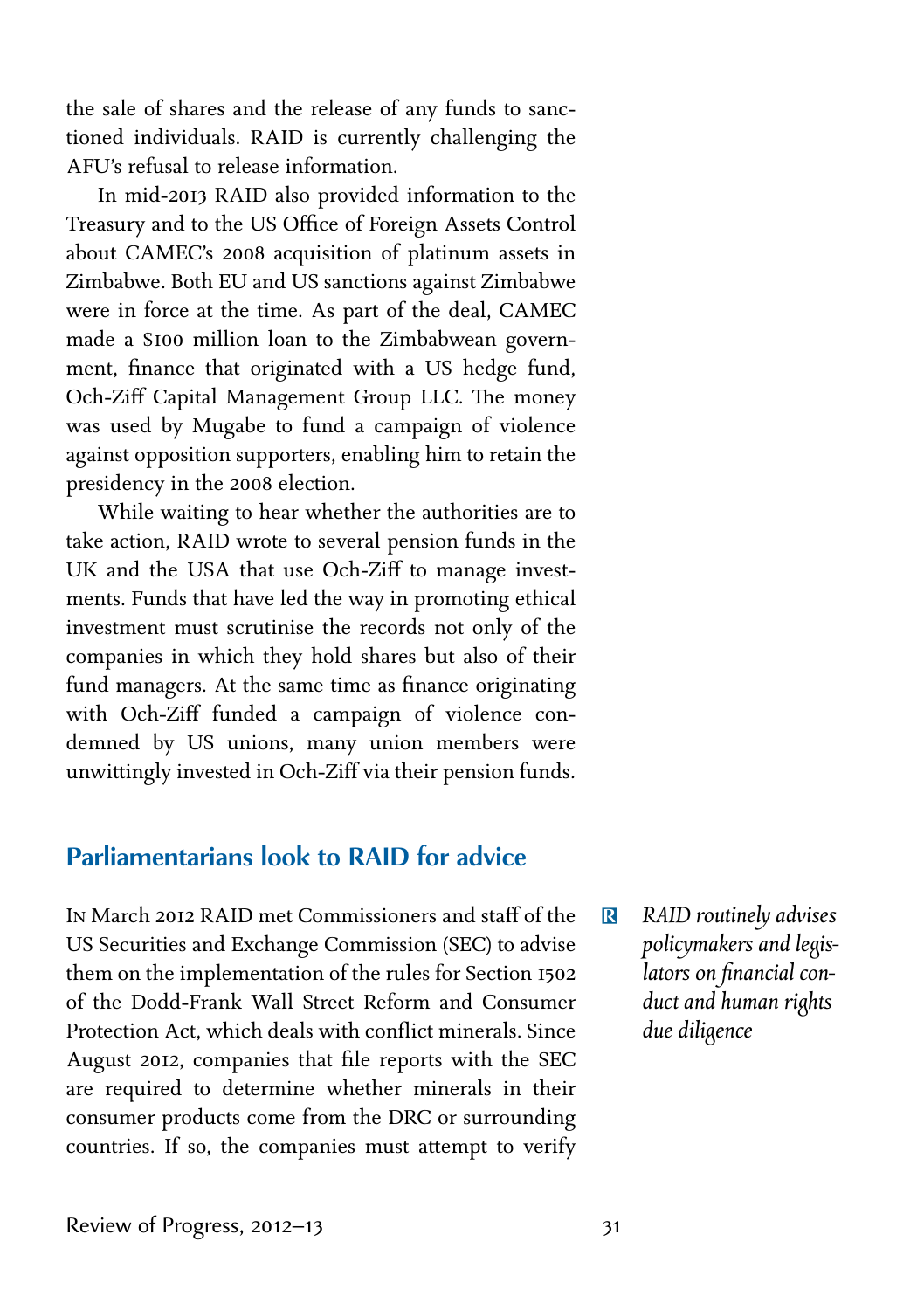the sale of shares and the release of any funds to sanctioned individuals. RAID is currently challenging the AFU's refusal to release information.

In mid-2013 RAID also provided information to the Treasury and to the US Office of Foreign Assets Control about CAMEC's 2008 acquisition of platinum assets in Zimbabwe. Both EU and US sanctions against Zimbabwe were in force at the time. As part of the deal, CAMEC made a $100 million loan to the Zimbabwean government, finance that originated with a US hedge fund, Och-Ziff Capital Management Group LLC. The money was used by Mugabe to fund a campaign of violence against opposition supporters, enabling him to retain the presidency in the 2008 election.

While waiting to hear whether the authorities are to take action, RAID wrote to several pension funds in the UK and the USA that use Och-Ziff to manage investments. Funds that have led the way in promoting ethical investment must scrutinise the records not only of the companies in which they hold shares but also of their fund managers. At the same time as finance originating with Och-Ziff funded a campaign of violence condemned by US unions, many union members were unwittingly invested in Och-Ziff via their pension funds.

## Parliamentarians look to RAID for advice

*RAID routinely advises policymakers and legislators on financial conduct and human rights due diligence*

In March 2012 RAID met Commissioners and staff of the US Securities and Exchange Commission (SEC) to advise them on the implementation of the rules for Section 1502 of the Dodd-Frank Wall Street Reform and Consumer Protection Act, which deals with conflict minerals. Since August 2012, companies that file reports with the SEC are required to determine whether minerals in their consumer products come from the DRC or surrounding countries. If so, the companies must attempt to verify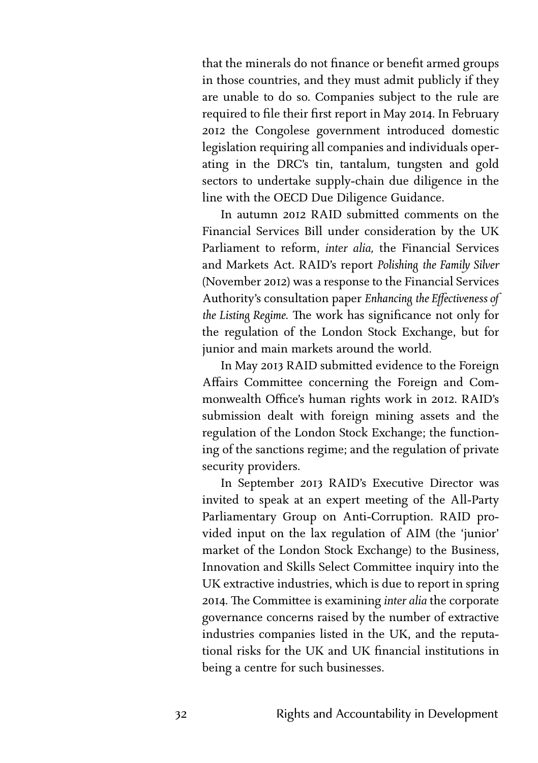that the minerals do not finance or benefit armed groups in those countries, and they must admit publicly if they are unable to do so. Companies subject to the rule are required to file their first report in May 2014. In February 2012 the Congolese government introduced domestic legislation requiring all companies and individuals operating in the DRC's tin, tantalum, tungsten and gold sectors to undertake supply-chain due diligence in the line with the OECD Due Diligence Guidance.

In autumn 2012 RAID submitted comments on the Financial Services Bill under consideration by the UK Parliament to reform, *inter alia,* the Financial Services and Markets Act. RAID's report *Polishing the Family Silver* (November 2012) was a response to the Financial Services Authority's consultation paper *Enhancing the Effectiveness of the Listing Regime.* The work has significance not only for the regulation of the London Stock Exchange, but for junior and main markets around the world.

In May 2013 RAID submitted evidence to the Foreign Affairs Committee concerning the Foreign and Commonwealth Office's human rights work in 2012. RAID's submission dealt with foreign mining assets and the regulation of the London Stock Exchange; the functioning of the sanctions regime; and the regulation of private security providers.

In September 2013 RAID's Executive Director was invited to speak at an expert meeting of the All-Party Parliamentary Group on Anti-Corruption. RAID provided input on the lax regulation of AIM (the 'junior' market of the London Stock Exchange) to the Business, Innovation and Skills Select Committee inquiry into the UK extractive industries, which is due to report in spring 2014. The Committee is examining *inter alia* the corporate governance concerns raised by the number of extractive industries companies listed in the UK, and the reputational risks for the UK and UK financial institutions in being a centre for such businesses.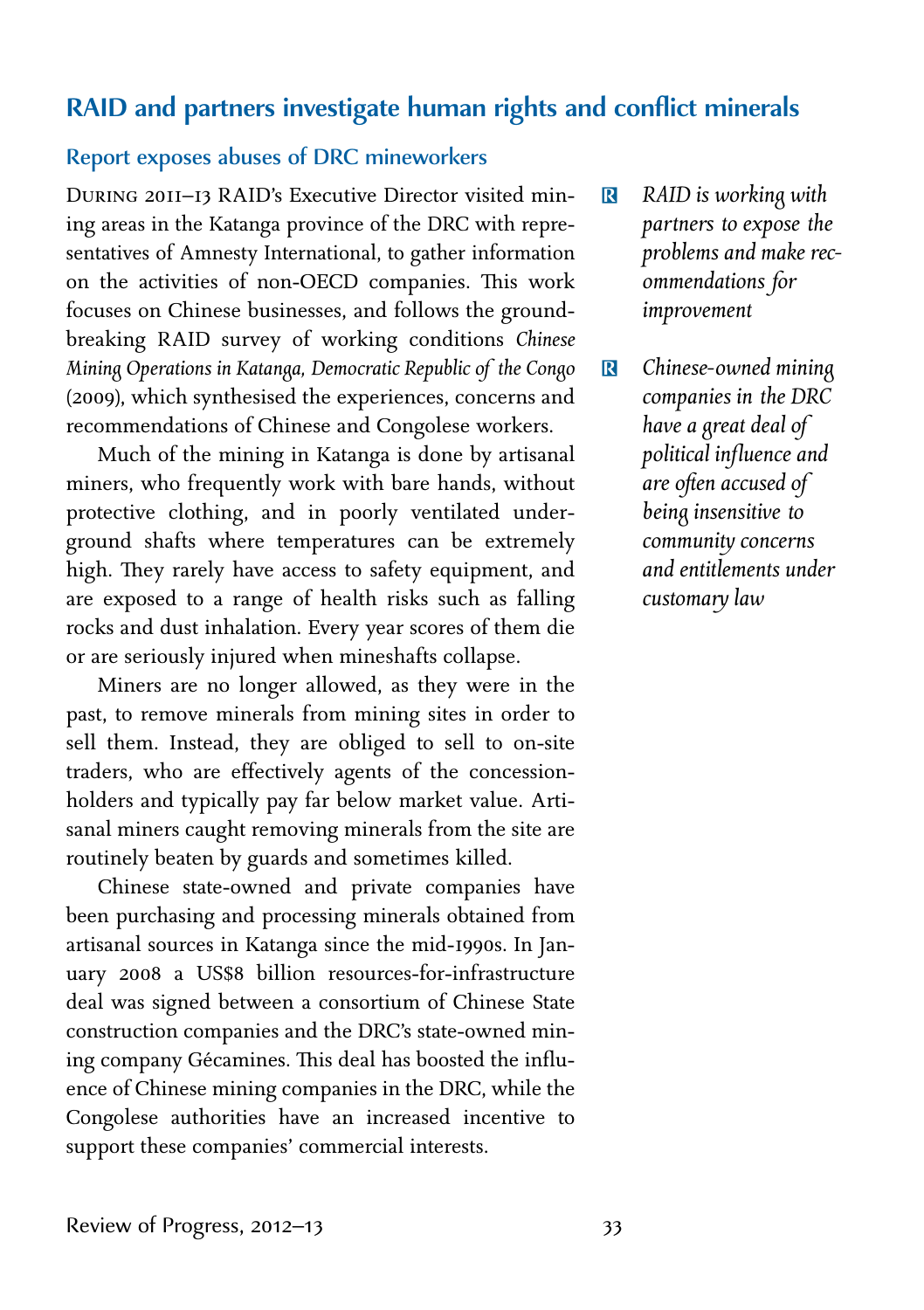## RAID and partners investigate human rights and conflict minerals

### Report exposes abuses of DRC mineworkers

DURING 2011–13 RAID's Executive Director visited mining areas in the Katanga province of the DRC with representatives of Amnesty International, to gather information on the activities of non-OECD companies. This work focuses on Chinese businesses, and follows the groundbreaking RAID survey of working conditions *Chinese Mining Operations in Katanga, Democratic Republic of the Congo* (2009), which synthesised the experiences, concerns and recommendations of Chinese and Congolese workers.

Much of the mining in Katanga is done by artisanal miners, who frequently work with bare hands, without protective clothing, and in poorly ventilated underground shafts where temperatures can be extremely high. They rarely have access to safety equipment, and are exposed to a range of health risks such as falling rocks and dust inhalation. Every year scores of them die or are seriously injured when mineshafts collapse.

Miners are no longer allowed, as they were in the past, to remove minerals from mining sites in order to sell them. Instead, they are obliged to sell to on-site traders, who are effectively agents of the concession-holders and typically pay far below market value. Artisanal miners caught removing minerals from the site are routinely beaten by guards and sometimes killed.

Chinese state-owned and private companies have been purchasing and processing minerals obtained from artisanal sources in Katanga since the mid-1990s. In January 2008 a US$8 billion resources-for-infrastructure deal was signed between a consortium of Chinese State construction companies and the DRC's state-owned mining company Gécamines. This deal has boosted the influence of Chinese mining companies in the DRC, while the Congolese authorities have an increased incentive to support these companies' commercial interests.

- *RAID is working with partners to expose the problems and make recommendations for improvement*
- *Chinese-owned mining companies in the DRC have a great deal of political influence and are often accused of being insensitive to community concerns and entitlements under customary law*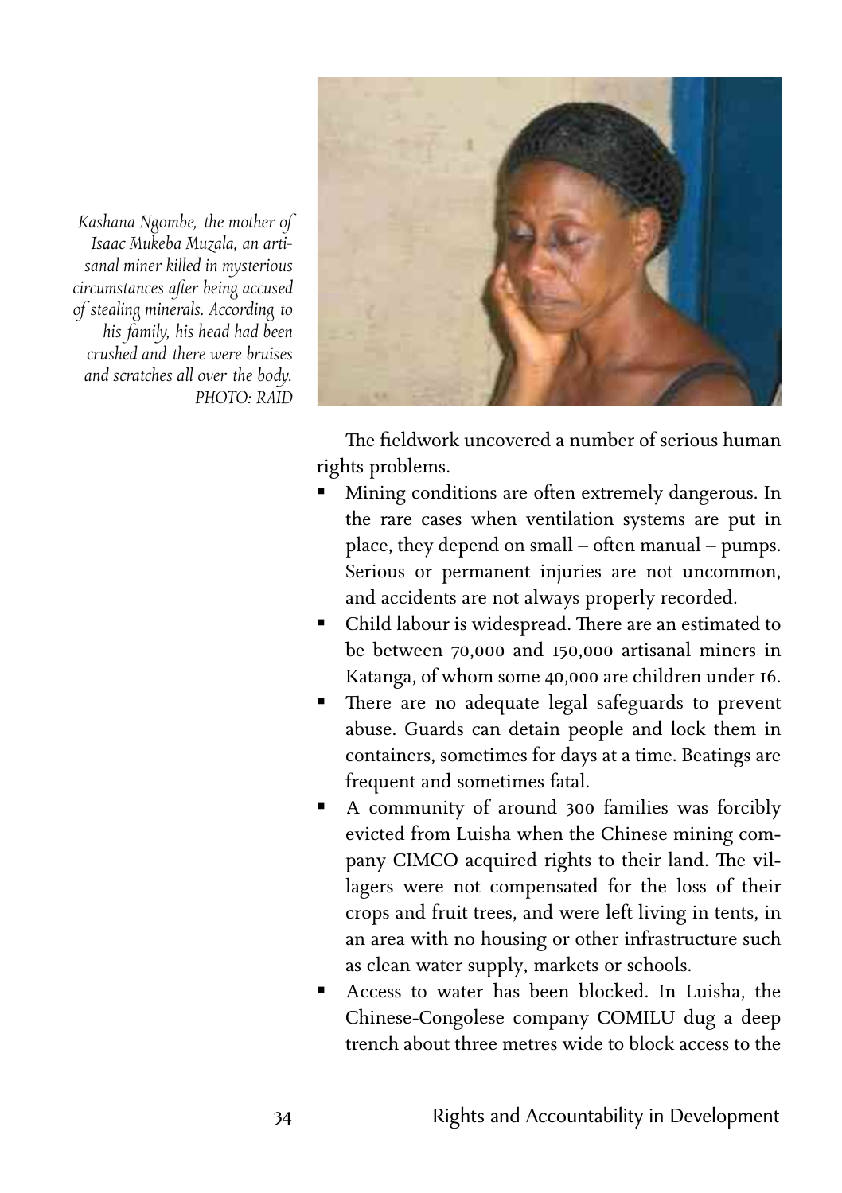*Kashana Ngombe, the mother of Isaac Mukeba Muzala, an artisanal miner killed in mysterious circumstances after being accused of stealing minerals. According to his family, his head had been crushed and there were bruises and scratches all over the body. PHOTO: RAID*

The fieldwork uncovered a number of serious human rights problems.

- Mining conditions are often extremely dangerous. In the rare cases when ventilation systems are put in place, they depend on small – often manual – pumps. Serious or permanent injuries are not uncommon, and accidents are not always properly recorded.
- Child labour is widespread. There are an estimated to be between 70,000 and 150,000 artisanal miners in Katanga, of whom some 40,000 are children under 16.
- There are no adequate legal safeguards to prevent abuse. Guards can detain people and lock them in containers, sometimes for days at a time. Beatings are frequent and sometimes fatal.
- A community of around 300 families was forcibly evicted from Luisha when the Chinese mining company CIMCO acquired rights to their land. The villagers were not compensated for the loss of their crops and fruit trees, and were left living in tents, in an area with no housing or other infrastructure such as clean water supply, markets or schools.
- Access to water has been blocked. In Luisha, the Chinese-Congolese company COMILU dug a deep trench about three metres wide to block access to the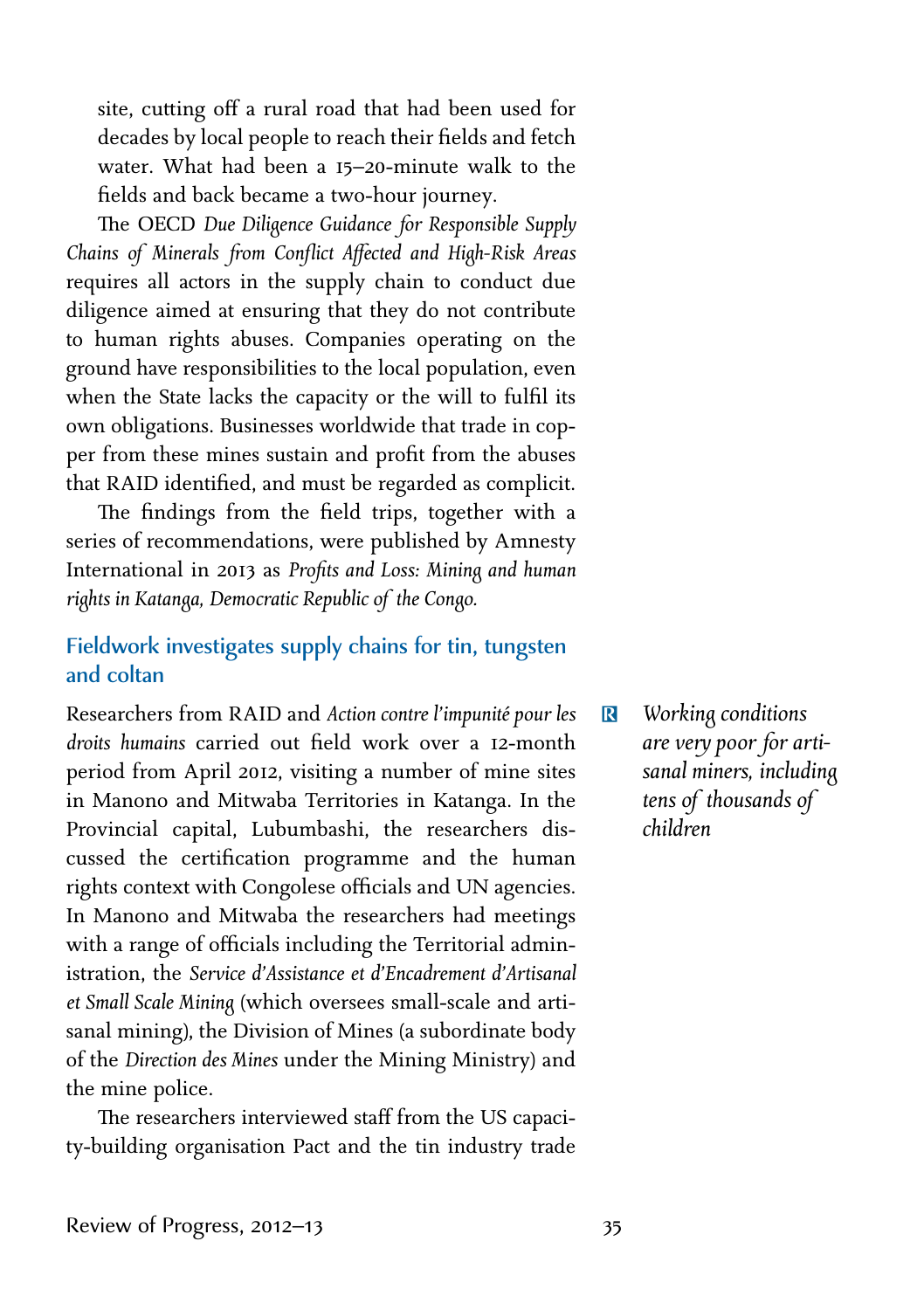site, cutting off a rural road that had been used for decades by local people to reach their fields and fetch water. What had been a 15–20-minute walk to the fields and back became a two-hour journey.

The OECD *Due Diligence Guidance for Responsible Supply Chains of Minerals from Conflict Affected and High-Risk Areas* requires all actors in the supply chain to conduct due diligence aimed at ensuring that they do not contribute to human rights abuses. Companies operating on the ground have responsibilities to the local population, even when the State lacks the capacity or the will to fulfil its own obligations. Businesses worldwide that trade in copper from these mines sustain and profit from the abuses that RAID identified, and must be regarded as complicit.

The findings from the field trips, together with a series of recommendations, were published by Amnesty International in 2013 as *Profits and Loss: Mining and human rights in Katanga, Democratic Republic of the Congo.*

## Fieldwork investigates supply chains for tin, tungsten and coltan

Researchers from RAID and *Action contre l'impunité pour les droits humains* carried out field work over a 12-month period from April 2012, visiting a number of mine sites in Manono and Mitwaba Territories in Katanga. In the Provincial capital, Lubumbashi, the researchers discussed the certification programme and the human rights context with Congolese officials and UN agencies. In Manono and Mitwaba the researchers had meetings with a range of officials including the Territorial administration, the *Service d'Assistance et d'Encadrement d'Artisanal et Small Scale Mining* (which oversees small-scale and artisanal mining), the Division of Mines (a subordinate body of the *Direction des Mines* under the Mining Ministry) and the mine police.

> *Working conditions are very poor for artisanal miners, including tens of thousands of children*

The researchers interviewed staff from the US capacity-building organisation Pact and the tin industry trade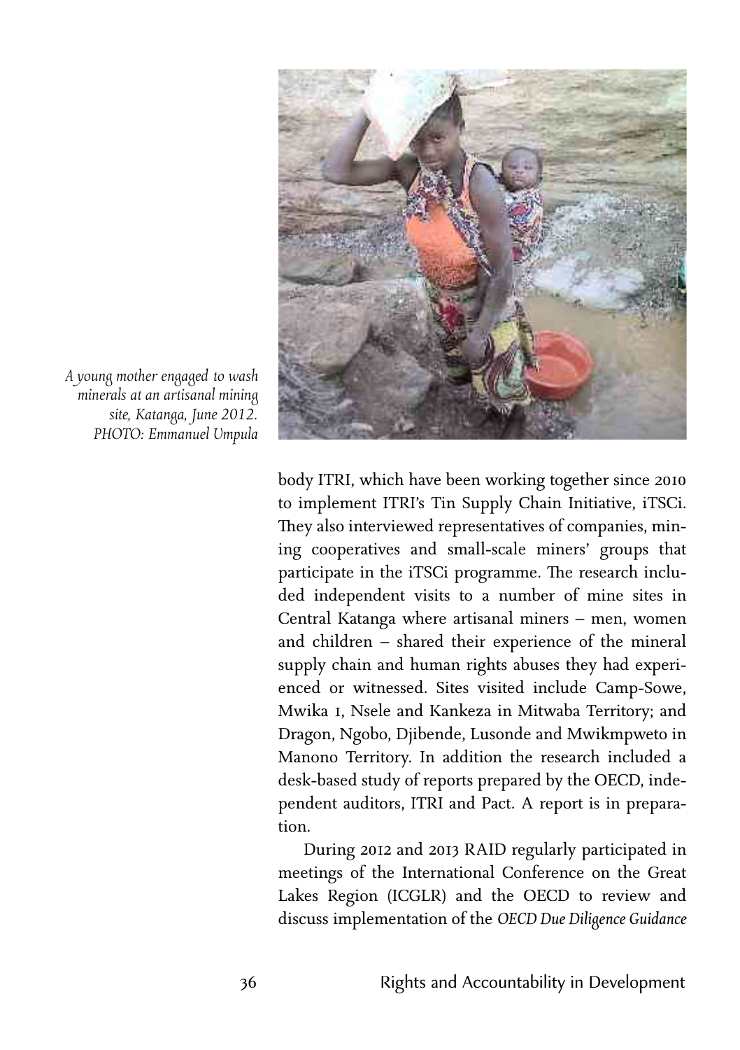*A young mother engaged to wash minerals at an artisanal mining site, Katanga, June 2012. PHOTO: Emmanuel Umpula*

body ITRI, which have been working together since 2010 to implement ITRI's Tin Supply Chain Initiative, iTSCi. They also interviewed representatives of companies, mining cooperatives and small-scale miners' groups that participate in the iTSCi programme. The research included independent visits to a number of mine sites in Central Katanga where artisanal miners – men, women and children – shared their experience of the mineral supply chain and human rights abuses they had experienced or witnessed. Sites visited include Camp-Sowe, Mwika 1, Nsele and Kankeza in Mitwaba Territory; and Dragon, Ngobo, Djibende, Lusonde and Mwikmpweto in Manono Territory. In addition the research included a desk-based study of reports prepared by the OECD, independent auditors, ITRI and Pact. A report is in preparation.

During 2012 and 2013 RAID regularly participated in meetings of the International Conference on the Great Lakes Region (ICGLR) and the OECD to review and discuss implementation of the *OECD Due Diligence Guidance*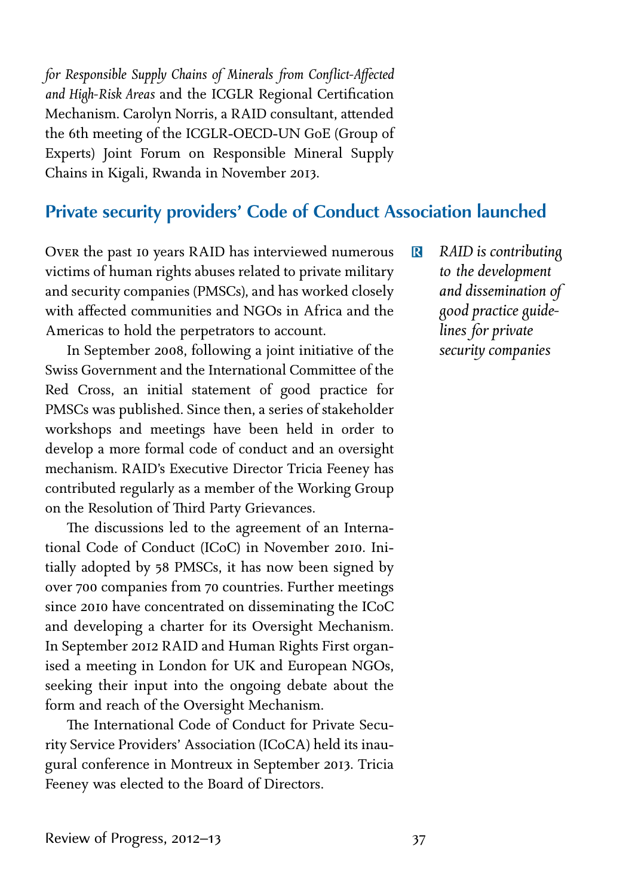*for Responsible Supply Chains of Minerals from Conflict-Affected and High-Risk Areas* and the ICGLR Regional Certification Mechanism. Carolyn Norris, a RAID consultant, attended the 6th meeting of the ICGLR-OECD-UN GoE (Group of Experts) Joint Forum on Responsible Mineral Supply Chains in Kigali, Rwanda in November 2013.

## Private security providers' Code of Conduct Association launched

*RAID is contributing to the development and dissemination of good practice guidelines for private security companies*

Over the past 10 years RAID has interviewed numerous victims of human rights abuses related to private military and security companies (PMSCs), and has worked closely with affected communities and NGOs in Africa and the Americas to hold the perpetrators to account.

In September 2008, following a joint initiative of the Swiss Government and the International Committee of the Red Cross, an initial statement of good practice for PMSCs was published. Since then, a series of stakeholder workshops and meetings have been held in order to develop a more formal code of conduct and an oversight mechanism. RAID's Executive Director Tricia Feeney has contributed regularly as a member of the Working Group on the Resolution of Third Party Grievances.

The discussions led to the agreement of an International Code of Conduct (ICoC) in November 2010. Initially adopted by 58 PMSCs, it has now been signed by over 700 companies from 70 countries. Further meetings since 2010 have concentrated on disseminating the ICoC and developing a charter for its Oversight Mechanism. In September 2012 RAID and Human Rights First organised a meeting in London for UK and European NGOs, seeking their input into the ongoing debate about the form and reach of the Oversight Mechanism.

The International Code of Conduct for Private Security Service Providers' Association (ICoCA) held its inaugural conference in Montreux in September 2013. Tricia Feeney was elected to the Board of Directors.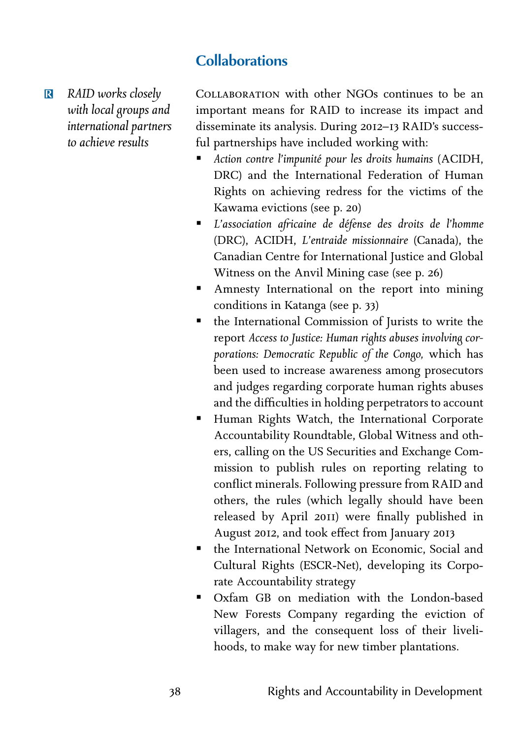## Collaborations

*RAID works closely with local groups and international partners to achieve results*

Collaboration with other NGOs continues to be an important means for RAID to increase its impact and disseminate its analysis. During 2012–13 RAID's successful partnerships have included working with:

- *Action contre l'impunité pour les droits humains* (ACIDH, DRC) and the International Federation of Human Rights on achieving redress for the victims of the Kawama evictions (see p. 20)
- *L'association africaine de défense des droits de l'homme* (DRC), ACIDH, *L'entraide missionnaire* (Canada), the Canadian Centre for International Justice and Global Witness on the Anvil Mining case (see p. 26)
- Amnesty International on the report into mining conditions in Katanga (see p. 33)
- the International Commission of Jurists to write the report *Access to Justice: Human rights abuses involving corporations: Democratic Republic of the Congo,* which has been used to increase awareness among prosecutors and judges regarding corporate human rights abuses and the difficulties in holding perpetrators to account
- Human Rights Watch, the International Corporate Accountability Roundtable, Global Witness and others, calling on the US Securities and Exchange Commission to publish rules on reporting relating to conflict minerals. Following pressure from RAID and others, the rules (which legally should have been released by April 2011) were finally published in August 2012, and took effect from January 2013
- the International Network on Economic, Social and Cultural Rights (ESCR-Net), developing its Corporate Accountability strategy
- Oxfam GB on mediation with the London-based New Forests Company regarding the eviction of villagers, and the consequent loss of their livelihoods, to make way for new timber plantations.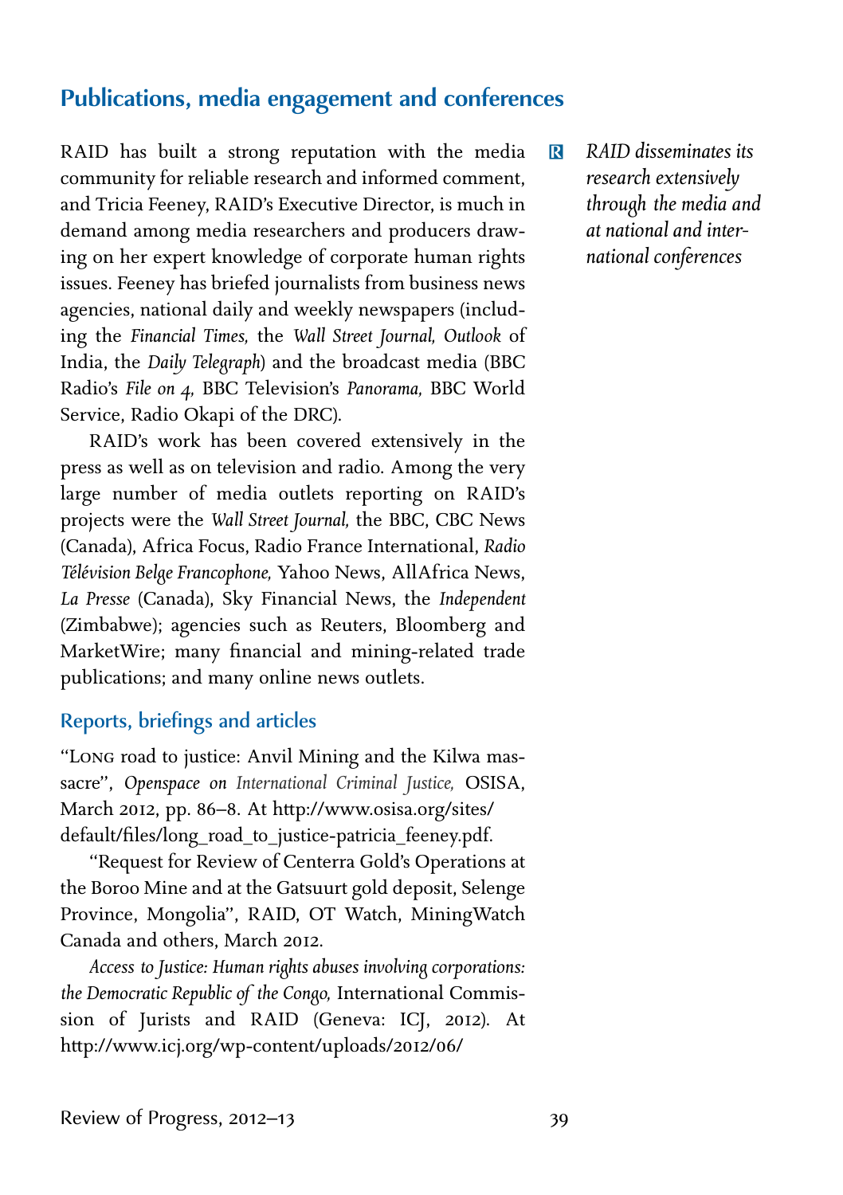## Publications, media engagement and conferences

*RAID disseminates its research extensively through the media and at national and international conferences*

RAID has built a strong reputation with the media community for reliable research and informed comment, and Tricia Feeney, RAID's Executive Director, is much in demand among media researchers and producers drawing on her expert knowledge of corporate human rights issues. Feeney has briefed journalists from business news agencies, national daily and weekly newspapers (including the *Financial Times,* the *Wall Street Journal, Outlook* of India, the *Daily Telegraph*) and the broadcast media (BBC Radio's *File on 4,* BBC Television's *Panorama,* BBC World Service, Radio Okapi of the DRC).

RAID's work has been covered extensively in the press as well as on television and radio. Among the very large number of media outlets reporting on RAID's projects were the *Wall Street Journal,* the BBC, CBC News (Canada), Africa Focus, Radio France International, *Radio Télévision Belge Francophone,* Yahoo News, AllAfrica News, *La Presse* (Canada), Sky Financial News, the *Independent* (Zimbabwe); agencies such as Reuters, Bloomberg and MarketWire; many financial and mining-related trade publications; and many online news outlets.

### Reports, briefings and articles

"Long road to justice: Anvil Mining and the Kilwa massacre", *Openspace on International Criminal Justice,* OSISA, March 2012, pp. 86–8. At http://www.osisa.org/sites/default/files/long_road_to_justice-patricia_feeney.pdf.

"Request for Review of Centerra Gold's Operations at the Boroo Mine and at the Gatsuurt gold deposit, Selenge Province, Mongolia", RAID, OT Watch, MiningWatch Canada and others, March 2012.

*Access to Justice: Human rights abuses involving corporations: the Democratic Republic of the Congo,* International Commission of Jurists and RAID (Geneva: ICJ, 2012). At http://www.icj.org/wp-content/uploads/2012/06/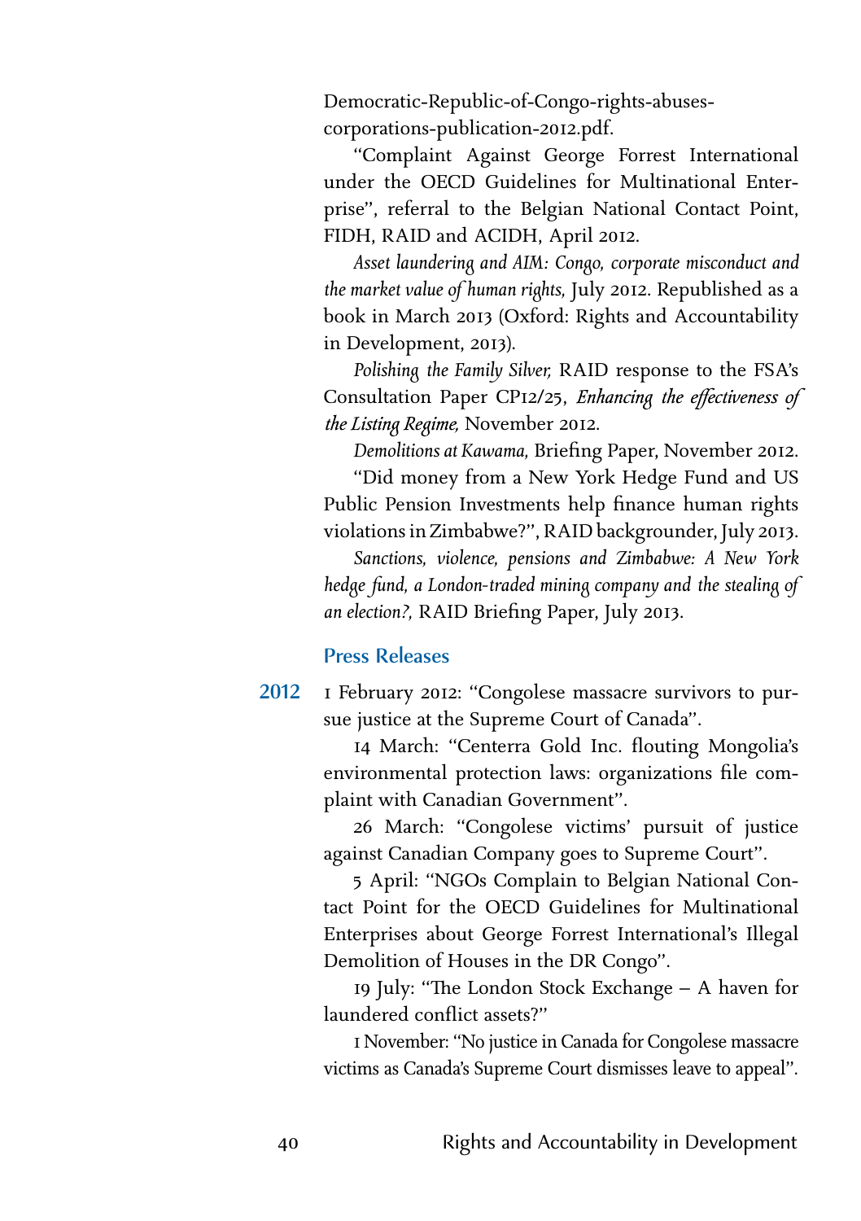Democratic-Republic-of-Congo-rights-abuses-corporations-publication-2012.pdf.

"Complaint Against George Forrest International under the OECD Guidelines for Multinational Enterprise", referral to the Belgian National Contact Point, FIDH, RAID and ACIDH, April 2012.

*Asset laundering and AIM: Congo, corporate misconduct and the market value of human rights,* July 2012. Republished as a book in March 2013 (Oxford: Rights and Accountability in Development, 2013).

*Polishing the Family Silver,* RAID response to the FSA's Consultation Paper CP12/25, *Enhancing the effectiveness of the Listing Regime,* November 2012.

*Demolitions at Kawama,* Briefing Paper, November 2012.

"Did money from a New York Hedge Fund and US Public Pension Investments help finance human rights violations in Zimbabwe?", RAID backgrounder, July 2013.

*Sanctions, violence, pensions and Zimbabwe: A New York hedge fund, a London-traded mining company and the stealing of an election?,* RAID Briefing Paper, July 2013.

## Press Releases

**2012**

1 February 2012: "Congolese massacre survivors to pursue justice at the Supreme Court of Canada".

14 March: "Centerra Gold Inc. flouting Mongolia's environmental protection laws: organizations file complaint with Canadian Government".

26 March: "Congolese victims' pursuit of justice against Canadian Company goes to Supreme Court".

5 April: "NGOs Complain to Belgian National Contact Point for the OECD Guidelines for Multinational Enterprises about George Forrest International's Illegal Demolition of Houses in the DR Congo".

19 July: "The London Stock Exchange – A haven for laundered conflict assets?"

1 November: "No justice in Canada for Congolese massacre victims as Canada's Supreme Court dismisses leave to appeal".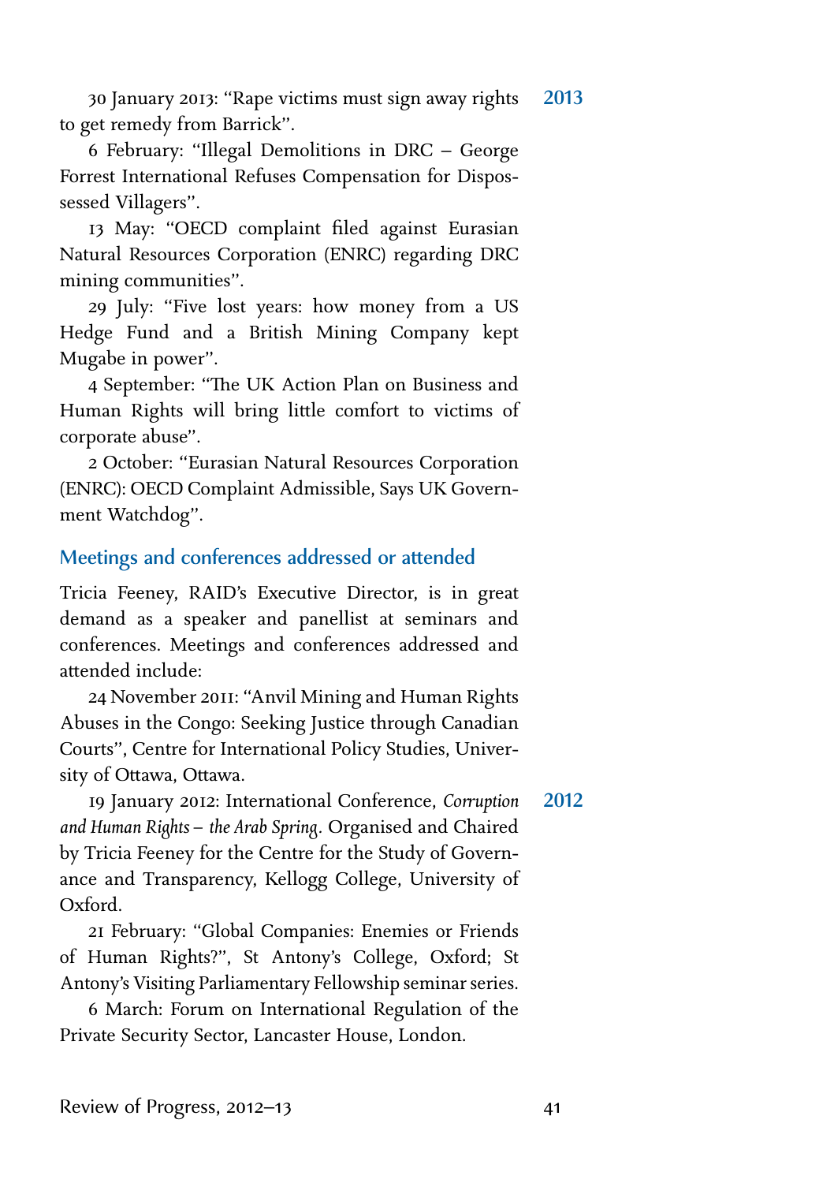2013

30 January 2013: "Rape victims must sign away rights to get remedy from Barrick".

6 February: "Illegal Demolitions in DRC – George Forrest International Refuses Compensation for Dispossessed Villagers".

13 May: "OECD complaint filed against Eurasian Natural Resources Corporation (ENRC) regarding DRC mining communities".

29 July: "Five lost years: how money from a US Hedge Fund and a British Mining Company kept Mugabe in power".

4 September: "The UK Action Plan on Business and Human Rights will bring little comfort to victims of corporate abuse".

2 October: "Eurasian Natural Resources Corporation (ENRC): OECD Complaint Admissible, Says UK Government Watchdog".

## Meetings and conferences addressed or attended

Tricia Feeney, RAID's Executive Director, is in great demand as a speaker and panellist at seminars and conferences. Meetings and conferences addressed and attended include:

24 November 2011: "Anvil Mining and Human Rights Abuses in the Congo: Seeking Justice through Canadian Courts", Centre for International Policy Studies, University of Ottawa, Ottawa.

2012

19 January 2012: International Conference, *Corruption and Human Rights – the Arab Spring*. Organised and Chaired by Tricia Feeney for the Centre for the Study of Governance and Transparency, Kellogg College, University of Oxford.

21 February: "Global Companies: Enemies or Friends of Human Rights?", St Antony's College, Oxford; St Antony's Visiting Parliamentary Fellowship seminar series.

6 March: Forum on International Regulation of the Private Security Sector, Lancaster House, London.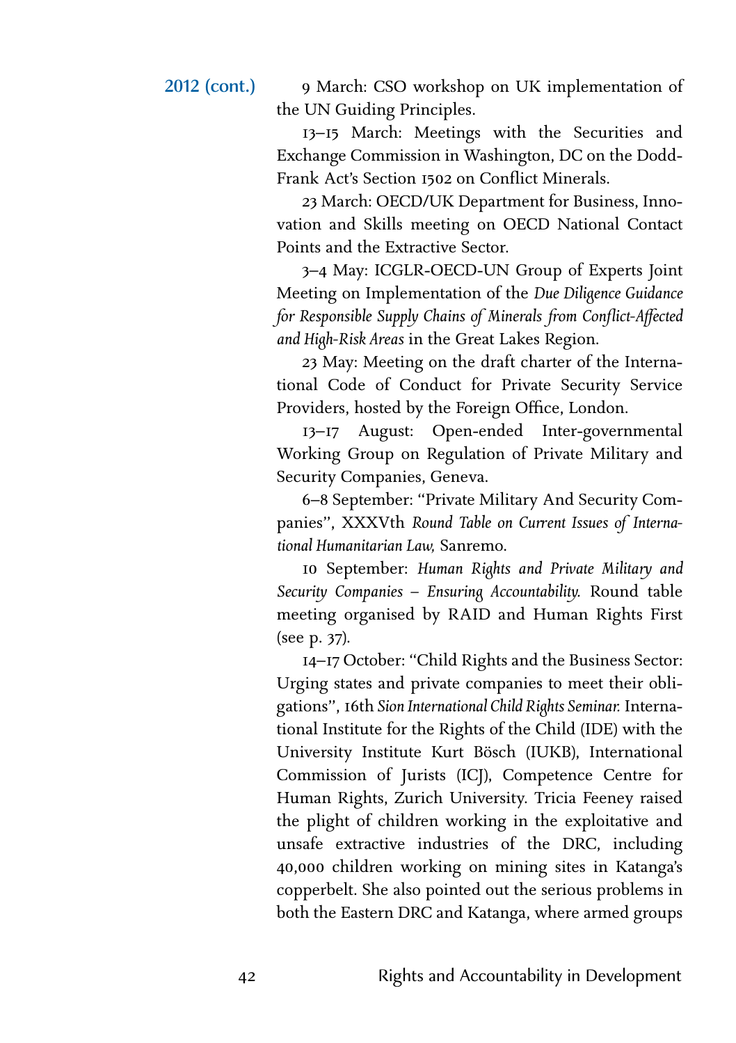**2012 (cont.)**

9 March: CSO workshop on UK implementation of the UN Guiding Principles.

13–15 March: Meetings with the Securities and Exchange Commission in Washington, DC on the Dodd-Frank Act's Section 1502 on Conflict Minerals.

23 March: OECD/UK Department for Business, Innovation and Skills meeting on OECD National Contact Points and the Extractive Sector.

3–4 May: ICGLR-OECD-UN Group of Experts Joint Meeting on Implementation of the *Due Diligence Guidance for Responsible Supply Chains of Minerals from Conflict-Affected and High-Risk Areas* in the Great Lakes Region.

23 May: Meeting on the draft charter of the International Code of Conduct for Private Security Service Providers, hosted by the Foreign Office, London.

13–17 August: Open-ended Inter-governmental Working Group on Regulation of Private Military and Security Companies, Geneva.

6–8 September: "Private Military And Security Companies", XXXVth *Round Table on Current Issues of International Humanitarian Law,* Sanremo.

10 September: *Human Rights and Private Military and Security Companies – Ensuring Accountability.* Round table meeting organised by RAID and Human Rights First (see p. 37).

14–17 October: "Child Rights and the Business Sector: Urging states and private companies to meet their obligations", 16th *Sion International Child Rights Seminar.* International Institute for the Rights of the Child (IDE) with the University Institute Kurt Bösch (IUKB), International Commission of Jurists (ICJ), Competence Centre for Human Rights, Zurich University. Tricia Feeney raised the plight of children working in the exploitative and unsafe extractive industries of the DRC, including 40,000 children working on mining sites in Katanga's copperbelt. She also pointed out the serious problems in both the Eastern DRC and Katanga, where armed groups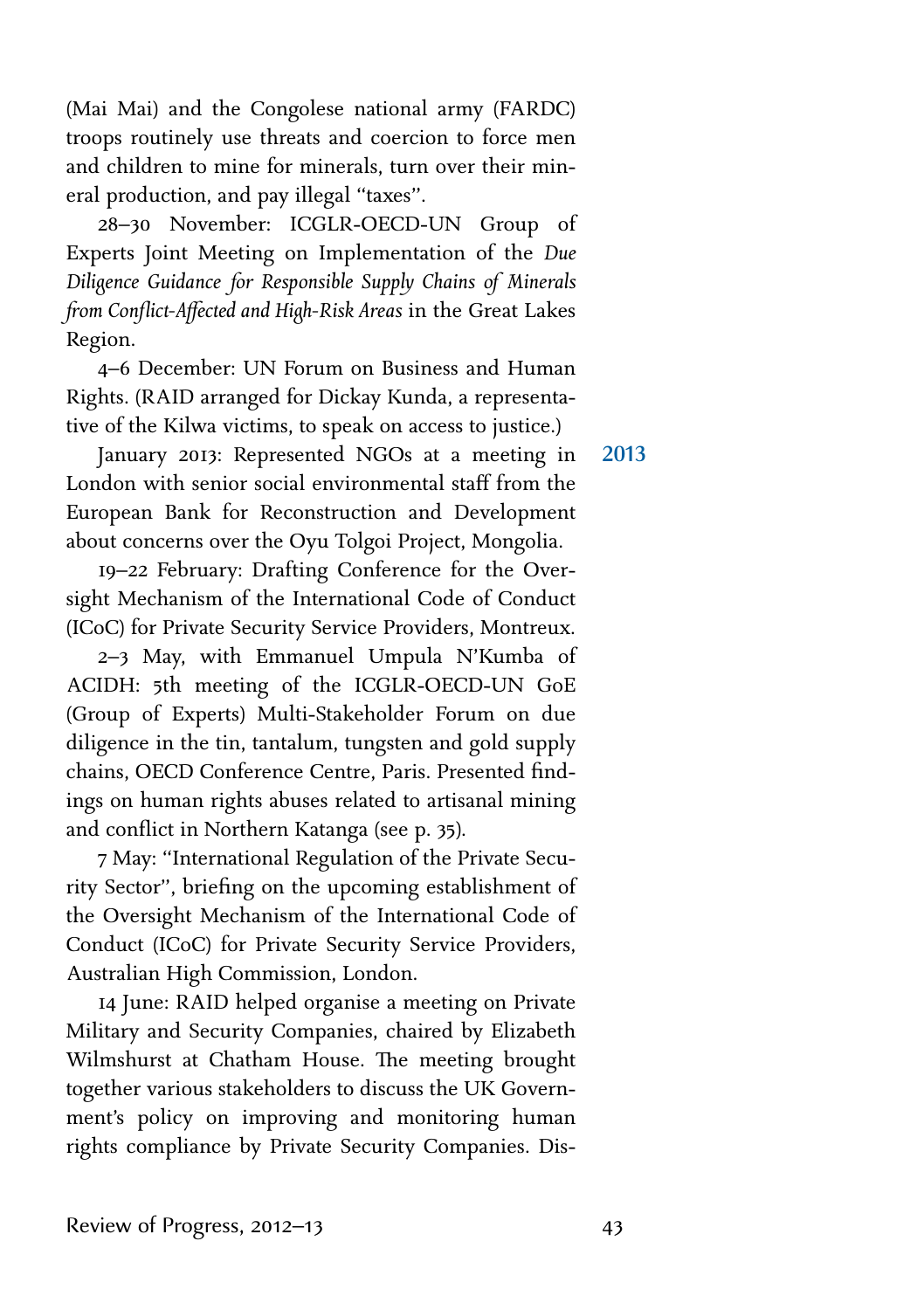(Mai Mai) and the Congolese national army (FARDC) troops routinely use threats and coercion to force men and children to mine for minerals, turn over their mineral production, and pay illegal "taxes".

28–30 November: ICGLR-OECD-UN Group of Experts Joint Meeting on Implementation of the *Due Diligence Guidance for Responsible Supply Chains of Minerals from Conflict-Affected and High-Risk Areas* in the Great Lakes Region.

4–6 December: UN Forum on Business and Human Rights. (RAID arranged for Dickay Kunda, a representative of the Kilwa victims, to speak on access to justice.)

**2013**

January 2013: Represented NGOs at a meeting in London with senior social environmental staff from the European Bank for Reconstruction and Development about concerns over the Oyu Tolgoi Project, Mongolia.

19–22 February: Drafting Conference for the Oversight Mechanism of the International Code of Conduct (ICoC) for Private Security Service Providers, Montreux.

2–3 May, with Emmanuel Umpula N'Kumba of ACIDH: 5th meeting of the ICGLR-OECD-UN GoE (Group of Experts) Multi-Stakeholder Forum on due diligence in the tin, tantalum, tungsten and gold supply chains, OECD Conference Centre, Paris. Presented findings on human rights abuses related to artisanal mining and conflict in Northern Katanga (see p. 35).

7 May: "International Regulation of the Private Security Sector", briefing on the upcoming establishment of the Oversight Mechanism of the International Code of Conduct (ICoC) for Private Security Service Providers, Australian High Commission, London.

14 June: RAID helped organise a meeting on Private Military and Security Companies, chaired by Elizabeth Wilmshurst at Chatham House. The meeting brought together various stakeholders to discuss the UK Government's policy on improving and monitoring human rights compliance by Private Security Companies. Dis-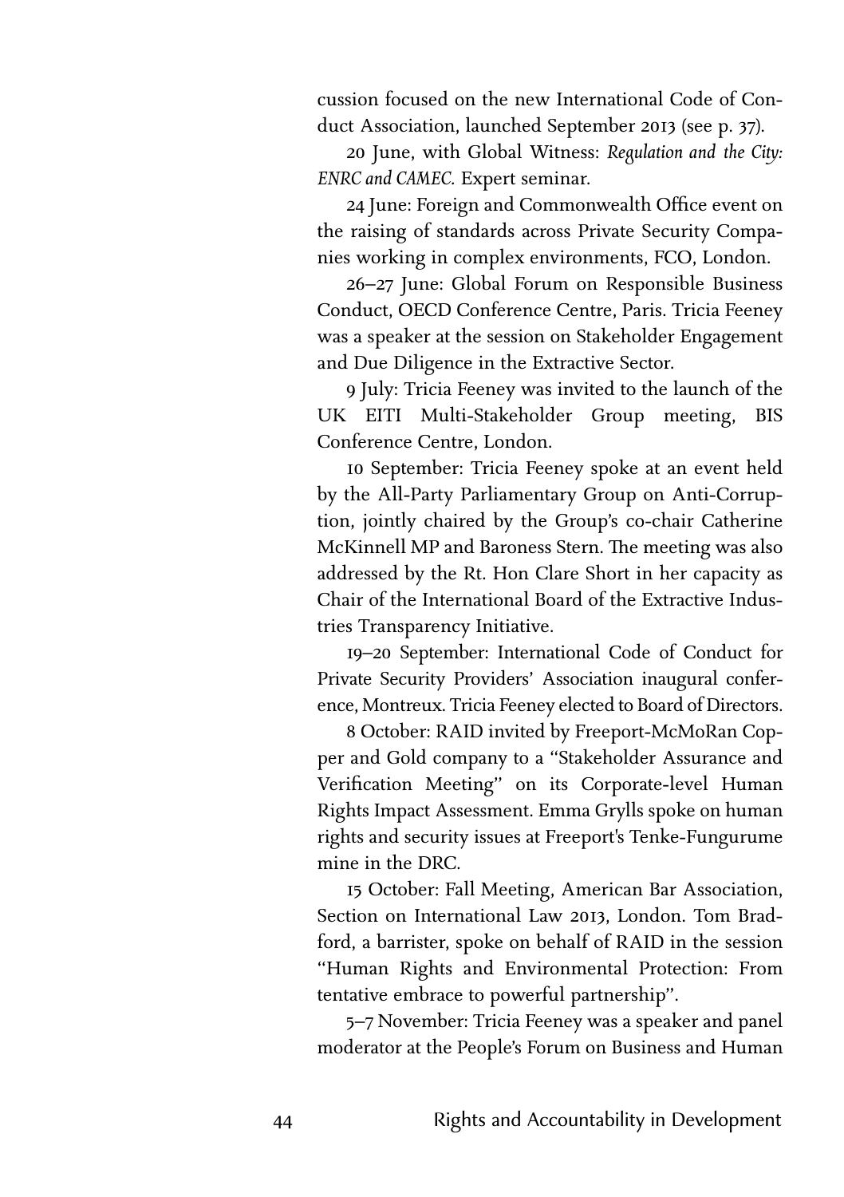cussion focused on the new International Code of Conduct Association, launched September 2013 (see p. 37).

20 June, with Global Witness: *Regulation and the City: ENRC and CAMEC.* Expert seminar.

24 June: Foreign and Commonwealth Office event on the raising of standards across Private Security Companies working in complex environments, FCO, London.

26–27 June: Global Forum on Responsible Business Conduct, OECD Conference Centre, Paris. Tricia Feeney was a speaker at the session on Stakeholder Engagement and Due Diligence in the Extractive Sector.

9 July: Tricia Feeney was invited to the launch of the UK EITI Multi-Stakeholder Group meeting, BIS Conference Centre, London.

10 September: Tricia Feeney spoke at an event held by the All-Party Parliamentary Group on Anti-Corruption, jointly chaired by the Group's co-chair Catherine McKinnell MP and Baroness Stern. The meeting was also addressed by the Rt. Hon Clare Short in her capacity as Chair of the International Board of the Extractive Industries Transparency Initiative.

19–20 September: International Code of Conduct for Private Security Providers' Association inaugural conference, Montreux. Tricia Feeney elected to Board of Directors.

8 October: RAID invited by Freeport-McMoRan Copper and Gold company to a "Stakeholder Assurance and Verification Meeting" on its Corporate-level Human Rights Impact Assessment. Emma Grylls spoke on human rights and security issues at Freeport's Tenke-Fungurume mine in the DRC.

15 October: Fall Meeting, American Bar Association, Section on International Law 2013, London. Tom Bradford, a barrister, spoke on behalf of RAID in the session "Human Rights and Environmental Protection: From tentative embrace to powerful partnership".

5–7 November: Tricia Feeney was a speaker and panel moderator at the People's Forum on Business and Human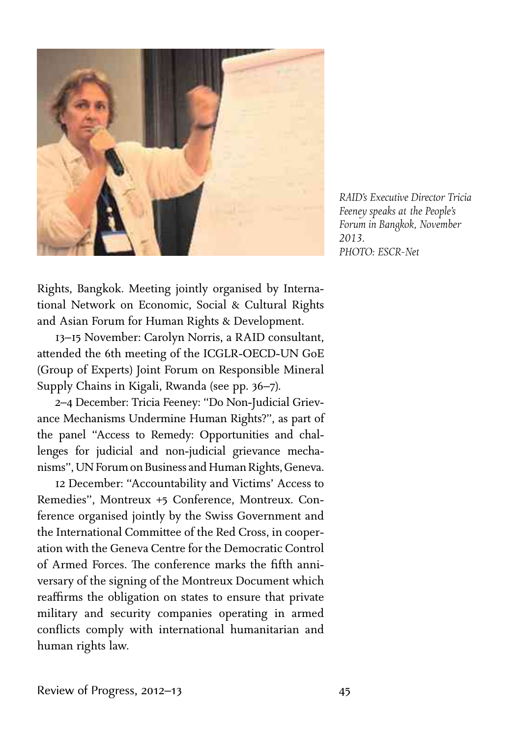*RAID's Executive Director Tricia Feeney speaks at the People's Forum in Bangkok, November 2013.*
*PHOTO: ESCR-Net*

Rights, Bangkok. Meeting jointly organised by International Network on Economic, Social & Cultural Rights and Asian Forum for Human Rights & Development.

13–15 November: Carolyn Norris, a RAID consultant, attended the 6th meeting of the ICGLR-OECD-UN GoE (Group of Experts) Joint Forum on Responsible Mineral Supply Chains in Kigali, Rwanda (see pp. 36–7).

2–4 December: Tricia Feeney: "Do Non-Judicial Grievance Mechanisms Undermine Human Rights?", as part of the panel "Access to Remedy: Opportunities and challenges for judicial and non-judicial grievance mechanisms", UN Forum on Business and Human Rights, Geneva.

12 December: "Accountability and Victims' Access to Remedies", Montreux +5 Conference, Montreux. Conference organised jointly by the Swiss Government and the International Committee of the Red Cross, in cooperation with the Geneva Centre for the Democratic Control of Armed Forces. The conference marks the fifth anniversary of the signing of the Montreux Document which reaffirms the obligation on states to ensure that private military and security companies operating in armed conflicts comply with international humanitarian and human rights law.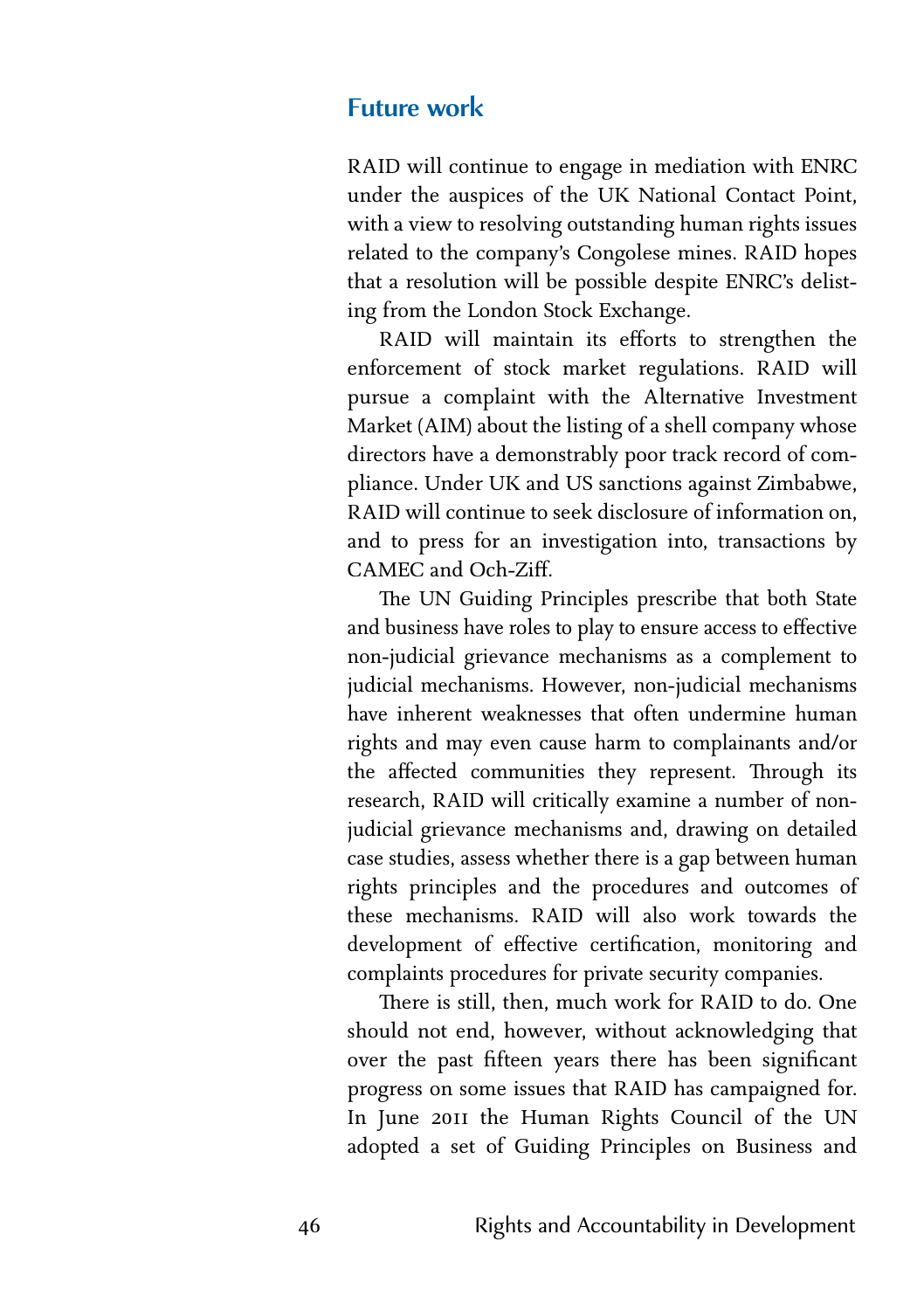## Future work

RAID will continue to engage in mediation with ENRC under the auspices of the UK National Contact Point, with a view to resolving outstanding human rights issues related to the company's Congolese mines. RAID hopes that a resolution will be possible despite ENRC's delisting from the London Stock Exchange.

RAID will maintain its efforts to strengthen the enforcement of stock market regulations. RAID will pursue a complaint with the Alternative Investment Market (AIM) about the listing of a shell company whose directors have a demonstrably poor track record of compliance. Under UK and US sanctions against Zimbabwe, RAID will continue to seek disclosure of information on, and to press for an investigation into, transactions by CAMEC and Och-Ziff.

The UN Guiding Principles prescribe that both State and business have roles to play to ensure access to effective non-judicial grievance mechanisms as a complement to judicial mechanisms. However, non-judicial mechanisms have inherent weaknesses that often undermine human rights and may even cause harm to complainants and/or the affected communities they represent. Through its research, RAID will critically examine a number of non-judicial grievance mechanisms and, drawing on detailed case studies, assess whether there is a gap between human rights principles and the procedures and outcomes of these mechanisms. RAID will also work towards the development of effective certification, monitoring and complaints procedures for private security companies.

There is still, then, much work for RAID to do. One should not end, however, without acknowledging that over the past fifteen years there has been significant progress on some issues that RAID has campaigned for. In June 2011 the Human Rights Council of the UN adopted a set of Guiding Principles on Business and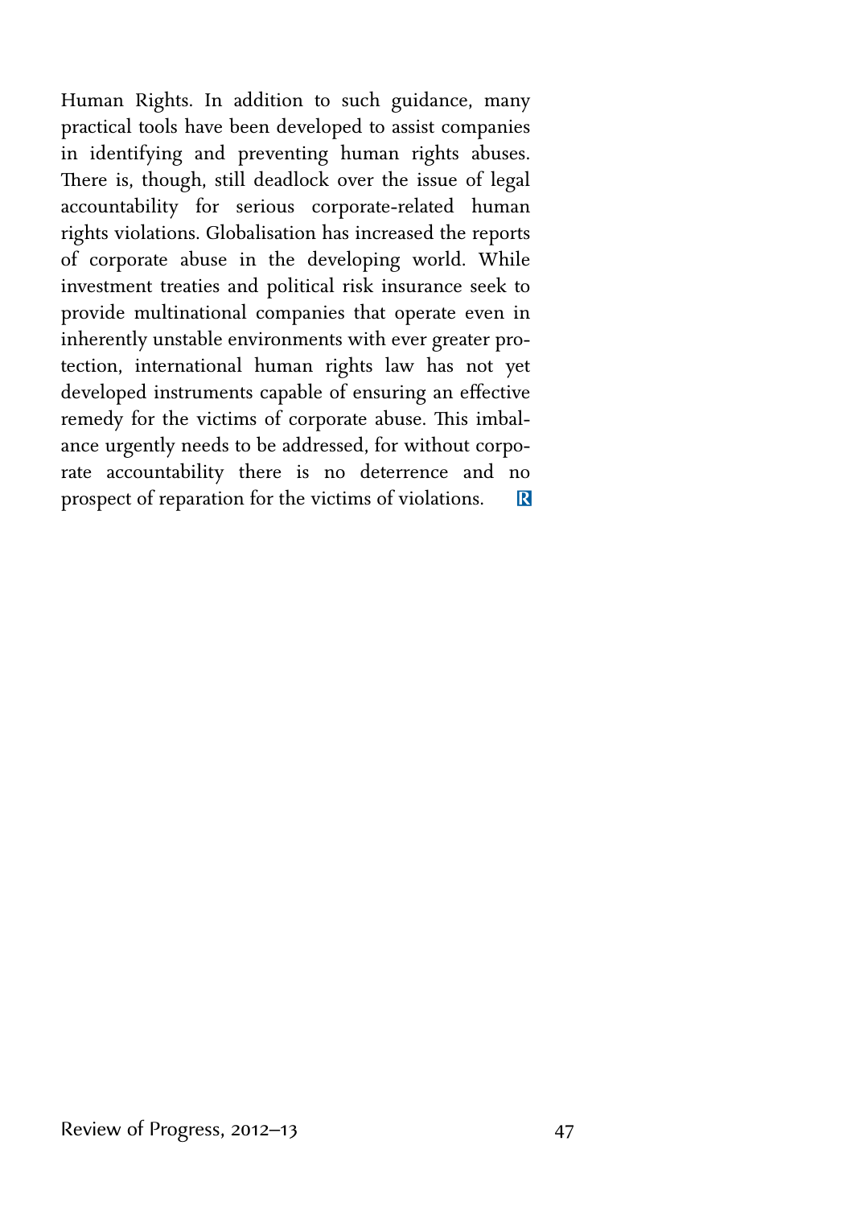Human Rights. In addition to such guidance, many practical tools have been developed to assist companies in identifying and preventing human rights abuses. There is, though, still deadlock over the issue of legal accountability for serious corporate-related human rights violations. Globalisation has increased the reports of corporate abuse in the developing world. While investment treaties and political risk insurance seek to provide multinational companies that operate even in inherently unstable environments with ever greater protection, international human rights law has not yet developed instruments capable of ensuring an effective remedy for the victims of corporate abuse. This imbalance urgently needs to be addressed, for without corporate accountability there is no deterrence and no prospect of reparation for the victims of violations.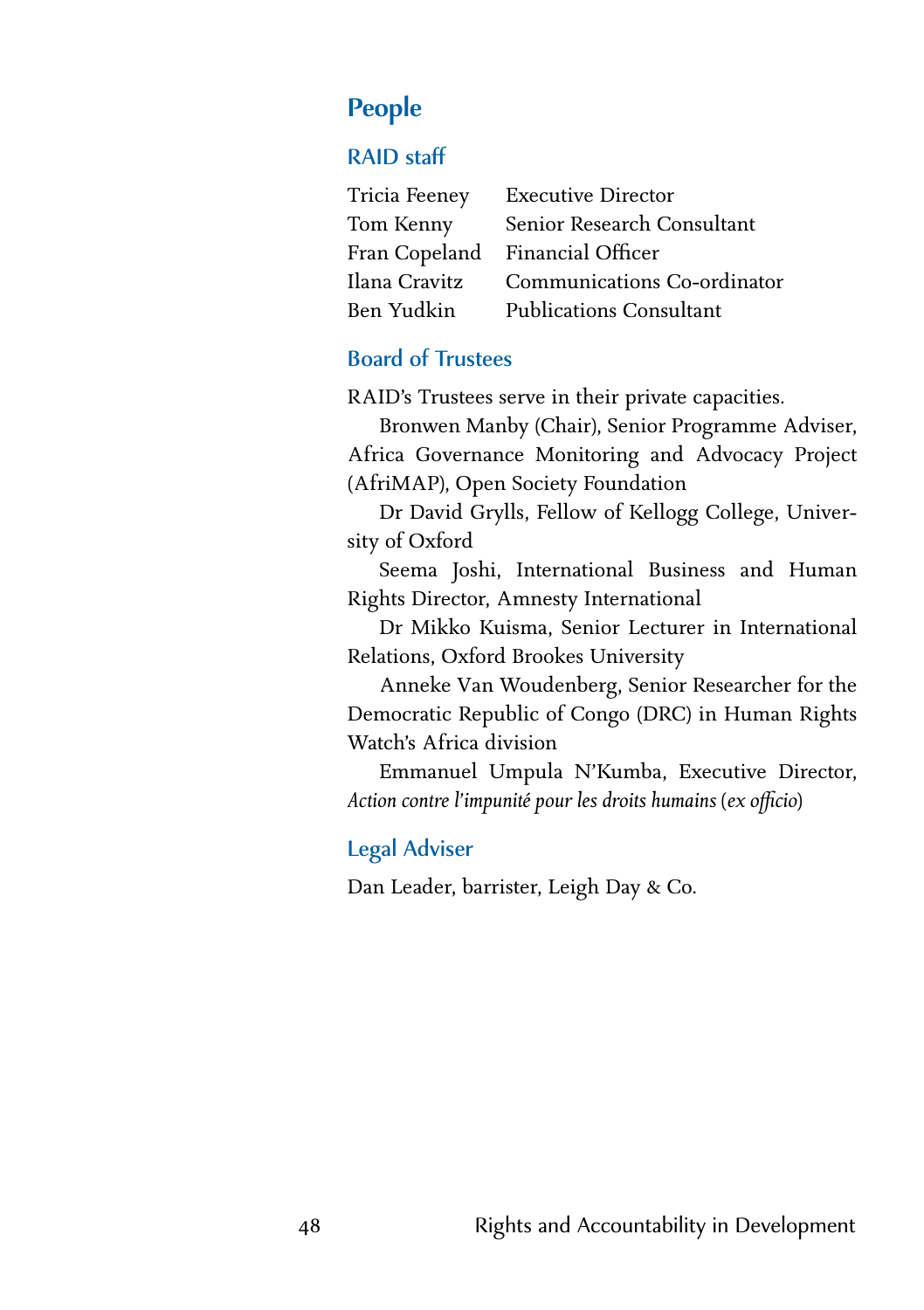# People

## RAID staff

| | |
|---|---|
| Tricia Feeney | Executive Director |
| Tom Kenny | Senior Research Consultant |
| Fran Copeland | Financial Officer |
| Ilana Cravitz | Communications Co-ordinator |
| Ben Yudkin | Publications Consultant |

## Board of Trustees

RAID's Trustees serve in their private capacities.

Bronwen Manby (Chair), Senior Programme Adviser, Africa Governance Monitoring and Advocacy Project (AfriMAP), Open Society Foundation

Dr David Grylls, Fellow of Kellogg College, University of Oxford

Seema Joshi, International Business and Human Rights Director, Amnesty International

Dr Mikko Kuisma, Senior Lecturer in International Relations, Oxford Brookes University

Anneke Van Woudenberg, Senior Researcher for the Democratic Republic of Congo (DRC) in Human Rights Watch's Africa division

Emmanuel Umpula N'Kumba, Executive Director, *Action contre l'impunité pour les droits humains* (*ex officio*)

## Legal Adviser

Dan Leader, barrister, Leigh Day & Co.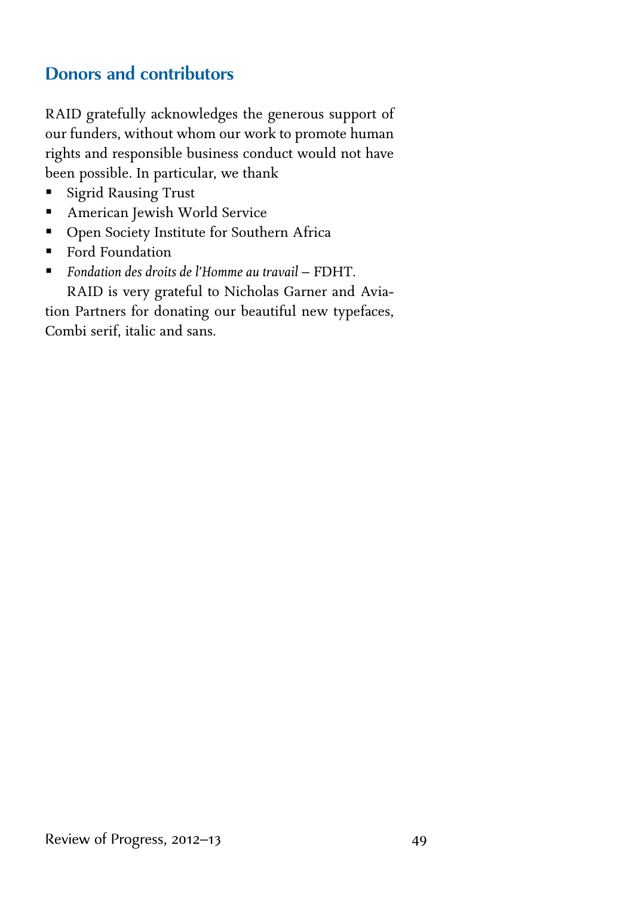## Donors and contributors

RAID gratefully acknowledges the generous support of our funders, without whom our work to promote human rights and responsible business conduct would not have been possible. In particular, we thank

- Sigrid Rausing Trust
- American Jewish World Service
- Open Society Institute for Southern Africa
- Ford Foundation
- *Fondation des droits de l'Homme au travail* – FDHT.

RAID is very grateful to Nicholas Garner and Aviation Partners for donating our beautiful new typefaces, Combi serif, italic and sans.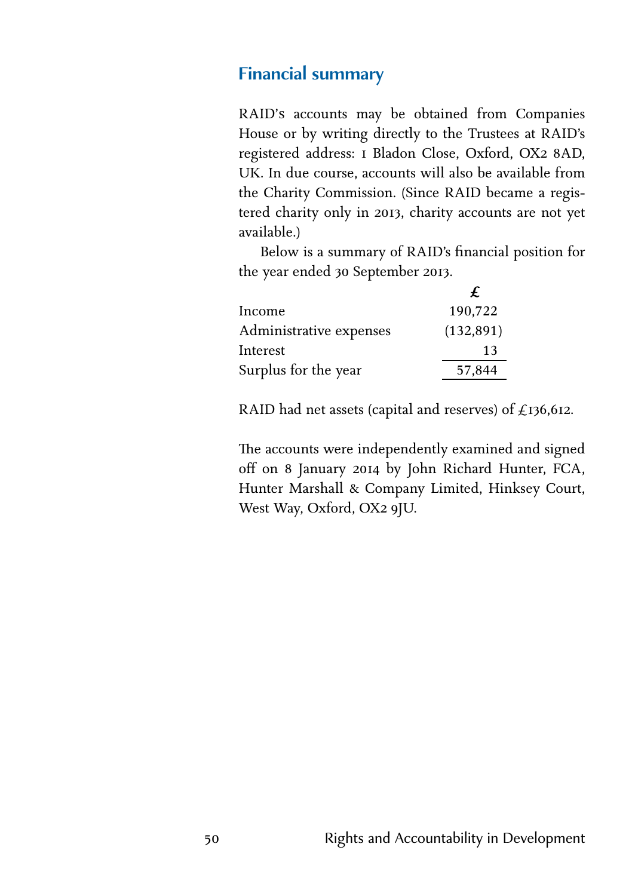## Financial summary

RAID's accounts may be obtained from Companies House or by writing directly to the Trustees at RAID's registered address: 1 Bladon Close, Oxford, OX2 8AD, UK. In due course, accounts will also be available from the Charity Commission. (Since RAID became a registered charity only in 2013, charity accounts are not yet available.)

Below is a summary of RAID's financial position for the year ended 30 September 2013.

| | £ |
|---|---|
| Income | 190,722 |
| Administrative expenses | (132,891) |
| Interest | 13 |
| Surplus for the year | 57,844 |

RAID had net assets (capital and reserves) of £136,612.

The accounts were independently examined and signed off on 8 January 2014 by John Richard Hunter, FCA, Hunter Marshall & Company Limited, Hinksey Court, West Way, Oxford, OX2 9JU.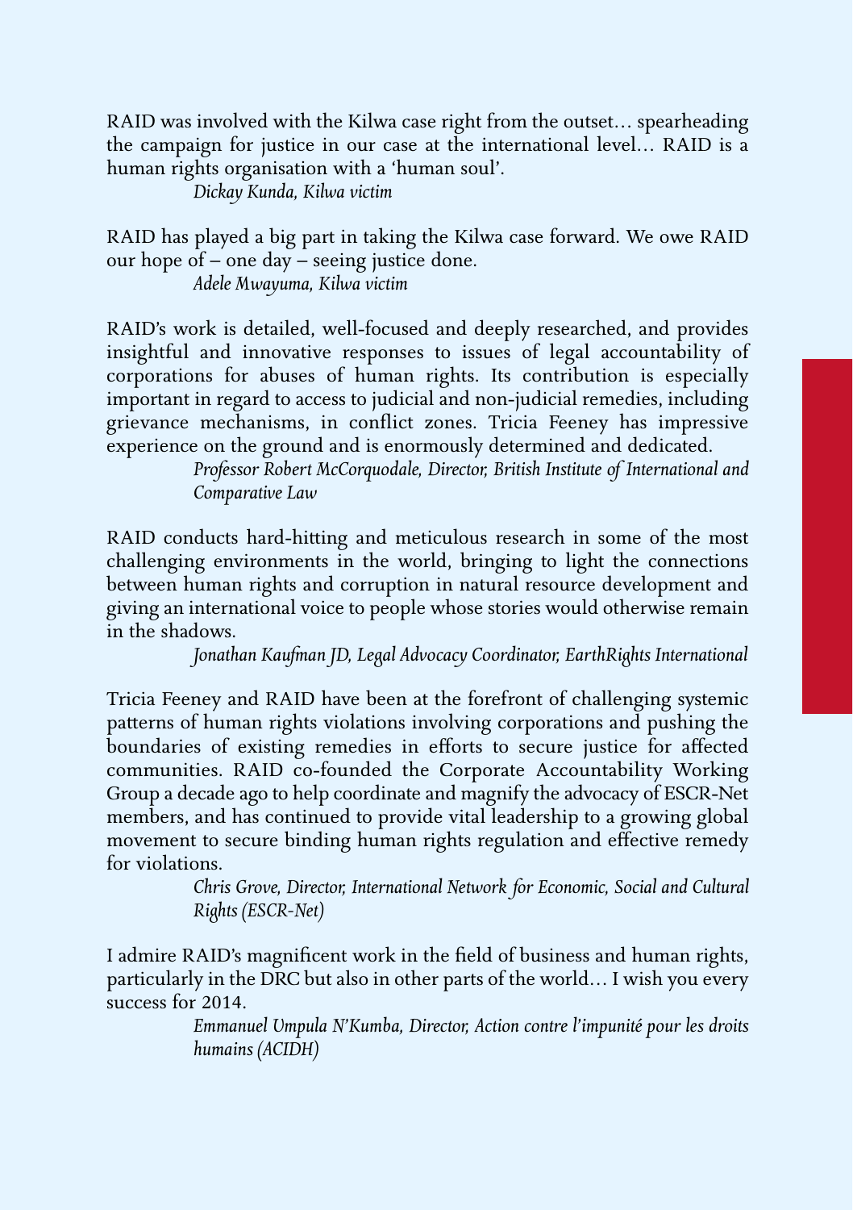RAID was involved with the Kilwa case right from the outset… spearheading the campaign for justice in our case at the international level… RAID is a human rights organisation with a 'human soul'.

*Dickay Kunda, Kilwa victim*

RAID has played a big part in taking the Kilwa case forward. We owe RAID our hope of – one day – seeing justice done.

*Adele Mwayuma, Kilwa victim*

RAID's work is detailed, well-focused and deeply researched, and provides insightful and innovative responses to issues of legal accountability of corporations for abuses of human rights. Its contribution is especially important in regard to access to judicial and non-judicial remedies, including grievance mechanisms, in conflict zones. Tricia Feeney has impressive experience on the ground and is enormously determined and dedicated.

*Professor Robert McCorquodale, Director, British Institute of International and Comparative Law*

RAID conducts hard-hitting and meticulous research in some of the most challenging environments in the world, bringing to light the connections between human rights and corruption in natural resource development and giving an international voice to people whose stories would otherwise remain in the shadows.

*Jonathan Kaufman JD, Legal Advocacy Coordinator, EarthRights International*

Tricia Feeney and RAID have been at the forefront of challenging systemic patterns of human rights violations involving corporations and pushing the boundaries of existing remedies in efforts to secure justice for affected communities. RAID co-founded the Corporate Accountability Working Group a decade ago to help coordinate and magnify the advocacy of ESCR-Net members, and has continued to provide vital leadership to a growing global movement to secure binding human rights regulation and effective remedy for violations.

*Chris Grove, Director, International Network for Economic, Social and Cultural Rights (ESCR-Net)*

I admire RAID's magnificent work in the field of business and human rights, particularly in the DRC but also in other parts of the world… I wish you every success for 2014.

*Emmanuel Umpula N'Kumba, Director, Action contre l'impunité pour les droits humains (ACIDH)*